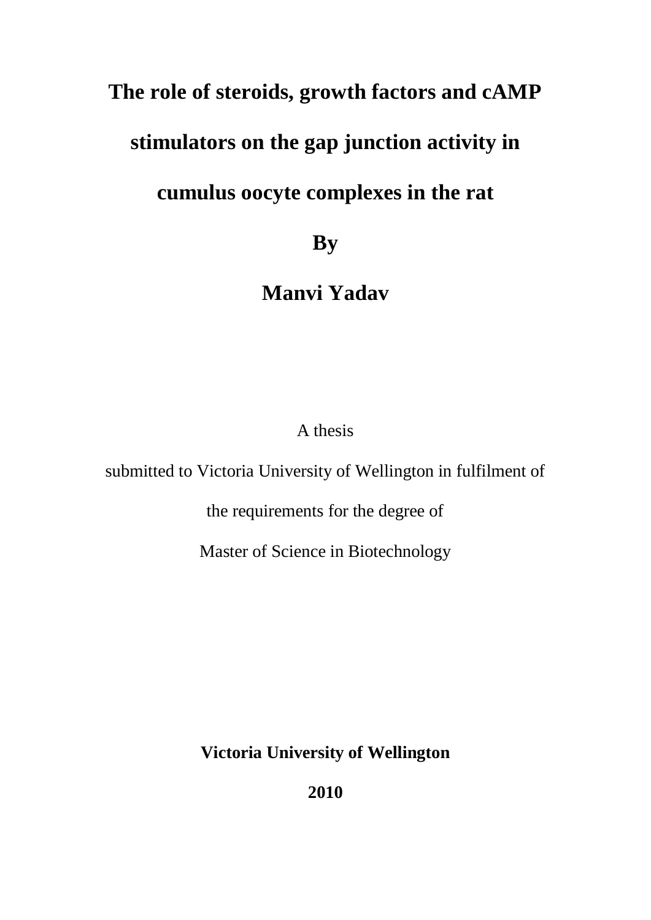# The role of steroids, growth factors and cAMP stimulators on the gap junction activity in cumulus oocyte complexes in the rat

**By**

**Manvi Yadav**

A thesis

submitted to Victoria University of Wellington in fulfilment of

the requirements for the degree of

Master of Science in Biotechnology

**Victoria University of Wellington**

**2010**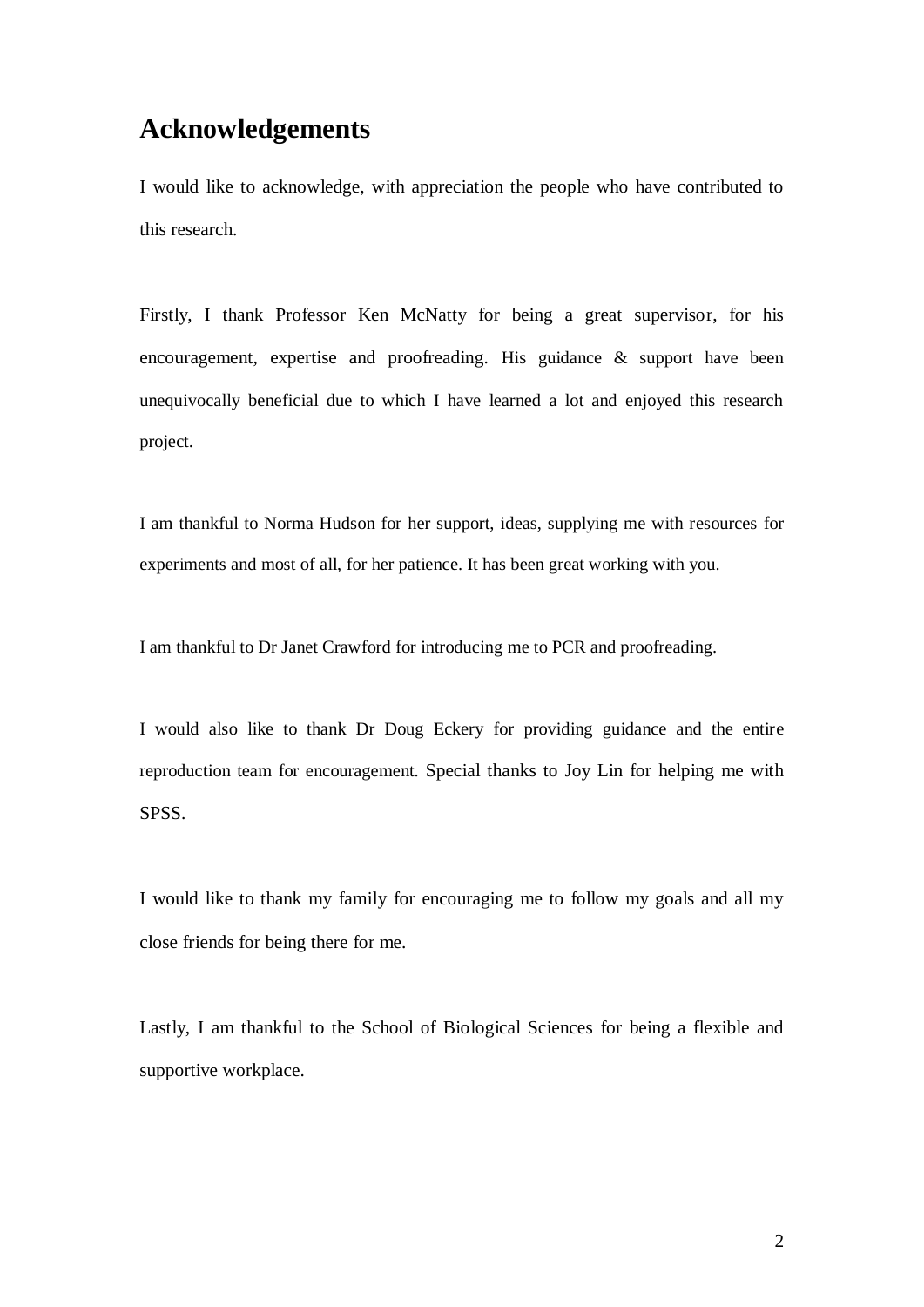# Acknowledgements

I would like to acknowledge, with appreciation the people who have contributed to this research.

Firstly, I thank Professor Ken McNatty for being a great supervisor, for his encouragement, expertise and proofreading. His guidance & support have been unequivocally beneficial due to which I have learned a lot and enjoyed this research project.

I am thankful to Norma Hudson for her support, ideas, supplying me with resources for experiments and most of all, for her patience. It has been great working with you.

I am thankful to Dr Janet Crawford for introducing me to PCR and proofreading.

I would also like to thank Dr Doug Eckery for providing guidance and the entire reproduction team for encouragement. Special thanks to Joy Lin for helping me with SPSS.

I would like to thank my family for encouraging me to follow my goals and all my close friends for being there for me.

Lastly, I am thankful to the School of Biological Sciences for being a flexible and supportive workplace.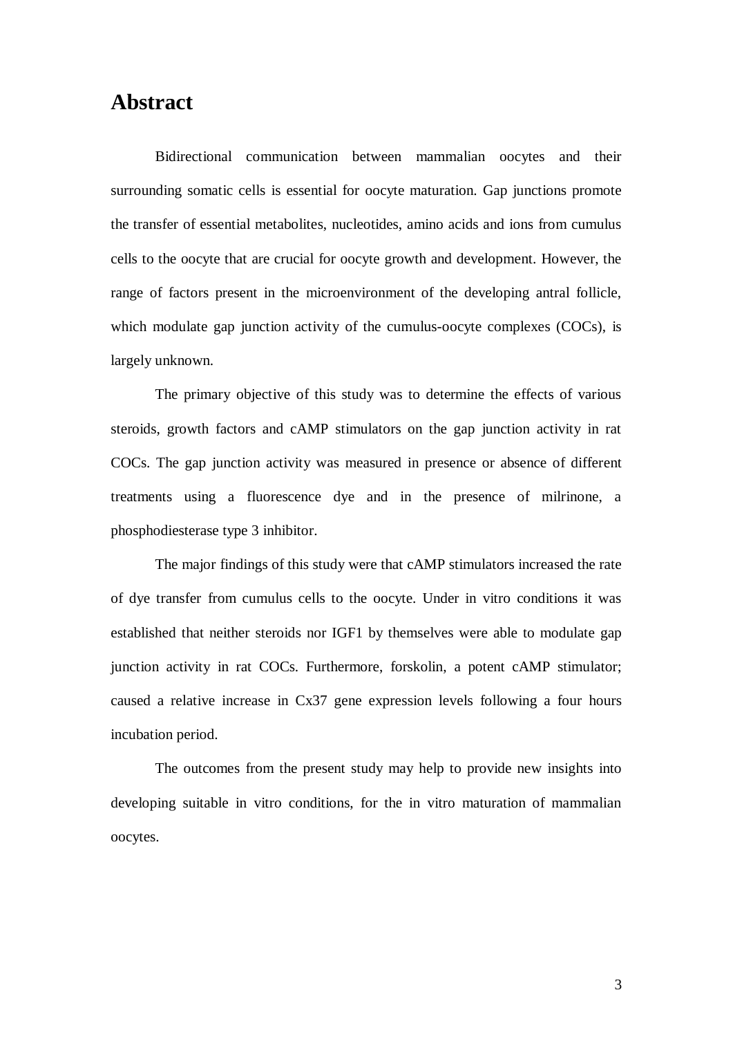# Abstract

Bidirectional communication between mammalian oocytes and their surrounding somatic cells is essential for oocyte maturation. Gap junctions promote the transfer of essential metabolites, nucleotides, amino acids and ions from cumulus cells to the oocyte that are crucial for oocyte growth and development. However, the range of factors present in the microenvironment of the developing antral follicle, which modulate gap junction activity of the cumulus-oocyte complexes (COCs), is largely unknown.

The primary objective of this study was to determine the effects of various steroids, growth factors and cAMP stimulators on the gap junction activity in rat COCs. The gap junction activity was measured in presence or absence of different treatments using a fluorescence dye and in the presence of milrinone, a phosphodiesterase type 3 inhibitor.

The major findings of this study were that cAMP stimulators increased the rate of dye transfer from cumulus cells to the oocyte. Under in vitro conditions it was established that neither steroids nor IGF1 by themselves were able to modulate gap junction activity in rat COCs. Furthermore, forskolin, a potent cAMP stimulator; caused a relative increase in Cx37 gene expression levels following a four hours incubation period.

The outcomes from the present study may help to provide new insights into developing suitable in vitro conditions, for the in vitro maturation of mammalian oocytes.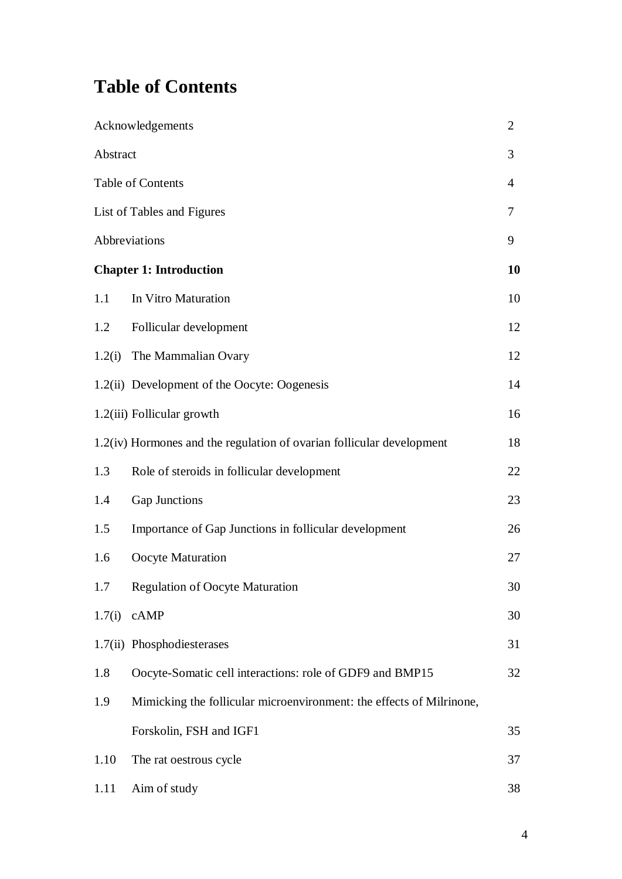# Table of Contents

| | |
|---|---|
| Acknowledgements | 2 |
| Abstract | 3 |
| Table of Contents | 4 |
| List of Tables and Figures | 7 |
| Abbreviations | 9 |
| **Chapter 1: Introduction** | **10** |
| 1.1 In Vitro Maturation | 10 |
| 1.2 Follicular development | 12 |
| 1.2(i) The Mammalian Ovary | 12 |
| 1.2(ii) Development of the Oocyte: Oogenesis | 14 |
| 1.2(iii) Follicular growth | 16 |
| 1.2(iv) Hormones and the regulation of ovarian follicular development | 18 |
| 1.3 Role of steroids in follicular development | 22 |
| 1.4 Gap Junctions | 23 |
| 1.5 Importance of Gap Junctions in follicular development | 26 |
| 1.6 Oocyte Maturation | 27 |
| 1.7 Regulation of Oocyte Maturation | 30 |
| 1.7(i) cAMP | 30 |
| 1.7(ii) Phosphodiesterases | 31 |
| 1.8 Oocyte-Somatic cell interactions: role of GDF9 and BMP15 | 32 |
| 1.9 Mimicking the follicular microenvironment: the effects of Milrinone, Forskolin, FSH and IGF1 | 35 |
| 1.10 The rat oestrous cycle | 37 |
| 1.11 Aim of study | 38 |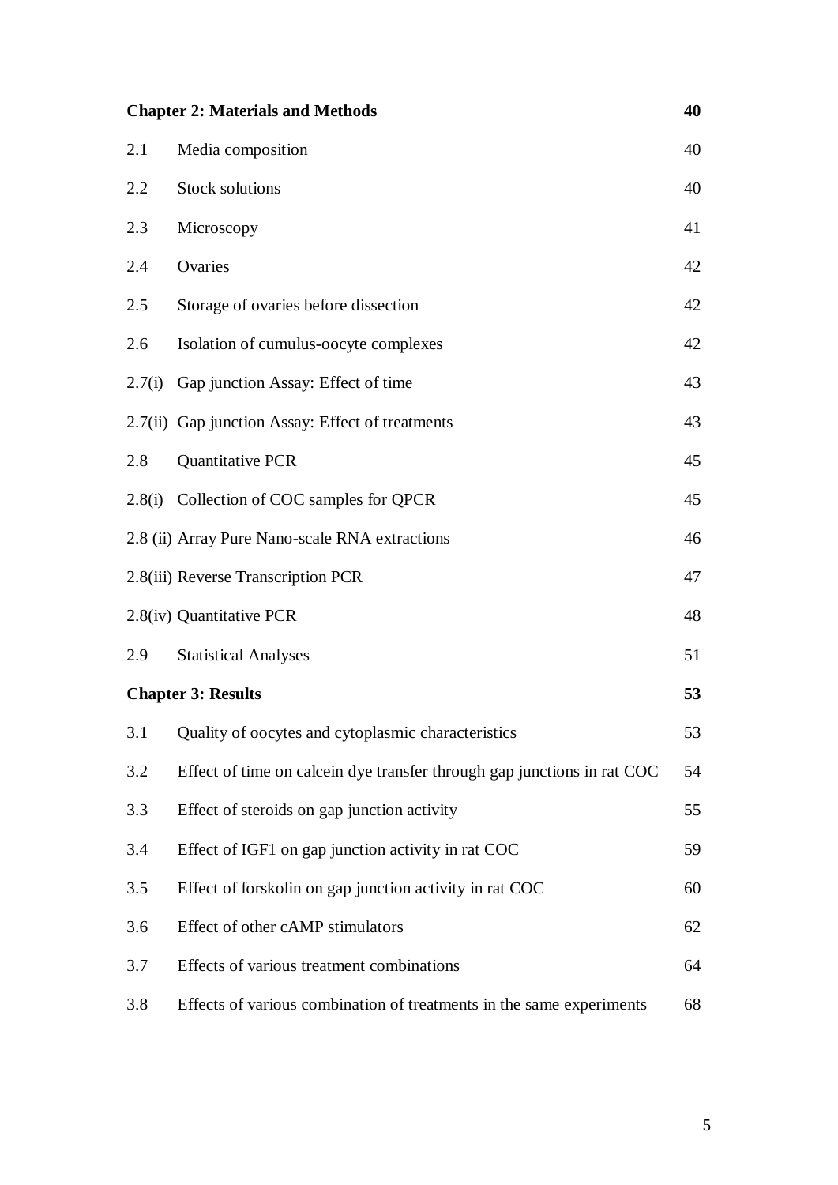| | | |
|---|---|---|
| **Chapter 2: Materials and Methods** | | **40** |
| 2.1 | Media composition | 40 |
| 2.2 | Stock solutions | 40 |
| 2.3 | Microscopy | 41 |
| 2.4 | Ovaries | 42 |
| 2.5 | Storage of ovaries before dissection | 42 |
| 2.6 | Isolation of cumulus-oocyte complexes | 42 |
| 2.7(i) | Gap junction Assay: Effect of time | 43 |
| 2.7(ii) | Gap junction Assay: Effect of treatments | 43 |
| 2.8 | Quantitative PCR | 45 |
| 2.8(i) | Collection of COC samples for QPCR | 45 |
| 2.8 (ii) | Array Pure Nano-scale RNA extractions | 46 |
| 2.8(iii) | Reverse Transcription PCR | 47 |
| 2.8(iv) | Quantitative PCR | 48 |
| 2.9 | Statistical Analyses | 51 |
| **Chapter 3: Results** | | **53** |
| 3.1 | Quality of oocytes and cytoplasmic characteristics | 53 |
| 3.2 | Effect of time on calcein dye transfer through gap junctions in rat COC | 54 |
| 3.3 | Effect of steroids on gap junction activity | 55 |
| 3.4 | Effect of IGF1 on gap junction activity in rat COC | 59 |
| 3.5 | Effect of forskolin on gap junction activity in rat COC | 60 |
| 3.6 | Effect of other cAMP stimulators | 62 |
| 3.7 | Effects of various treatment combinations | 64 |
| 3.8 | Effects of various combination of treatments in the same experiments | 68 |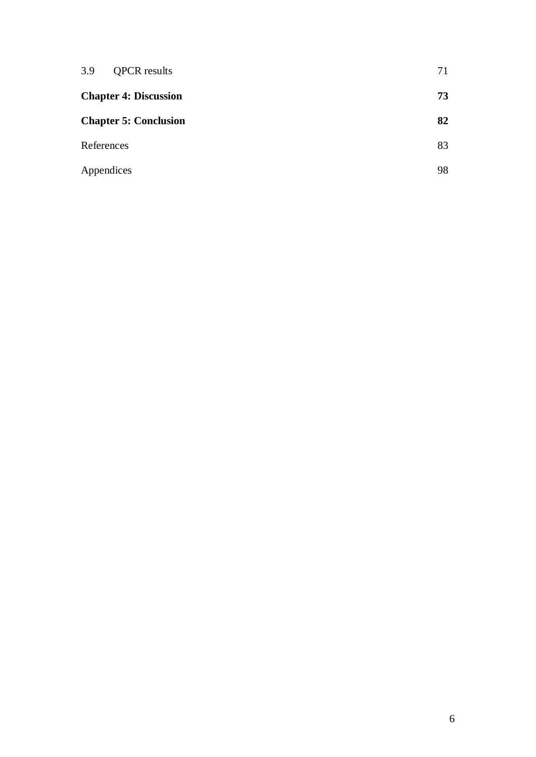| | |
|---|---|
| 3.9 QPCR results | 71 |
| **Chapter 4: Discussion** | **73** |
| **Chapter 5: Conclusion** | **82** |
| References | 83 |
| Appendices | 98 |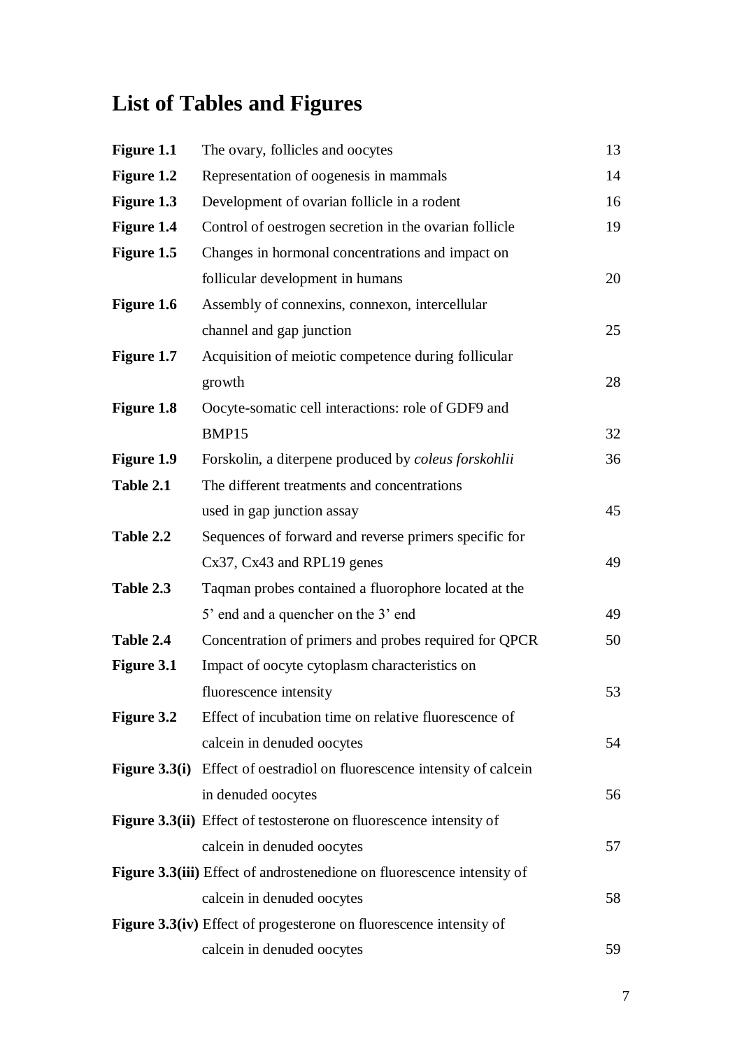# List of Tables and Figures

| | | |
|---|---|---|
| **Figure 1.1** | The ovary, follicles and oocytes | 13 |
| **Figure 1.2** | Representation of oogenesis in mammals | 14 |
| **Figure 1.3** | Development of ovarian follicle in a rodent | 16 |
| **Figure 1.4** | Control of oestrogen secretion in the ovarian follicle | 19 |
| **Figure 1.5** | Changes in hormonal concentrations and impact on follicular development in humans | 20 |
| **Figure 1.6** | Assembly of connexins, connexon, intercellular channel and gap junction | 25 |
| **Figure 1.7** | Acquisition of meiotic competence during follicular growth | 28 |
| **Figure 1.8** | Oocyte-somatic cell interactions: role of GDF9 and BMP15 | 32 |
| **Figure 1.9** | Forskolin, a diterpene produced by *coleus forskohlii* | 36 |
| **Table 2.1** | The different treatments and concentrations used in gap junction assay | 45 |
| **Table 2.2** | Sequences of forward and reverse primers specific for Cx37, Cx43 and RPL19 genes | 49 |
| **Table 2.3** | Taqman probes contained a fluorophore located at the 5' end and a quencher on the 3' end | 49 |
| **Table 2.4** | Concentration of primers and probes required for QPCR | 50 |
| **Figure 3.1** | Impact of oocyte cytoplasm characteristics on fluorescence intensity | 53 |
| **Figure 3.2** | Effect of incubation time on relative fluorescence of calcein in denuded oocytes | 54 |
| **Figure 3.3(i)** | Effect of oestradiol on fluorescence intensity of calcein in denuded oocytes | 56 |
| **Figure 3.3(ii)** | Effect of testosterone on fluorescence intensity of calcein in denuded oocytes | 57 |
| **Figure 3.3(iii)** | Effect of androstenedione on fluorescence intensity of calcein in denuded oocytes | 58 |
| **Figure 3.3(iv)** | Effect of progesterone on fluorescence intensity of calcein in denuded oocytes | 59 |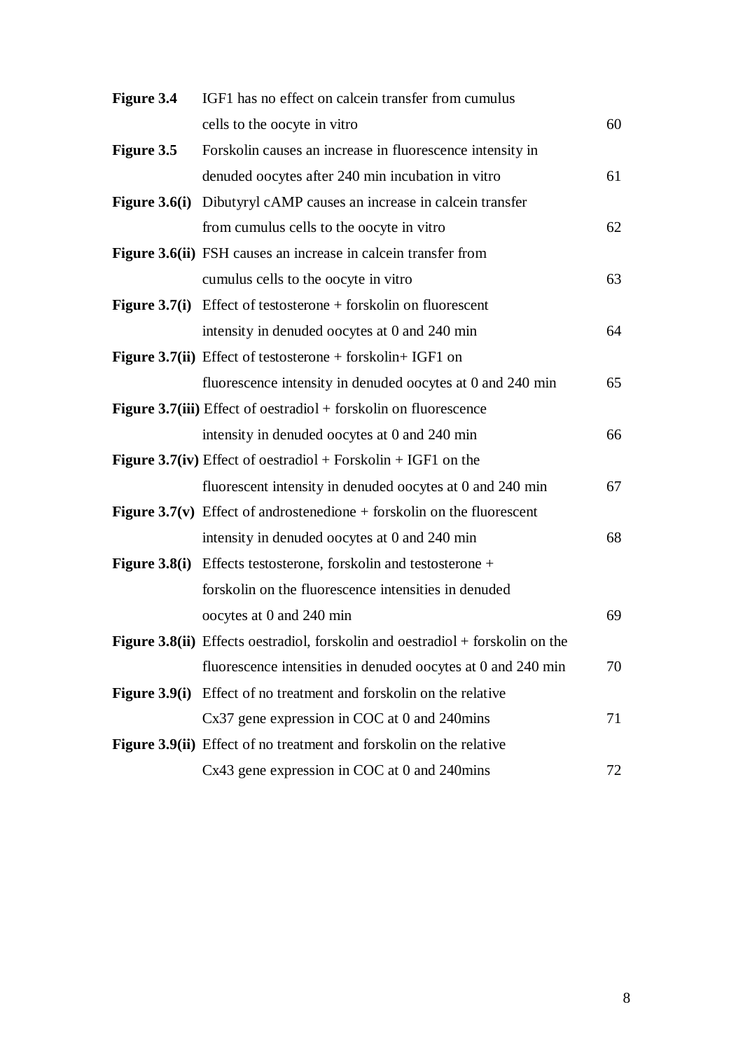| | | |
|---|---|---|
| **Figure 3.4** | IGF1 has no effect on calcein transfer from cumulus cells to the oocyte in vitro | 60 |
| **Figure 3.5** | Forskolin causes an increase in fluorescence intensity in denuded oocytes after 240 min incubation in vitro | 61 |
| **Figure 3.6(i)** | Dibutyryl cAMP causes an increase in calcein transfer from cumulus cells to the oocyte in vitro | 62 |
| **Figure 3.6(ii)** | FSH causes an increase in calcein transfer from cumulus cells to the oocyte in vitro | 63 |
| **Figure 3.7(i)** | Effect of testosterone + forskolin on fluorescent intensity in denuded oocytes at 0 and 240 min | 64 |
| **Figure 3.7(ii)** | Effect of testosterone + forskolin+ IGF1 on fluorescence intensity in denuded oocytes at 0 and 240 min | 65 |
| **Figure 3.7(iii)** | Effect of oestradiol + forskolin on fluorescence intensity in denuded oocytes at 0 and 240 min | 66 |
| **Figure 3.7(iv)** | Effect of oestradiol + Forskolin + IGF1 on the fluorescent intensity in denuded oocytes at 0 and 240 min | 67 |
| **Figure 3.7(v)** | Effect of androstenedione + forskolin on the fluorescent intensity in denuded oocytes at 0 and 240 min | 68 |
| **Figure 3.8(i)** | Effects testosterone, forskolin and testosterone + forskolin on the fluorescence intensities in denuded oocytes at 0 and 240 min | 69 |
| **Figure 3.8(ii)** | Effects oestradiol, forskolin and oestradiol + forskolin on the fluorescence intensities in denuded oocytes at 0 and 240 min | 70 |
| **Figure 3.9(i)** | Effect of no treatment and forskolin on the relative Cx37 gene expression in COC at 0 and 240mins | 71 |
| **Figure 3.9(ii)** | Effect of no treatment and forskolin on the relative Cx43 gene expression in COC at 0 and 240mins | 72 |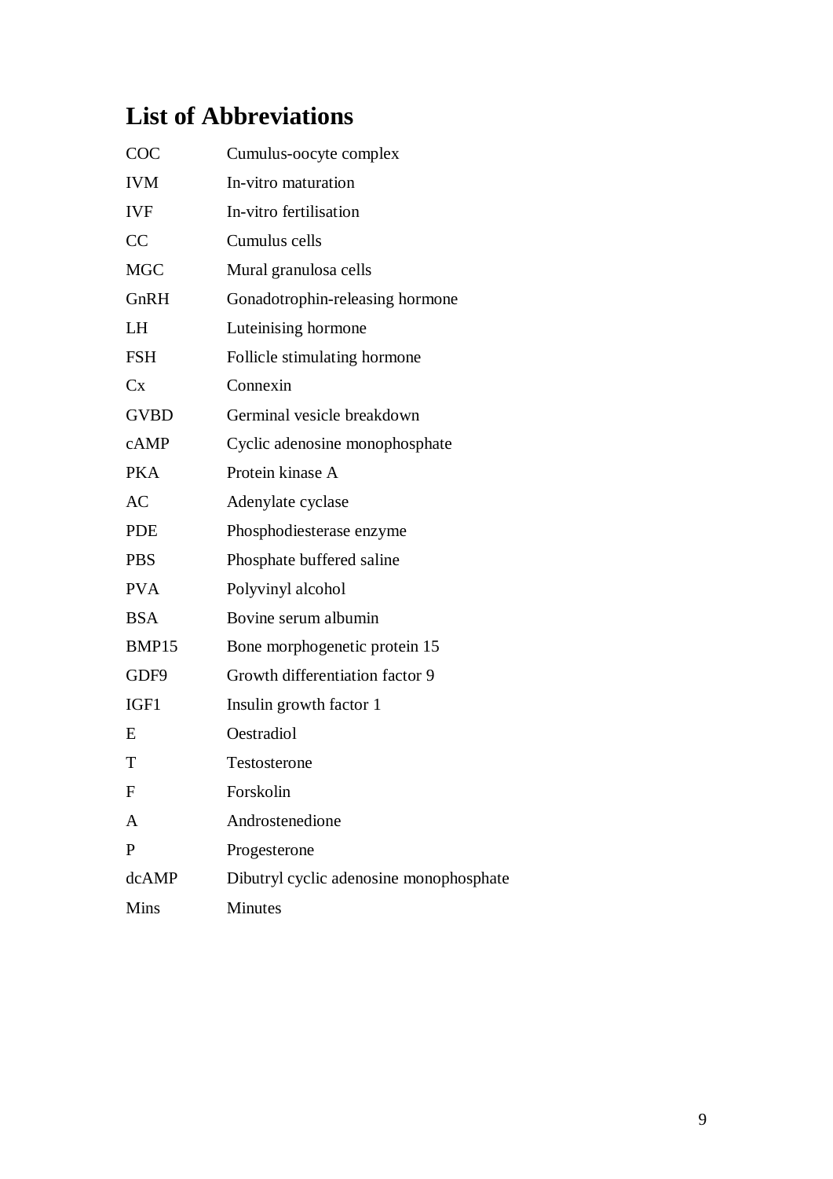# List of Abbreviations

| | |
|---|---|
| COC | Cumulus-oocyte complex |
| IVM | In-vitro maturation |
| IVF | In-vitro fertilisation |
| CC | Cumulus cells |
| MGC | Mural granulosa cells |
| GnRH | Gonadotrophin-releasing hormone |
| LH | Luteinising hormone |
| FSH | Follicle stimulating hormone |
| Cx | Connexin |
| GVBD | Germinal vesicle breakdown |
| cAMP | Cyclic adenosine monophosphate |
| PKA | Protein kinase A |
| AC | Adenylate cyclase |
| PDE | Phosphodiesterase enzyme |
| PBS | Phosphate buffered saline |
| PVA | Polyvinyl alcohol |
| BSA | Bovine serum albumin |
| BMP15 | Bone morphogenetic protein 15 |
| GDF9 | Growth differentiation factor 9 |
| IGF1 | Insulin growth factor 1 |
| E | Oestradiol |
| T | Testosterone |
| F | Forskolin |
| A | Androstenedione |
| P | Progesterone |
| dcAMP | Dibutryl cyclic adenosine monophosphate |
| Mins | Minutes |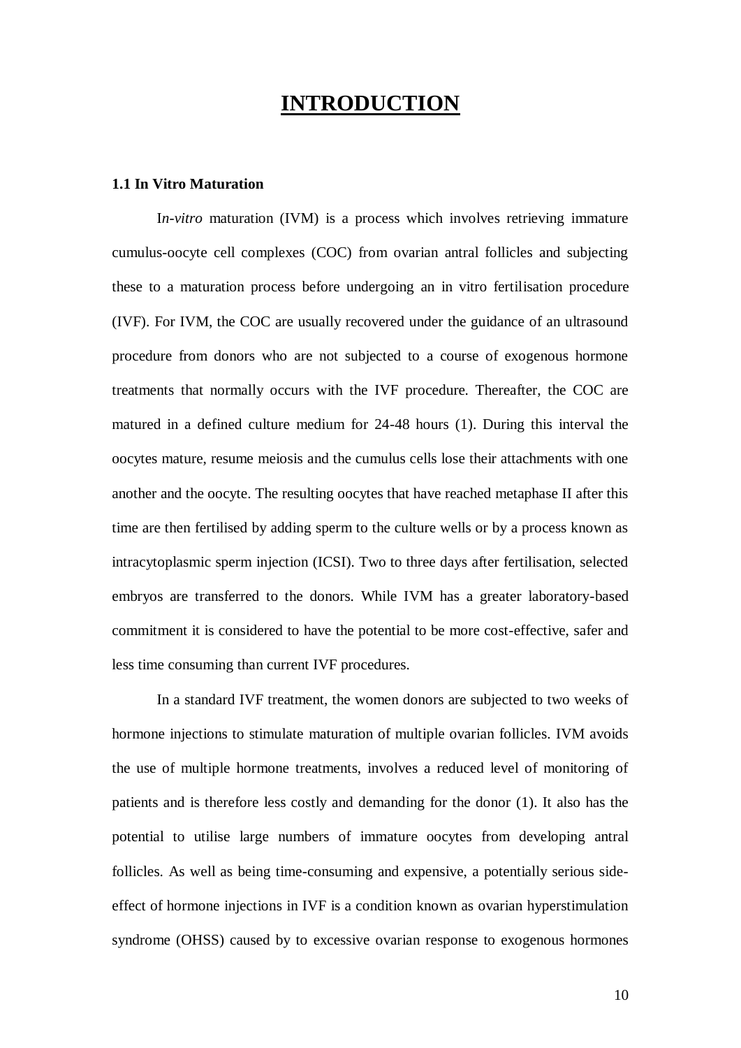# INTRODUCTION

### 1.1 In Vitro Maturation

I*n-vitro* maturation (IVM) is a process which involves retrieving immature cumulus-oocyte cell complexes (COC) from ovarian antral follicles and subjecting these to a maturation process before undergoing an in vitro fertilisation procedure (IVF). For IVM, the COC are usually recovered under the guidance of an ultrasound procedure from donors who are not subjected to a course of exogenous hormone treatments that normally occurs with the IVF procedure. Thereafter, the COC are matured in a defined culture medium for 24-48 hours (1). During this interval the oocytes mature, resume meiosis and the cumulus cells lose their attachments with one another and the oocyte. The resulting oocytes that have reached metaphase II after this time are then fertilised by adding sperm to the culture wells or by a process known as intracytoplasmic sperm injection (ICSI). Two to three days after fertilisation, selected embryos are transferred to the donors. While IVM has a greater laboratory-based commitment it is considered to have the potential to be more cost-effective, safer and less time consuming than current IVF procedures.

In a standard IVF treatment, the women donors are subjected to two weeks of hormone injections to stimulate maturation of multiple ovarian follicles. IVM avoids the use of multiple hormone treatments, involves a reduced level of monitoring of patients and is therefore less costly and demanding for the donor (1). It also has the potential to utilise large numbers of immature oocytes from developing antral follicles. As well as being time-consuming and expensive, a potentially serious side-effect of hormone injections in IVF is a condition known as ovarian hyperstimulation syndrome (OHSS) caused by to excessive ovarian response to exogenous hormones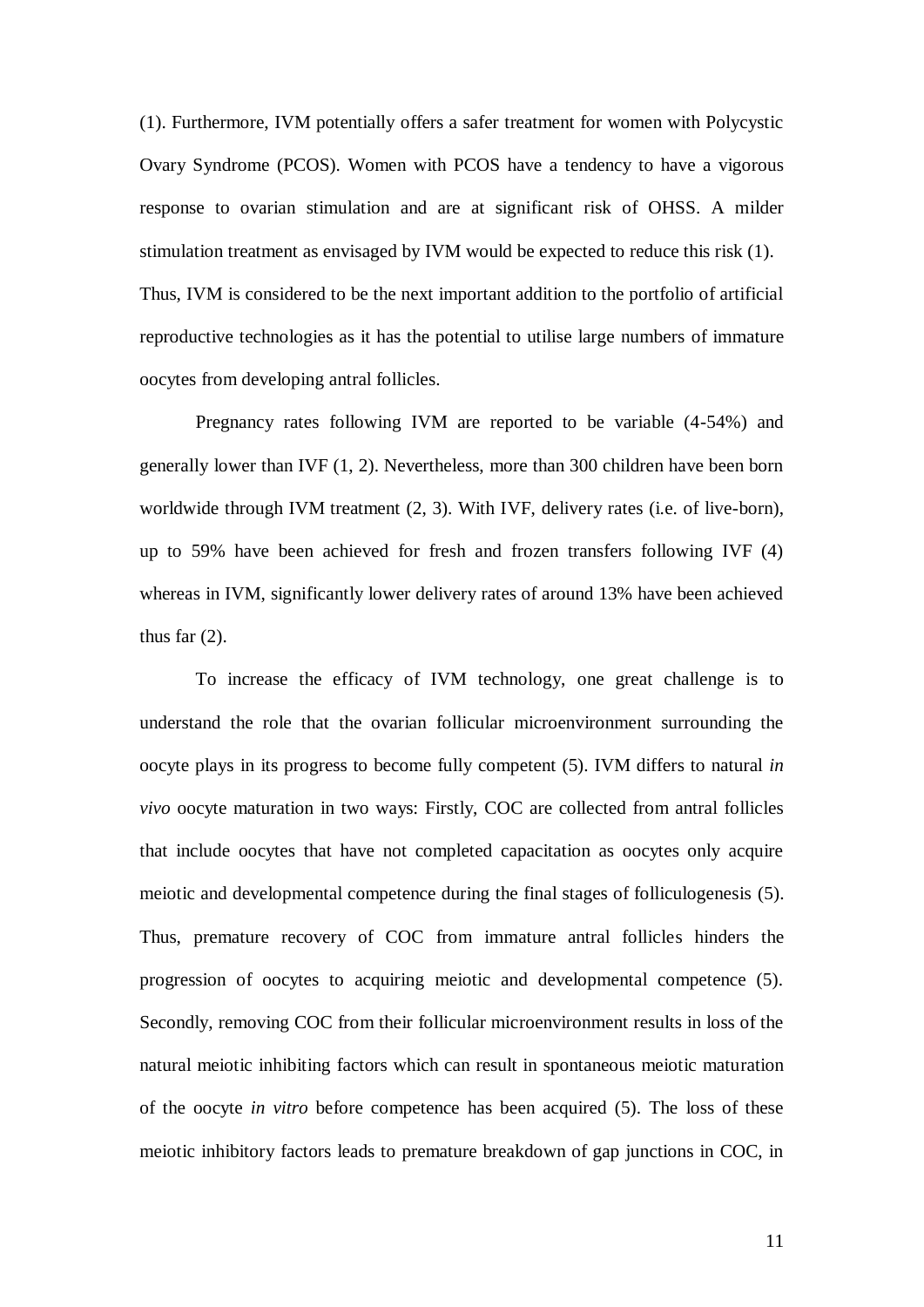(1). Furthermore, IVM potentially offers a safer treatment for women with Polycystic Ovary Syndrome (PCOS). Women with PCOS have a tendency to have a vigorous response to ovarian stimulation and are at significant risk of OHSS. A milder stimulation treatment as envisaged by IVM would be expected to reduce this risk (1). Thus, IVM is considered to be the next important addition to the portfolio of artificial reproductive technologies as it has the potential to utilise large numbers of immature oocytes from developing antral follicles.

Pregnancy rates following IVM are reported to be variable (4-54%) and generally lower than IVF (1, 2). Nevertheless, more than 300 children have been born worldwide through IVM treatment (2, 3). With IVF, delivery rates (i.e. of live-born), up to 59% have been achieved for fresh and frozen transfers following IVF (4) whereas in IVM, significantly lower delivery rates of around 13% have been achieved thus far (2).

To increase the efficacy of IVM technology, one great challenge is to understand the role that the ovarian follicular microenvironment surrounding the oocyte plays in its progress to become fully competent (5). IVM differs to natural *in vivo* oocyte maturation in two ways: Firstly, COC are collected from antral follicles that include oocytes that have not completed capacitation as oocytes only acquire meiotic and developmental competence during the final stages of folliculogenesis (5). Thus, premature recovery of COC from immature antral follicles hinders the progression of oocytes to acquiring meiotic and developmental competence (5). Secondly, removing COC from their follicular microenvironment results in loss of the natural meiotic inhibiting factors which can result in spontaneous meiotic maturation of the oocyte *in vitro* before competence has been acquired (5). The loss of these meiotic inhibitory factors leads to premature breakdown of gap junctions in COC, in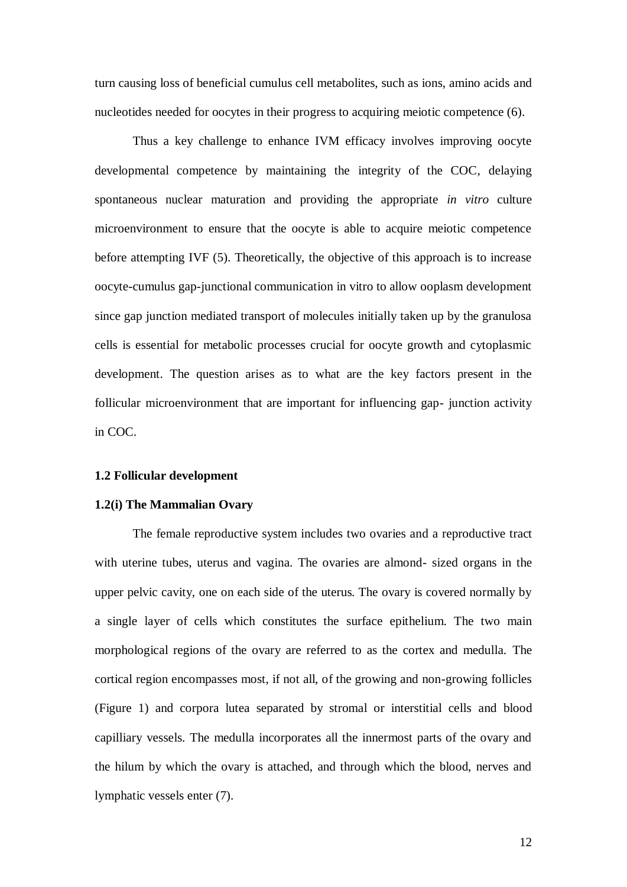turn causing loss of beneficial cumulus cell metabolites, such as ions, amino acids and nucleotides needed for oocytes in their progress to acquiring meiotic competence (6).

Thus a key challenge to enhance IVM efficacy involves improving oocyte developmental competence by maintaining the integrity of the COC, delaying spontaneous nuclear maturation and providing the appropriate *in vitro* culture microenvironment to ensure that the oocyte is able to acquire meiotic competence before attempting IVF (5). Theoretically, the objective of this approach is to increase oocyte-cumulus gap-junctional communication in vitro to allow ooplasm development since gap junction mediated transport of molecules initially taken up by the granulosa cells is essential for metabolic processes crucial for oocyte growth and cytoplasmic development. The question arises as to what are the key factors present in the follicular microenvironment that are important for influencing gap- junction activity in COC.

## 1.2 Follicular development

### 1.2(i) The Mammalian Ovary

The female reproductive system includes two ovaries and a reproductive tract with uterine tubes, uterus and vagina. The ovaries are almond- sized organs in the upper pelvic cavity, one on each side of the uterus. The ovary is covered normally by a single layer of cells which constitutes the surface epithelium. The two main morphological regions of the ovary are referred to as the cortex and medulla. The cortical region encompasses most, if not all, of the growing and non-growing follicles (Figure 1) and corpora lutea separated by stromal or interstitial cells and blood capilliary vessels. The medulla incorporates all the innermost parts of the ovary and the hilum by which the ovary is attached, and through which the blood, nerves and lymphatic vessels enter (7).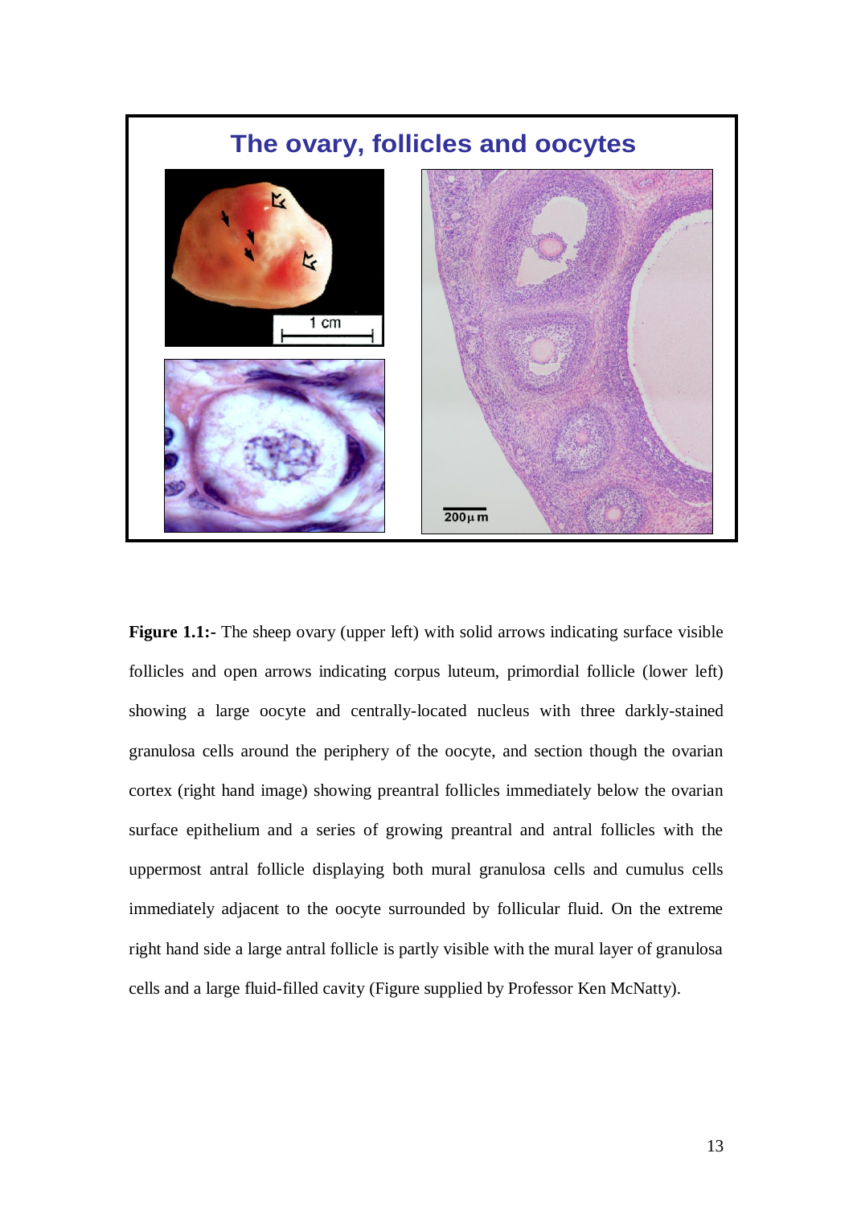## The ovary, follicles and oocytes

1 cm

200μm

**Figure 1.1:-** The sheep ovary (upper left) with solid arrows indicating surface visible follicles and open arrows indicating corpus luteum, primordial follicle (lower left) showing a large oocyte and centrally-located nucleus with three darkly-stained granulosa cells around the periphery of the oocyte, and section though the ovarian cortex (right hand image) showing preantral follicles immediately below the ovarian surface epithelium and a series of growing preantral and antral follicles with the uppermost antral follicle displaying both mural granulosa cells and cumulus cells immediately adjacent to the oocyte surrounded by follicular fluid. On the extreme right hand side a large antral follicle is partly visible with the mural layer of granulosa cells and a large fluid-filled cavity (Figure supplied by Professor Ken McNatty).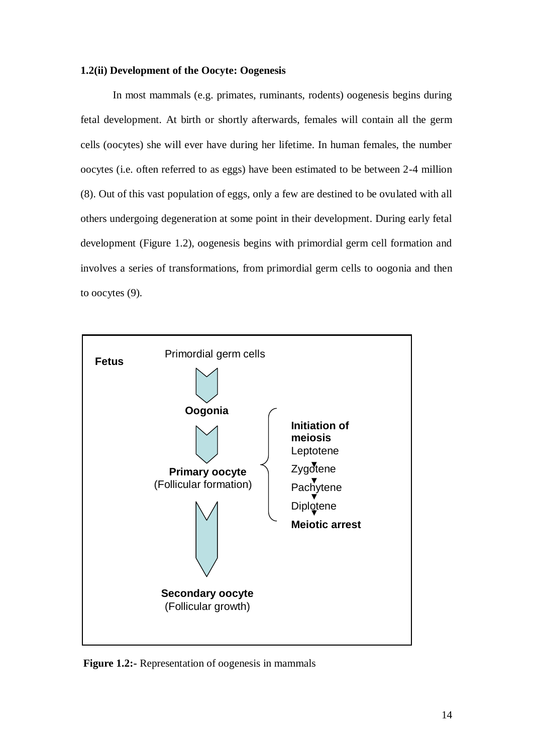**1.2(ii) Development of the Oocyte: Oogenesis**

In most mammals (e.g. primates, ruminants, rodents) oogenesis begins during fetal development. At birth or shortly afterwards, females will contain all the germ cells (oocytes) she will ever have during her lifetime. In human females, the number oocytes (i.e. often referred to as eggs) have been estimated to be between 2-4 million (8). Out of this vast population of eggs, only a few are destined to be ovulated with all others undergoing degeneration at some point in their development. During early fetal development (Figure 1.2), oogenesis begins with primordial germ cell formation and involves a series of transformations, from primordial germ cells to oogonia and then to oocytes (9).

**Fetus**

Primordial germ cells
↓
**Oogonia**
↓
**Primary oocyte**
(Follicular formation)
↓
**Secondary oocyte**
(Follicular growth)

**Initiation of meiosis**
Leptotene
↓
Zygotene
↓
Pachytene
↓
Diplotene
↓
**Meiotic arrest**

**Figure 1.2:-** Representation of oogenesis in mammals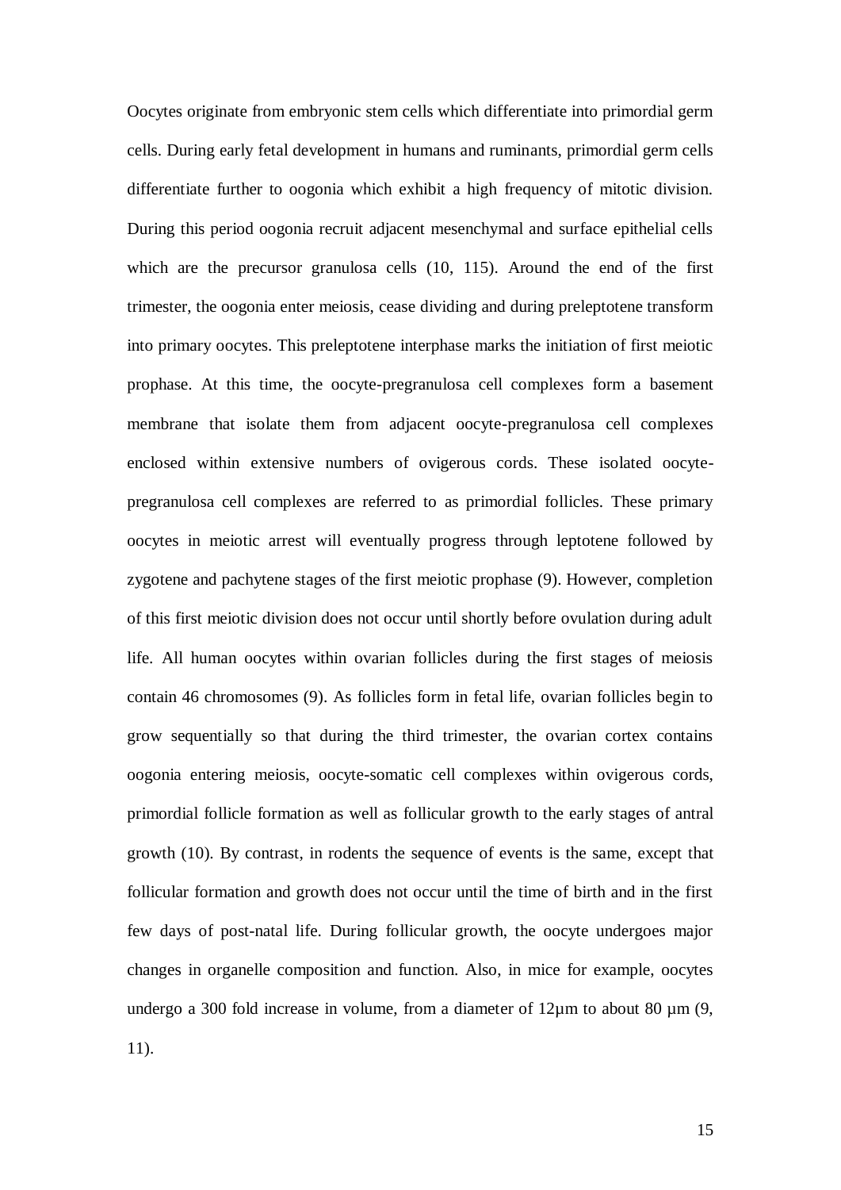Oocytes originate from embryonic stem cells which differentiate into primordial germ cells. During early fetal development in humans and ruminants, primordial germ cells differentiate further to oogonia which exhibit a high frequency of mitotic division. During this period oogonia recruit adjacent mesenchymal and surface epithelial cells which are the precursor granulosa cells (10, 115). Around the end of the first trimester, the oogonia enter meiosis, cease dividing and during preleptotene transform into primary oocytes. This preleptotene interphase marks the initiation of first meiotic prophase. At this time, the oocyte-pregranulosa cell complexes form a basement membrane that isolate them from adjacent oocyte-pregranulosa cell complexes enclosed within extensive numbers of ovigerous cords. These isolated oocyte-pregranulosa cell complexes are referred to as primordial follicles. These primary oocytes in meiotic arrest will eventually progress through leptotene followed by zygotene and pachytene stages of the first meiotic prophase (9). However, completion of this first meiotic division does not occur until shortly before ovulation during adult life. All human oocytes within ovarian follicles during the first stages of meiosis contain 46 chromosomes (9). As follicles form in fetal life, ovarian follicles begin to grow sequentially so that during the third trimester, the ovarian cortex contains oogonia entering meiosis, oocyte-somatic cell complexes within ovigerous cords, primordial follicle formation as well as follicular growth to the early stages of antral growth (10). By contrast, in rodents the sequence of events is the same, except that follicular formation and growth does not occur until the time of birth and in the first few days of post-natal life. During follicular growth, the oocyte undergoes major changes in organelle composition and function. Also, in mice for example, oocytes undergo a 300 fold increase in volume, from a diameter of 12µm to about 80 µm (9, 11).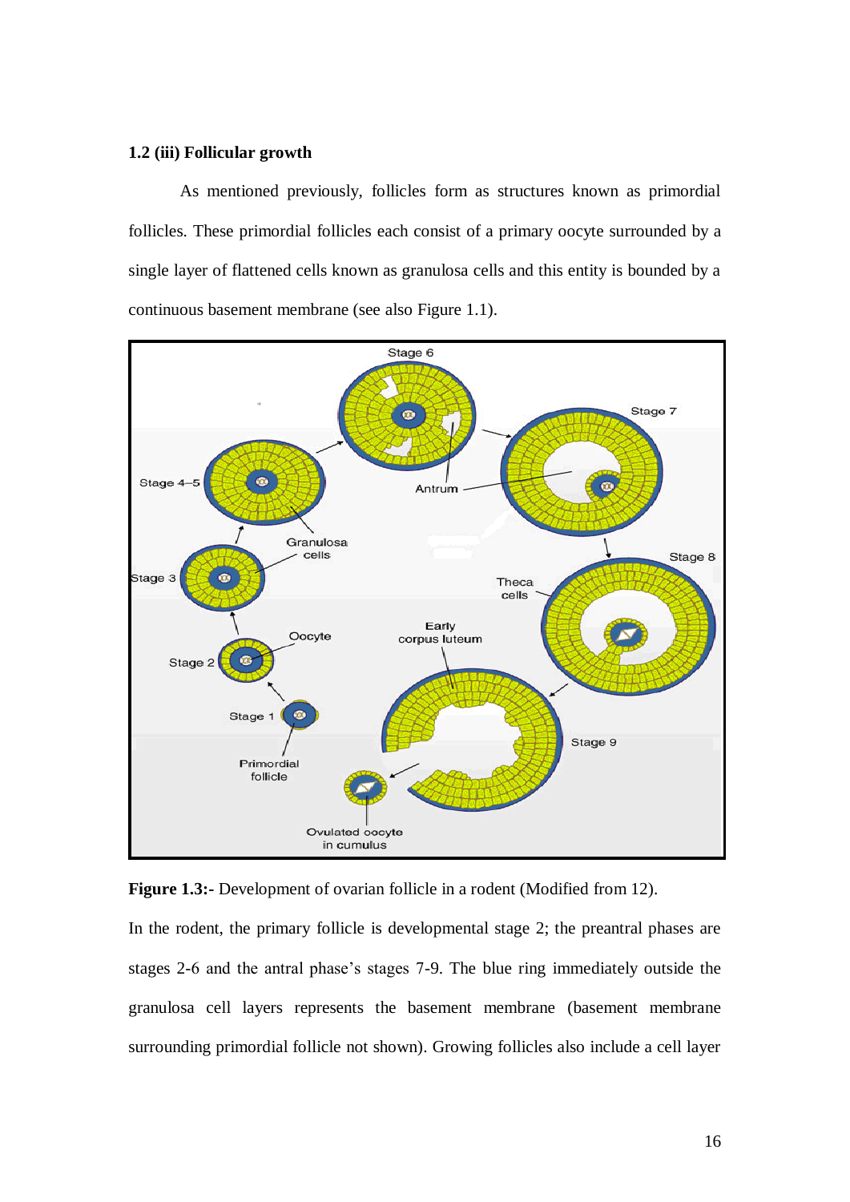### 1.2 (iii) Follicular growth

As mentioned previously, follicles form as structures known as primordial follicles. These primordial follicles each consist of a primary oocyte surrounded by a single layer of flattened cells known as granulosa cells and this entity is bounded by a continuous basement membrane (see also Figure 1.1).

**Figure 1.3:-** Development of ovarian follicle in a rodent (Modified from 12).

In the rodent, the primary follicle is developmental stage 2; the preantral phases are stages 2-6 and the antral phase's stages 7-9. The blue ring immediately outside the granulosa cell layers represents the basement membrane (basement membrane surrounding primordial follicle not shown). Growing follicles also include a cell layer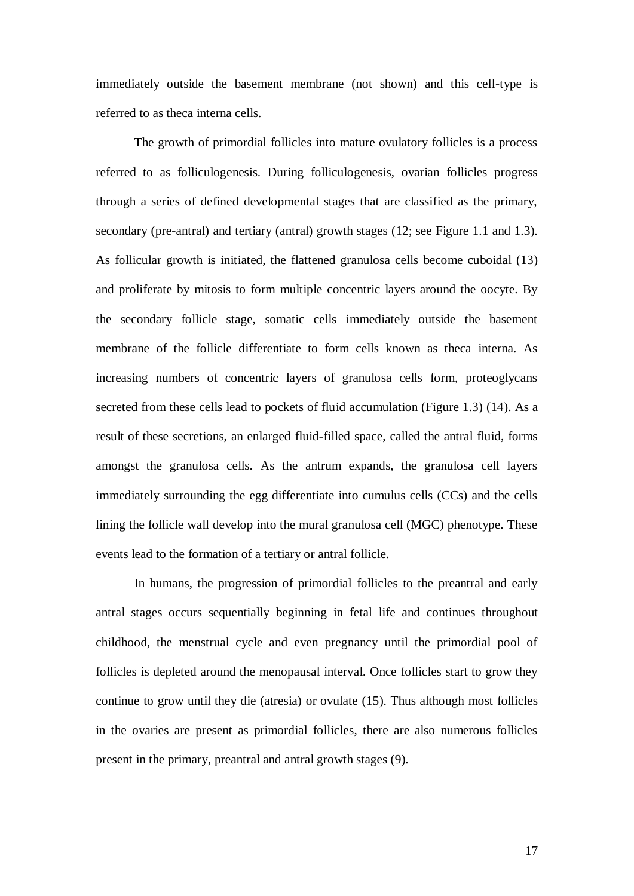immediately outside the basement membrane (not shown) and this cell-type is referred to as theca interna cells.

The growth of primordial follicles into mature ovulatory follicles is a process referred to as folliculogenesis. During folliculogenesis, ovarian follicles progress through a series of defined developmental stages that are classified as the primary, secondary (pre-antral) and tertiary (antral) growth stages (12; see Figure 1.1 and 1.3). As follicular growth is initiated, the flattened granulosa cells become cuboidal (13) and proliferate by mitosis to form multiple concentric layers around the oocyte. By the secondary follicle stage, somatic cells immediately outside the basement membrane of the follicle differentiate to form cells known as theca interna. As increasing numbers of concentric layers of granulosa cells form, proteoglycans secreted from these cells lead to pockets of fluid accumulation (Figure 1.3) (14). As a result of these secretions, an enlarged fluid-filled space, called the antral fluid, forms amongst the granulosa cells. As the antrum expands, the granulosa cell layers immediately surrounding the egg differentiate into cumulus cells (CCs) and the cells lining the follicle wall develop into the mural granulosa cell (MGC) phenotype. These events lead to the formation of a tertiary or antral follicle.

In humans, the progression of primordial follicles to the preantral and early antral stages occurs sequentially beginning in fetal life and continues throughout childhood, the menstrual cycle and even pregnancy until the primordial pool of follicles is depleted around the menopausal interval. Once follicles start to grow they continue to grow until they die (atresia) or ovulate (15). Thus although most follicles in the ovaries are present as primordial follicles, there are also numerous follicles present in the primary, preantral and antral growth stages (9).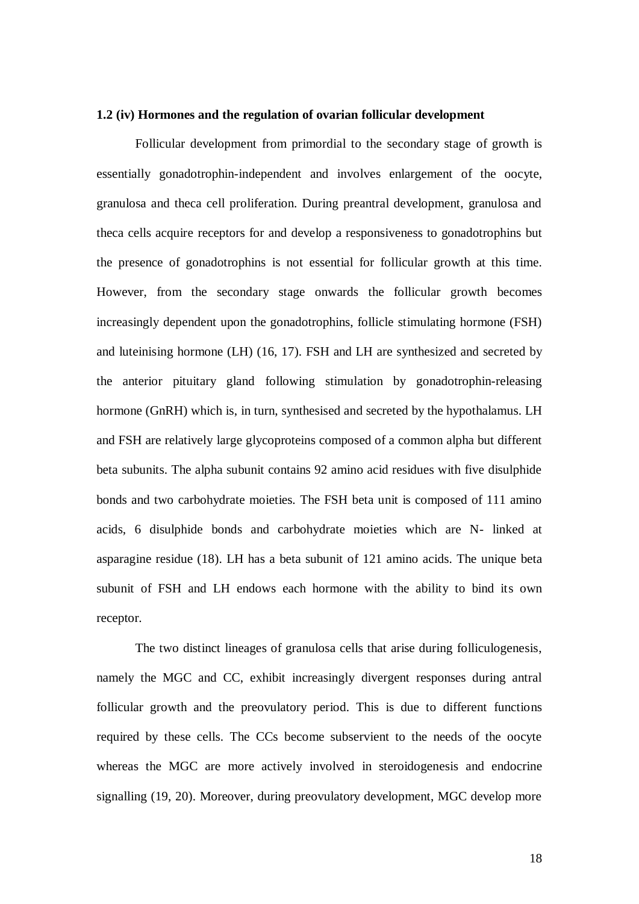**1.2 (iv) Hormones and the regulation of ovarian follicular development**

Follicular development from primordial to the secondary stage of growth is essentially gonadotrophin-independent and involves enlargement of the oocyte, granulosa and theca cell proliferation. During preantral development, granulosa and theca cells acquire receptors for and develop a responsiveness to gonadotrophins but the presence of gonadotrophins is not essential for follicular growth at this time. However, from the secondary stage onwards the follicular growth becomes increasingly dependent upon the gonadotrophins, follicle stimulating hormone (FSH) and luteinising hormone (LH) (16, 17). FSH and LH are synthesized and secreted by the anterior pituitary gland following stimulation by gonadotrophin-releasing hormone (GnRH) which is, in turn, synthesised and secreted by the hypothalamus. LH and FSH are relatively large glycoproteins composed of a common alpha but different beta subunits. The alpha subunit contains 92 amino acid residues with five disulphide bonds and two carbohydrate moieties. The FSH beta unit is composed of 111 amino acids, 6 disulphide bonds and carbohydrate moieties which are N- linked at asparagine residue (18). LH has a beta subunit of 121 amino acids. The unique beta subunit of FSH and LH endows each hormone with the ability to bind its own receptor.

The two distinct lineages of granulosa cells that arise during folliculogenesis, namely the MGC and CC, exhibit increasingly divergent responses during antral follicular growth and the preovulatory period. This is due to different functions required by these cells. The CCs become subservient to the needs of the oocyte whereas the MGC are more actively involved in steroidogenesis and endocrine signalling (19, 20). Moreover, during preovulatory development, MGC develop more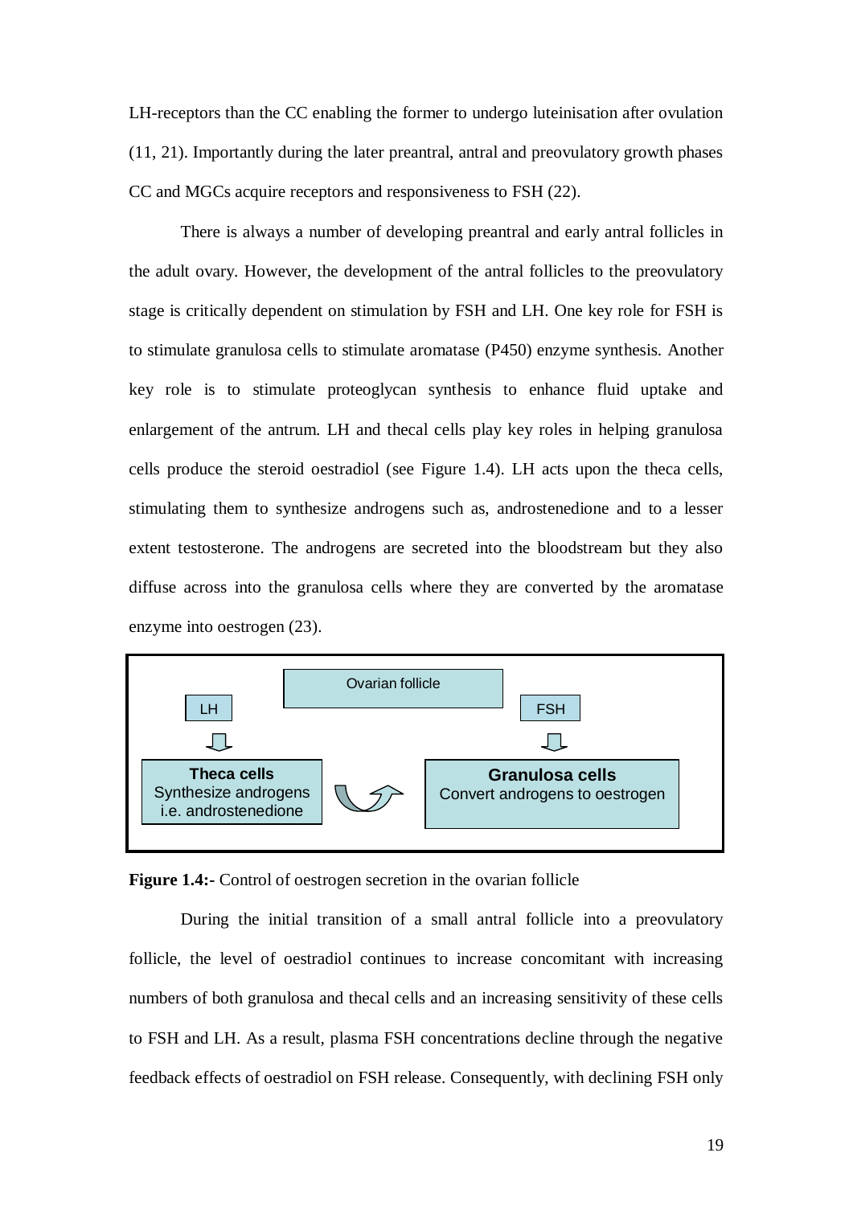LH-receptors than the CC enabling the former to undergo luteinisation after ovulation (11, 21). Importantly during the later preantral, antral and preovulatory growth phases CC and MGCs acquire receptors and responsiveness to FSH (22).

There is always a number of developing preantral and early antral follicles in the adult ovary. However, the development of the antral follicles to the preovulatory stage is critically dependent on stimulation by FSH and LH. One key role for FSH is to stimulate granulosa cells to stimulate aromatase (P450) enzyme synthesis. Another key role is to stimulate proteoglycan synthesis to enhance fluid uptake and enlargement of the antrum. LH and thecal cells play key roles in helping granulosa cells produce the steroid oestradiol (see Figure 1.4). LH acts upon the theca cells, stimulating them to synthesize androgens such as, androstenedione and to a lesser extent testosterone. The androgens are secreted into the bloodstream but they also diffuse across into the granulosa cells where they are converted by the aromatase enzyme into oestrogen (23).

Ovarian follicle

LH → **Theca cells** Synthesize androgens i.e. androstenedione

FSH → **Granulosa cells** Convert androgens to oestrogen

**Figure 1.4:-** Control of oestrogen secretion in the ovarian follicle

During the initial transition of a small antral follicle into a preovulatory follicle, the level of oestradiol continues to increase concomitant with increasing numbers of both granulosa and thecal cells and an increasing sensitivity of these cells to FSH and LH. As a result, plasma FSH concentrations decline through the negative feedback effects of oestradiol on FSH release. Consequently, with declining FSH only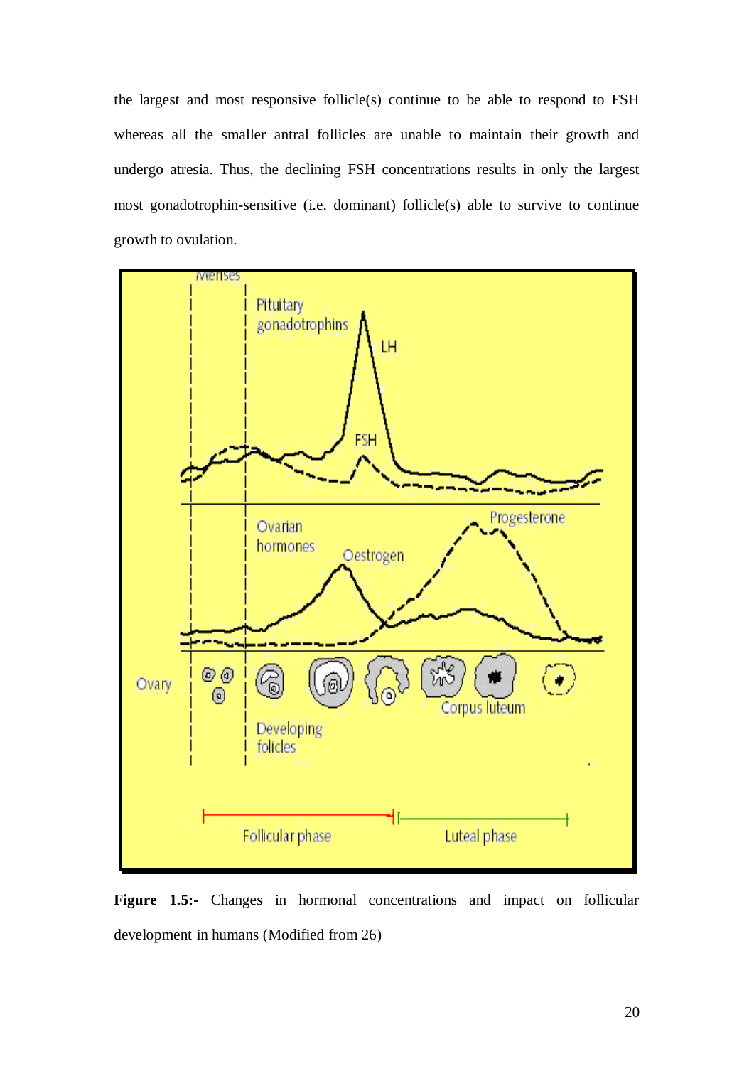the largest and most responsive follicle(s) continue to be able to respond to FSH whereas all the smaller antral follicles are unable to maintain their growth and undergo atresia. Thus, the declining FSH concentrations results in only the largest most gonadotrophin-sensitive (i.e. dominant) follicle(s) able to survive to continue growth to ovulation.

**Figure 1.5:-** Changes in hormonal concentrations and impact on follicular development in humans (Modified from 26)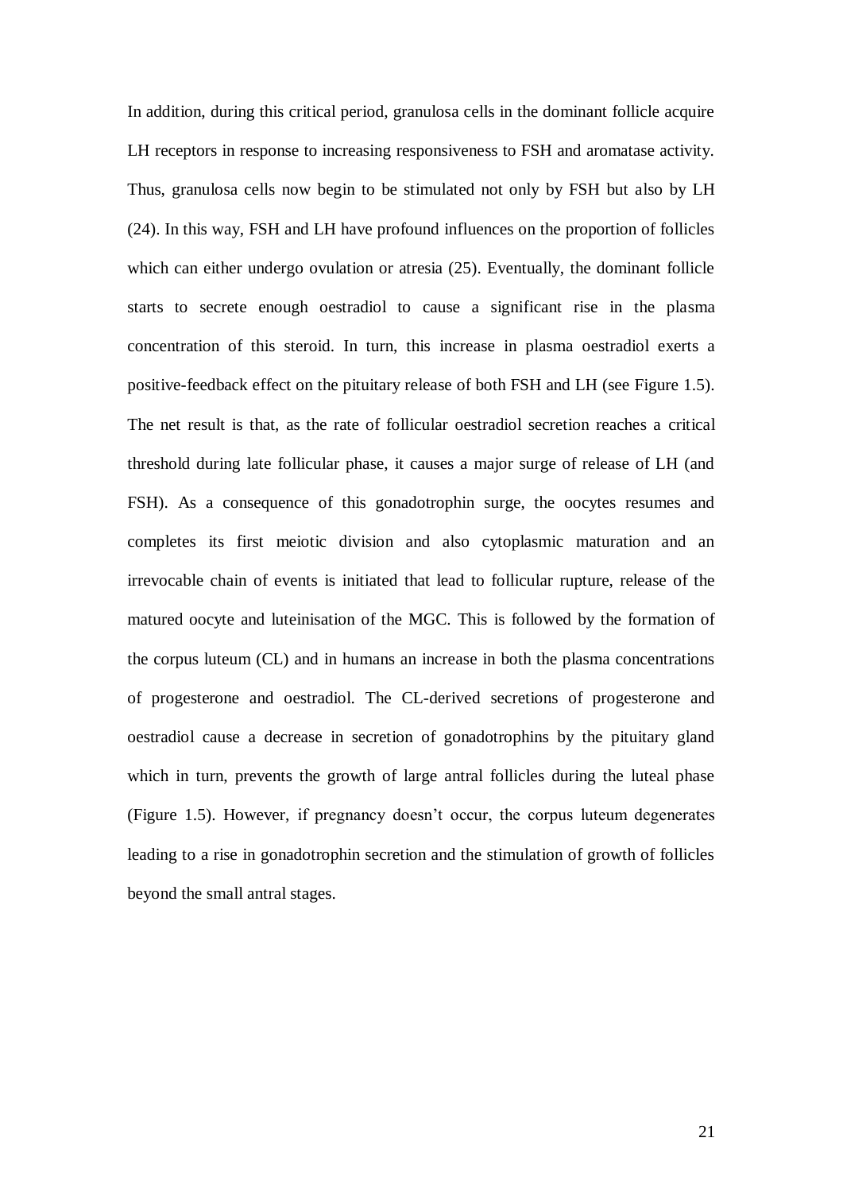In addition, during this critical period, granulosa cells in the dominant follicle acquire LH receptors in response to increasing responsiveness to FSH and aromatase activity. Thus, granulosa cells now begin to be stimulated not only by FSH but also by LH (24). In this way, FSH and LH have profound influences on the proportion of follicles which can either undergo ovulation or atresia (25). Eventually, the dominant follicle starts to secrete enough oestradiol to cause a significant rise in the plasma concentration of this steroid. In turn, this increase in plasma oestradiol exerts a positive-feedback effect on the pituitary release of both FSH and LH (see Figure 1.5). The net result is that, as the rate of follicular oestradiol secretion reaches a critical threshold during late follicular phase, it causes a major surge of release of LH (and FSH). As a consequence of this gonadotrophin surge, the oocytes resumes and completes its first meiotic division and also cytoplasmic maturation and an irrevocable chain of events is initiated that lead to follicular rupture, release of the matured oocyte and luteinisation of the MGC. This is followed by the formation of the corpus luteum (CL) and in humans an increase in both the plasma concentrations of progesterone and oestradiol. The CL-derived secretions of progesterone and oestradiol cause a decrease in secretion of gonadotrophins by the pituitary gland which in turn, prevents the growth of large antral follicles during the luteal phase (Figure 1.5). However, if pregnancy doesn't occur, the corpus luteum degenerates leading to a rise in gonadotrophin secretion and the stimulation of growth of follicles beyond the small antral stages.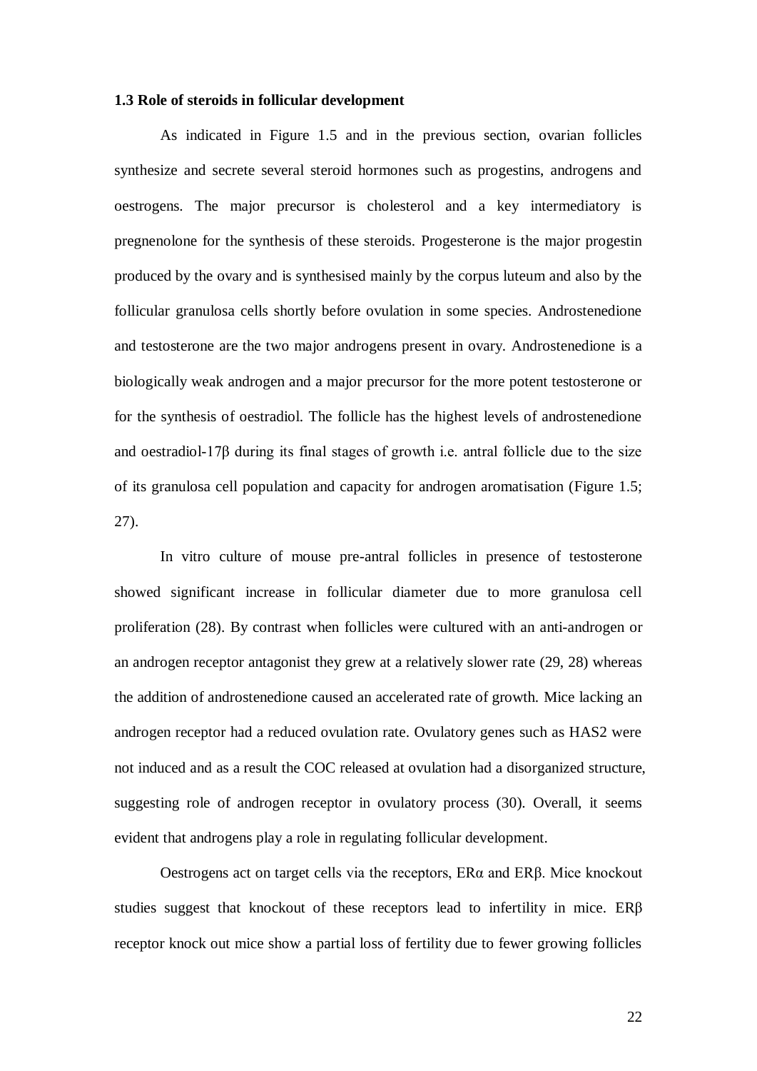**1.3 Role of steroids in follicular development**

As indicated in Figure 1.5 and in the previous section, ovarian follicles synthesize and secrete several steroid hormones such as progestins, androgens and oestrogens. The major precursor is cholesterol and a key intermediatory is pregnenolone for the synthesis of these steroids. Progesterone is the major progestin produced by the ovary and is synthesised mainly by the corpus luteum and also by the follicular granulosa cells shortly before ovulation in some species. Androstenedione and testosterone are the two major androgens present in ovary. Androstenedione is a biologically weak androgen and a major precursor for the more potent testosterone or for the synthesis of oestradiol. The follicle has the highest levels of androstenedione and oestradiol-17β during its final stages of growth i.e. antral follicle due to the size of its granulosa cell population and capacity for androgen aromatisation (Figure 1.5; 27).

In vitro culture of mouse pre-antral follicles in presence of testosterone showed significant increase in follicular diameter due to more granulosa cell proliferation (28). By contrast when follicles were cultured with an anti-androgen or an androgen receptor antagonist they grew at a relatively slower rate (29, 28) whereas the addition of androstenedione caused an accelerated rate of growth. Mice lacking an androgen receptor had a reduced ovulation rate. Ovulatory genes such as HAS2 were not induced and as a result the COC released at ovulation had a disorganized structure, suggesting role of androgen receptor in ovulatory process (30). Overall, it seems evident that androgens play a role in regulating follicular development.

Oestrogens act on target cells via the receptors, ERα and ERβ. Mice knockout studies suggest that knockout of these receptors lead to infertility in mice. ERβ receptor knock out mice show a partial loss of fertility due to fewer growing follicles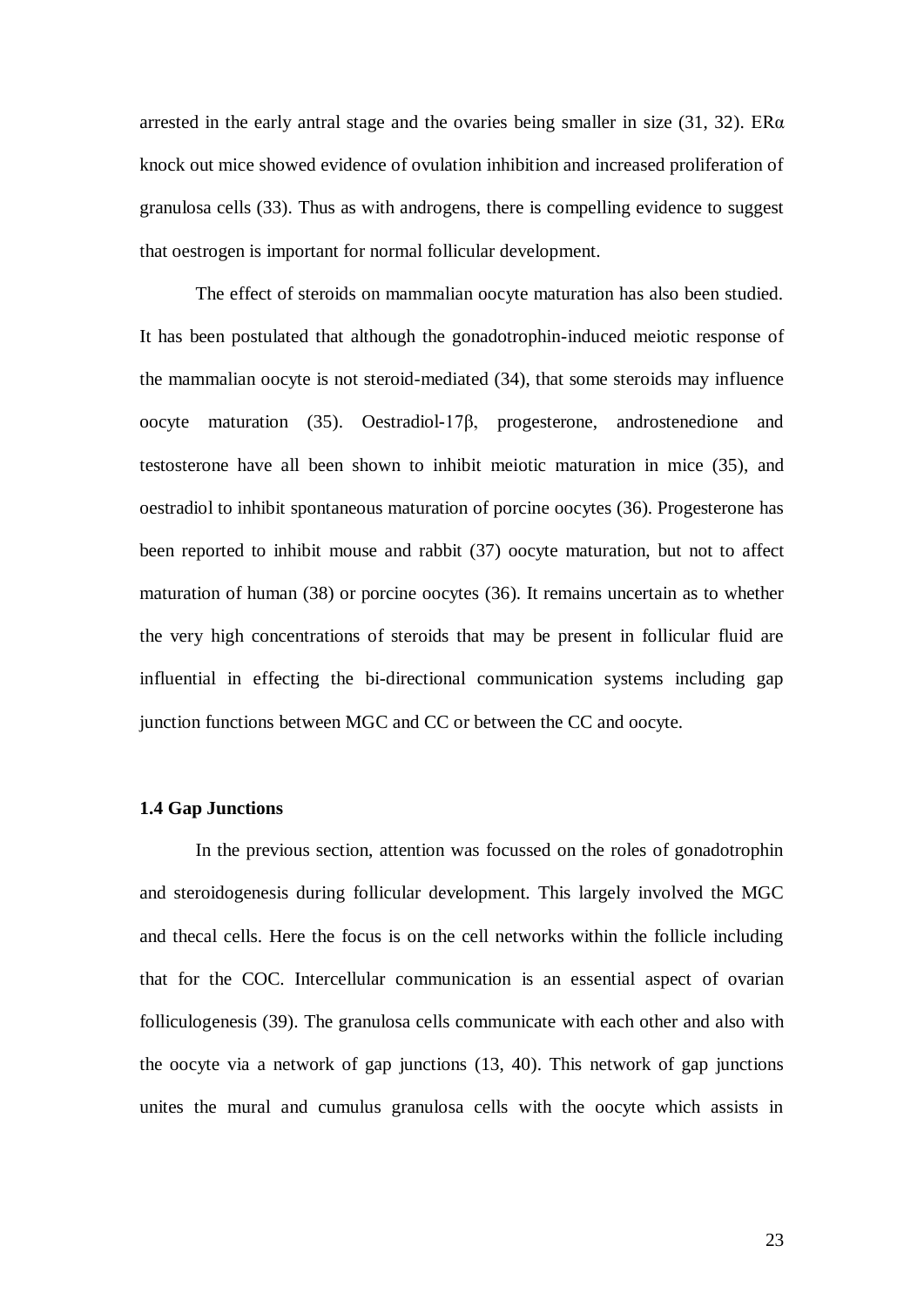arrested in the early antral stage and the ovaries being smaller in size (31, 32). ERα knock out mice showed evidence of ovulation inhibition and increased proliferation of granulosa cells (33). Thus as with androgens, there is compelling evidence to suggest that oestrogen is important for normal follicular development.

The effect of steroids on mammalian oocyte maturation has also been studied. It has been postulated that although the gonadotrophin-induced meiotic response of the mammalian oocyte is not steroid-mediated (34), that some steroids may influence oocyte maturation (35). Oestradiol-17β, progesterone, androstenedione and testosterone have all been shown to inhibit meiotic maturation in mice (35), and oestradiol to inhibit spontaneous maturation of porcine oocytes (36). Progesterone has been reported to inhibit mouse and rabbit (37) oocyte maturation, but not to affect maturation of human (38) or porcine oocytes (36). It remains uncertain as to whether the very high concentrations of steroids that may be present in follicular fluid are influential in effecting the bi-directional communication systems including gap junction functions between MGC and CC or between the CC and oocyte.

### 1.4 Gap Junctions

In the previous section, attention was focussed on the roles of gonadotrophin and steroidogenesis during follicular development. This largely involved the MGC and thecal cells. Here the focus is on the cell networks within the follicle including that for the COC. Intercellular communication is an essential aspect of ovarian folliculogenesis (39). The granulosa cells communicate with each other and also with the oocyte via a network of gap junctions (13, 40). This network of gap junctions unites the mural and cumulus granulosa cells with the oocyte which assists in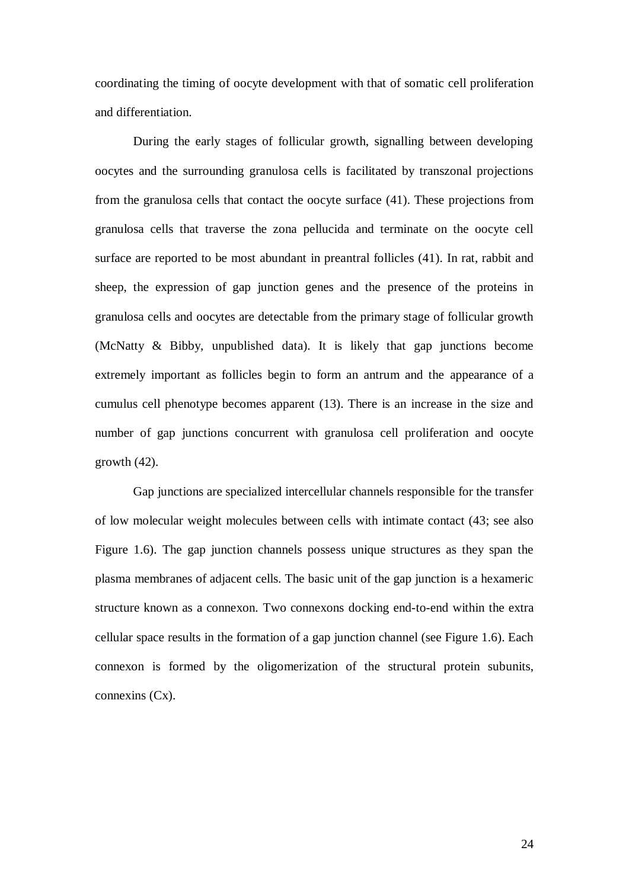coordinating the timing of oocyte development with that of somatic cell proliferation and differentiation.

During the early stages of follicular growth, signalling between developing oocytes and the surrounding granulosa cells is facilitated by transzonal projections from the granulosa cells that contact the oocyte surface (41). These projections from granulosa cells that traverse the zona pellucida and terminate on the oocyte cell surface are reported to be most abundant in preantral follicles (41). In rat, rabbit and sheep, the expression of gap junction genes and the presence of the proteins in granulosa cells and oocytes are detectable from the primary stage of follicular growth (McNatty & Bibby, unpublished data). It is likely that gap junctions become extremely important as follicles begin to form an antrum and the appearance of a cumulus cell phenotype becomes apparent (13). There is an increase in the size and number of gap junctions concurrent with granulosa cell proliferation and oocyte growth (42).

Gap junctions are specialized intercellular channels responsible for the transfer of low molecular weight molecules between cells with intimate contact (43; see also Figure 1.6). The gap junction channels possess unique structures as they span the plasma membranes of adjacent cells. The basic unit of the gap junction is a hexameric structure known as a connexon. Two connexons docking end-to-end within the extra cellular space results in the formation of a gap junction channel (see Figure 1.6). Each connexon is formed by the oligomerization of the structural protein subunits, connexins (Cx).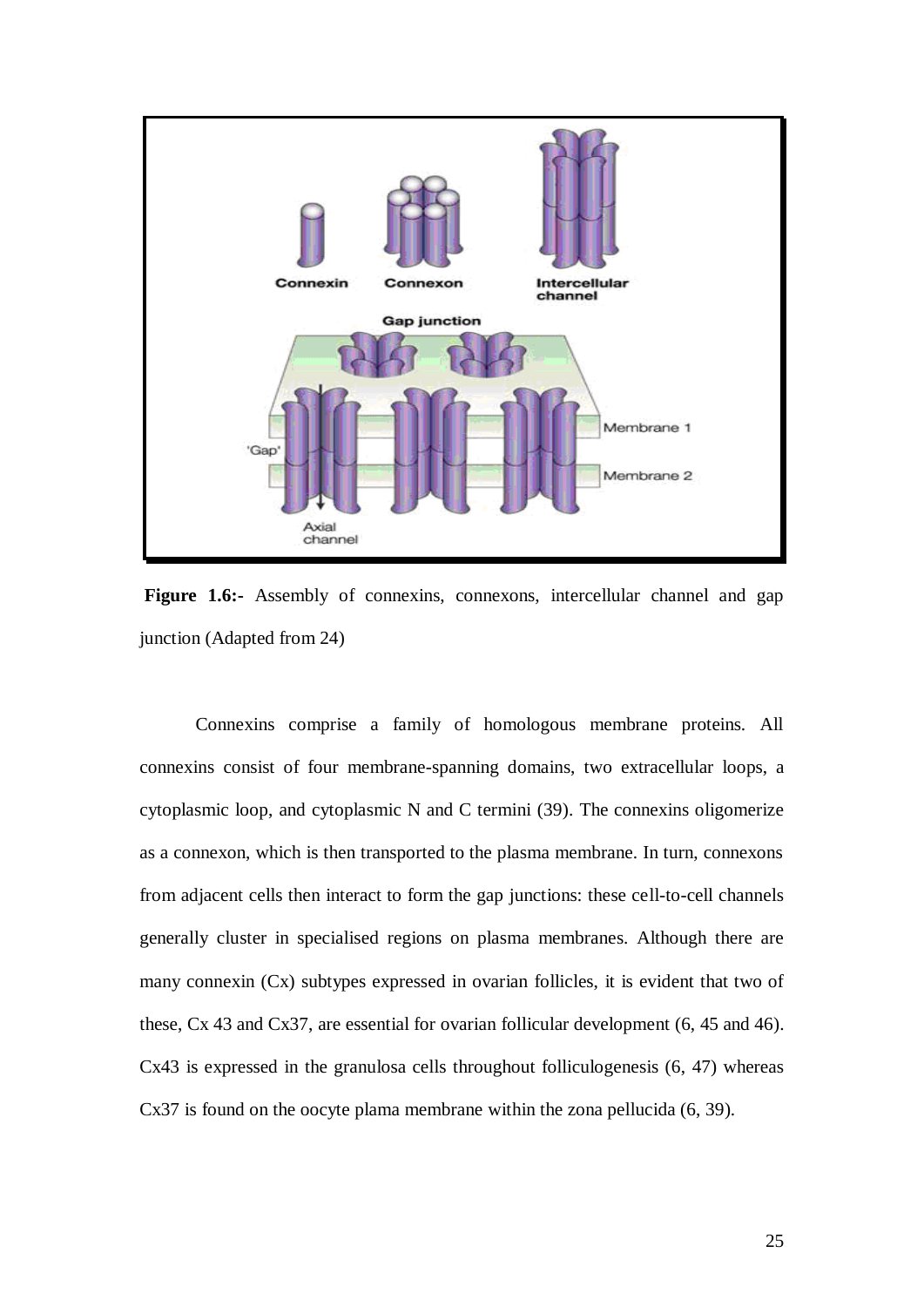**Figure 1.6:-** Assembly of connexins, connexons, intercellular channel and gap junction (Adapted from 24)

Connexins comprise a family of homologous membrane proteins. All connexins consist of four membrane-spanning domains, two extracellular loops, a cytoplasmic loop, and cytoplasmic N and C termini (39). The connexins oligomerize as a connexon, which is then transported to the plasma membrane. In turn, connexons from adjacent cells then interact to form the gap junctions: these cell-to-cell channels generally cluster in specialised regions on plasma membranes. Although there are many connexin (Cx) subtypes expressed in ovarian follicles, it is evident that two of these, Cx 43 and Cx37, are essential for ovarian follicular development (6, 45 and 46). Cx43 is expressed in the granulosa cells throughout folliculogenesis (6, 47) whereas Cx37 is found on the oocyte plama membrane within the zona pellucida (6, 39).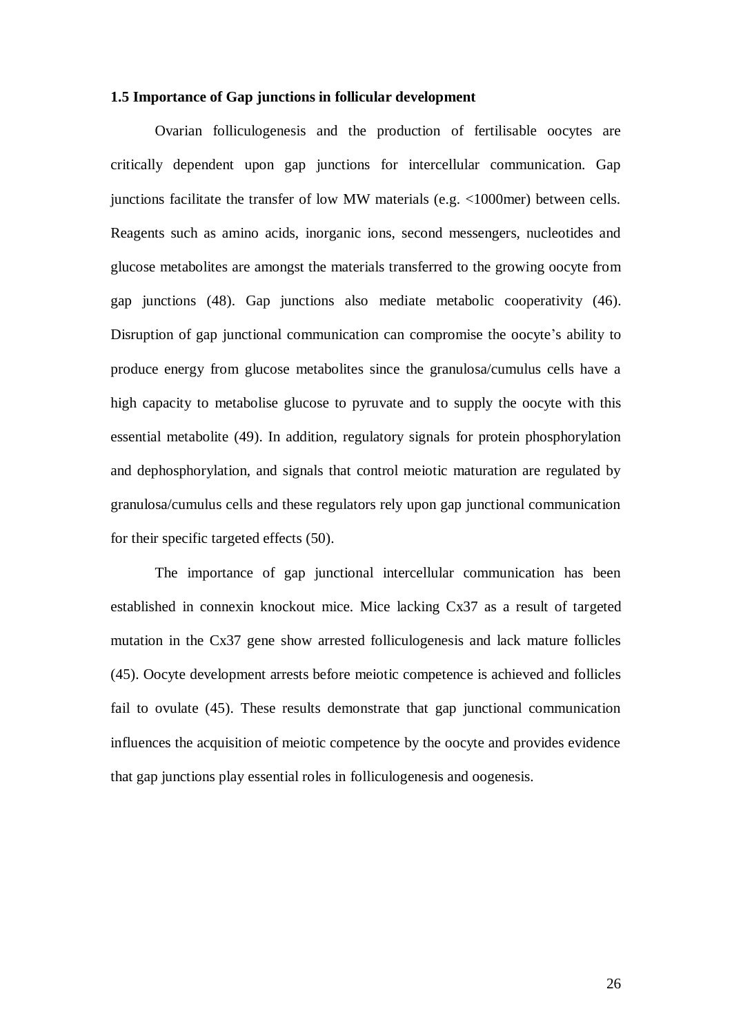### 1.5 Importance of Gap junctions in follicular development

Ovarian folliculogenesis and the production of fertilisable oocytes are critically dependent upon gap junctions for intercellular communication. Gap junctions facilitate the transfer of low MW materials (e.g. <1000mer) between cells. Reagents such as amino acids, inorganic ions, second messengers, nucleotides and glucose metabolites are amongst the materials transferred to the growing oocyte from gap junctions (48). Gap junctions also mediate metabolic cooperativity (46). Disruption of gap junctional communication can compromise the oocyte's ability to produce energy from glucose metabolites since the granulosa/cumulus cells have a high capacity to metabolise glucose to pyruvate and to supply the oocyte with this essential metabolite (49). In addition, regulatory signals for protein phosphorylation and dephosphorylation, and signals that control meiotic maturation are regulated by granulosa/cumulus cells and these regulators rely upon gap junctional communication for their specific targeted effects (50).

The importance of gap junctional intercellular communication has been established in connexin knockout mice. Mice lacking Cx37 as a result of targeted mutation in the Cx37 gene show arrested folliculogenesis and lack mature follicles (45). Oocyte development arrests before meiotic competence is achieved and follicles fail to ovulate (45). These results demonstrate that gap junctional communication influences the acquisition of meiotic competence by the oocyte and provides evidence that gap junctions play essential roles in folliculogenesis and oogenesis.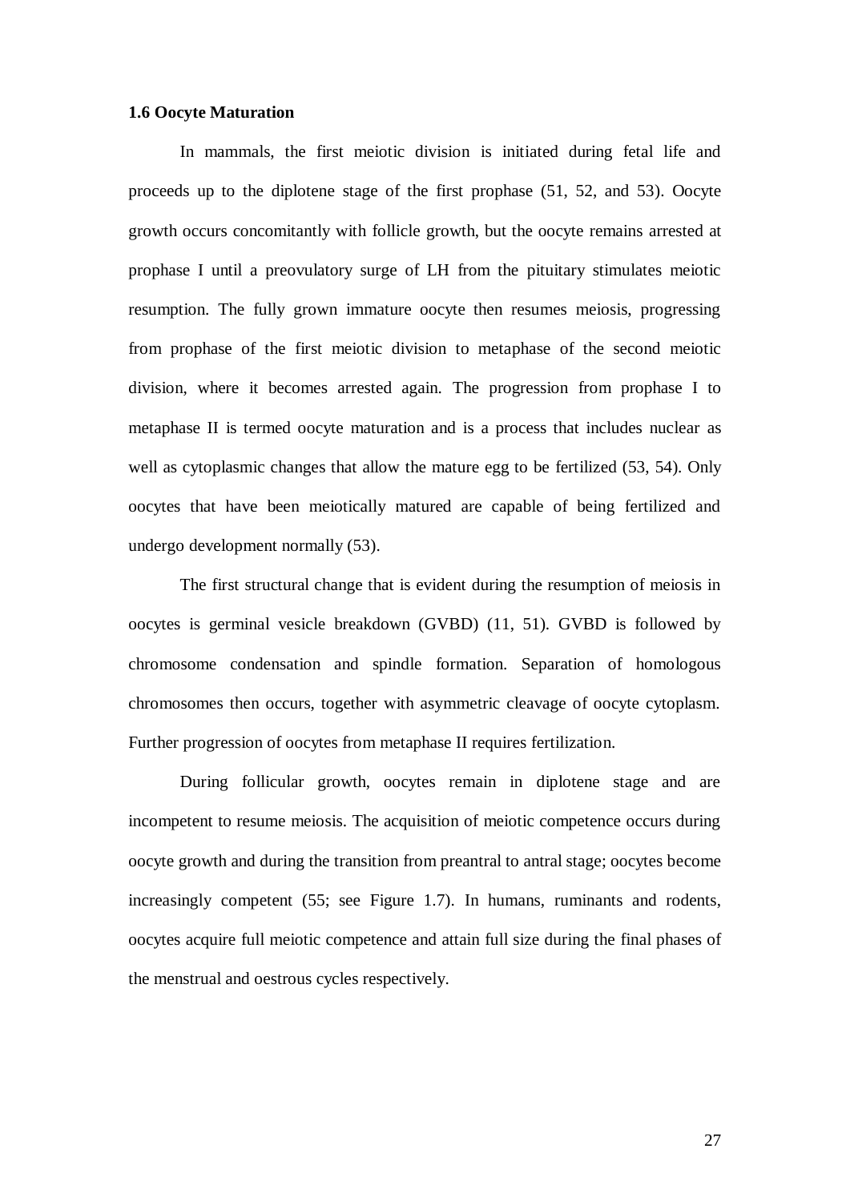**1.6 Oocyte Maturation**

In mammals, the first meiotic division is initiated during fetal life and proceeds up to the diplotene stage of the first prophase (51, 52, and 53). Oocyte growth occurs concomitantly with follicle growth, but the oocyte remains arrested at prophase I until a preovulatory surge of LH from the pituitary stimulates meiotic resumption. The fully grown immature oocyte then resumes meiosis, progressing from prophase of the first meiotic division to metaphase of the second meiotic division, where it becomes arrested again. The progression from prophase I to metaphase II is termed oocyte maturation and is a process that includes nuclear as well as cytoplasmic changes that allow the mature egg to be fertilized (53, 54). Only oocytes that have been meiotically matured are capable of being fertilized and undergo development normally (53).

The first structural change that is evident during the resumption of meiosis in oocytes is germinal vesicle breakdown (GVBD) (11, 51). GVBD is followed by chromosome condensation and spindle formation. Separation of homologous chromosomes then occurs, together with asymmetric cleavage of oocyte cytoplasm. Further progression of oocytes from metaphase II requires fertilization.

During follicular growth, oocytes remain in diplotene stage and are incompetent to resume meiosis. The acquisition of meiotic competence occurs during oocyte growth and during the transition from preantral to antral stage; oocytes become increasingly competent (55; see Figure 1.7). In humans, ruminants and rodents, oocytes acquire full meiotic competence and attain full size during the final phases of the menstrual and oestrous cycles respectively.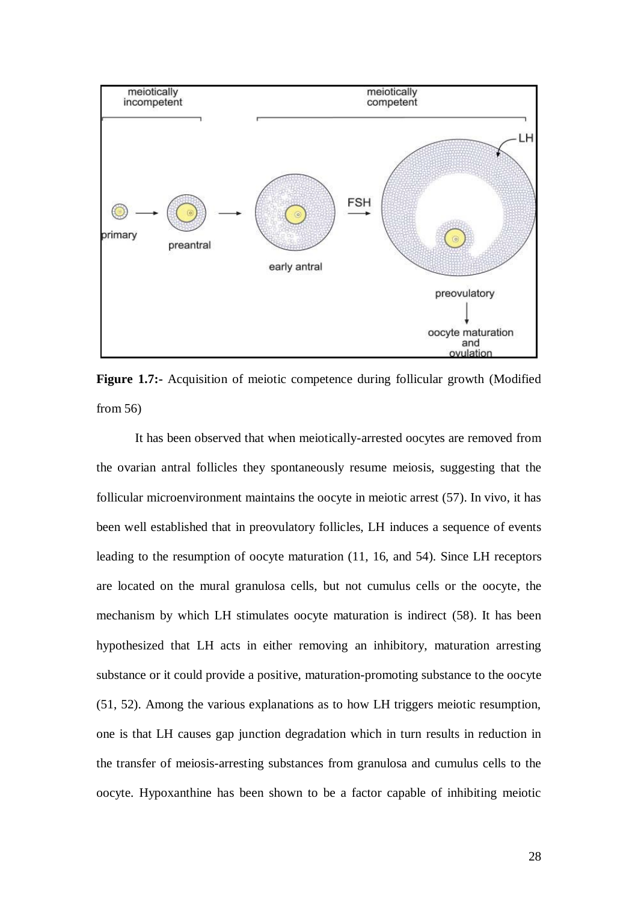**Figure 1.7:-** Acquisition of meiotic competence during follicular growth (Modified from 56)

It has been observed that when meiotically-arrested oocytes are removed from the ovarian antral follicles they spontaneously resume meiosis, suggesting that the follicular microenvironment maintains the oocyte in meiotic arrest (57). In vivo, it has been well established that in preovulatory follicles, LH induces a sequence of events leading to the resumption of oocyte maturation (11, 16, and 54). Since LH receptors are located on the mural granulosa cells, but not cumulus cells or the oocyte, the mechanism by which LH stimulates oocyte maturation is indirect (58). It has been hypothesized that LH acts in either removing an inhibitory, maturation arresting substance or it could provide a positive, maturation-promoting substance to the oocyte (51, 52). Among the various explanations as to how LH triggers meiotic resumption, one is that LH causes gap junction degradation which in turn results in reduction in the transfer of meiosis-arresting substances from granulosa and cumulus cells to the oocyte. Hypoxanthine has been shown to be a factor capable of inhibiting meiotic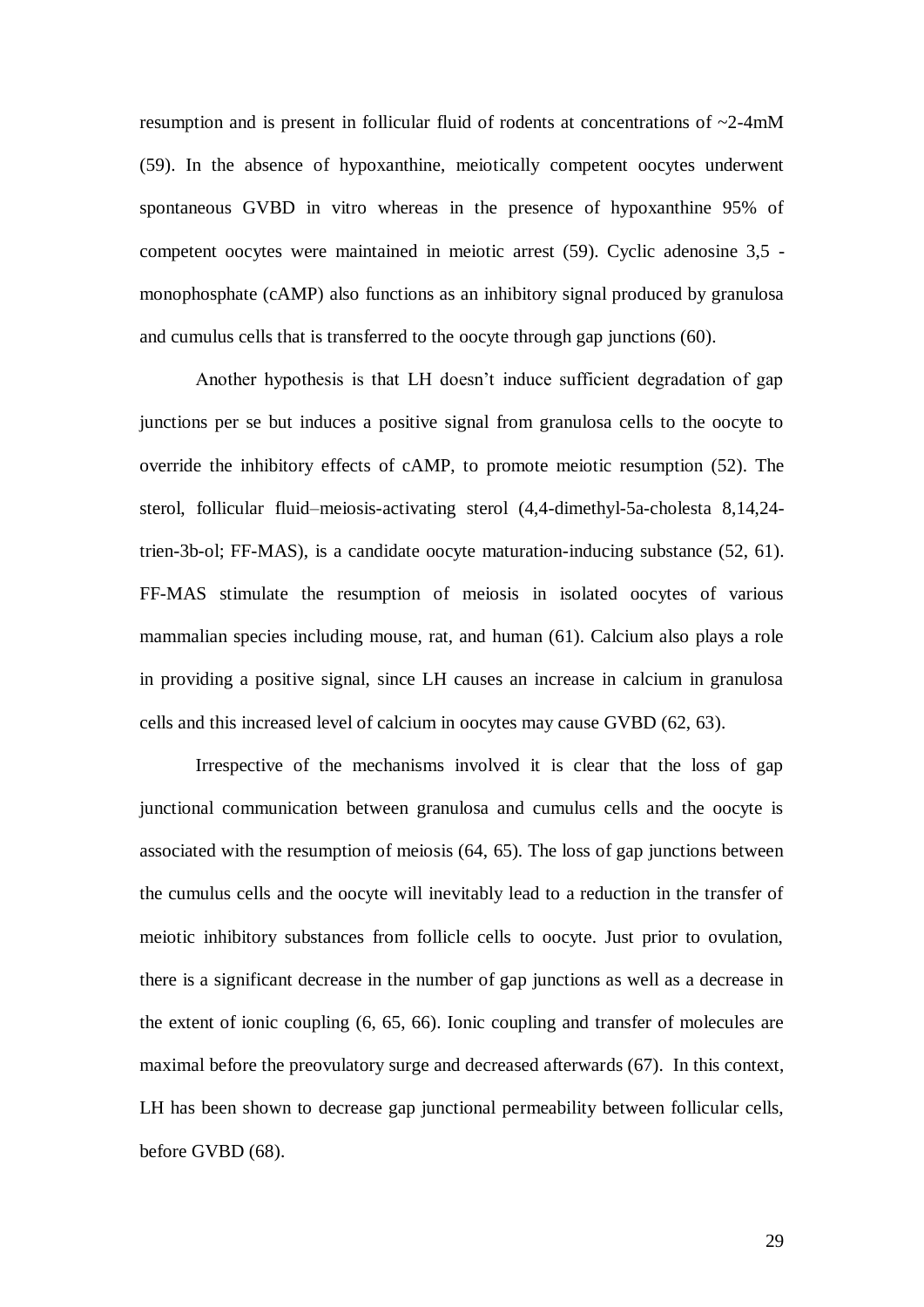resumption and is present in follicular fluid of rodents at concentrations of ~2-4mM (59). In the absence of hypoxanthine, meiotically competent oocytes underwent spontaneous GVBD in vitro whereas in the presence of hypoxanthine 95% of competent oocytes were maintained in meiotic arrest (59). Cyclic adenosine 3,5 -monophosphate (cAMP) also functions as an inhibitory signal produced by granulosa and cumulus cells that is transferred to the oocyte through gap junctions (60).

Another hypothesis is that LH doesn't induce sufficient degradation of gap junctions per se but induces a positive signal from granulosa cells to the oocyte to override the inhibitory effects of cAMP, to promote meiotic resumption (52). The sterol, follicular fluid–meiosis-activating sterol (4,4-dimethyl-5a-cholesta 8,14,24-trien-3b-ol; FF-MAS), is a candidate oocyte maturation-inducing substance (52, 61). FF-MAS stimulate the resumption of meiosis in isolated oocytes of various mammalian species including mouse, rat, and human (61). Calcium also plays a role in providing a positive signal, since LH causes an increase in calcium in granulosa cells and this increased level of calcium in oocytes may cause GVBD (62, 63).

Irrespective of the mechanisms involved it is clear that the loss of gap junctional communication between granulosa and cumulus cells and the oocyte is associated with the resumption of meiosis (64, 65). The loss of gap junctions between the cumulus cells and the oocyte will inevitably lead to a reduction in the transfer of meiotic inhibitory substances from follicle cells to oocyte. Just prior to ovulation, there is a significant decrease in the number of gap junctions as well as a decrease in the extent of ionic coupling (6, 65, 66). Ionic coupling and transfer of molecules are maximal before the preovulatory surge and decreased afterwards (67). In this context, LH has been shown to decrease gap junctional permeability between follicular cells, before GVBD (68).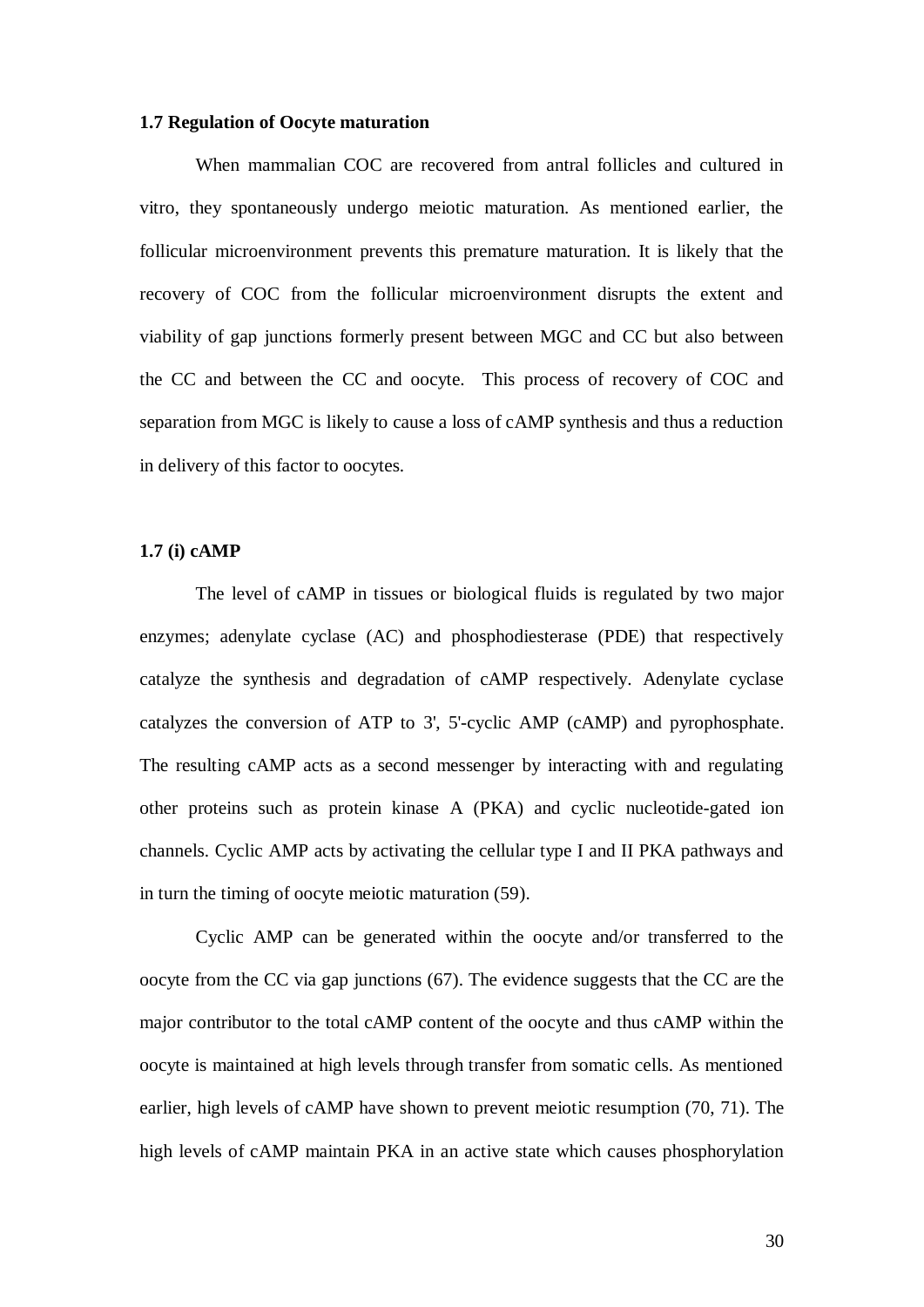**1.7 Regulation of Oocyte maturation**

When mammalian COC are recovered from antral follicles and cultured in vitro, they spontaneously undergo meiotic maturation. As mentioned earlier, the follicular microenvironment prevents this premature maturation. It is likely that the recovery of COC from the follicular microenvironment disrupts the extent and viability of gap junctions formerly present between MGC and CC but also between the CC and between the CC and oocyte. This process of recovery of COC and separation from MGC is likely to cause a loss of cAMP synthesis and thus a reduction in delivery of this factor to oocytes.

**1.7 (i) cAMP**

The level of cAMP in tissues or biological fluids is regulated by two major enzymes; adenylate cyclase (AC) and phosphodiesterase (PDE) that respectively catalyze the synthesis and degradation of cAMP respectively. Adenylate cyclase catalyzes the conversion of ATP to 3', 5'-cyclic AMP (cAMP) and pyrophosphate. The resulting cAMP acts as a second messenger by interacting with and regulating other proteins such as protein kinase A (PKA) and cyclic nucleotide-gated ion channels. Cyclic AMP acts by activating the cellular type I and II PKA pathways and in turn the timing of oocyte meiotic maturation (59).

Cyclic AMP can be generated within the oocyte and/or transferred to the oocyte from the CC via gap junctions (67). The evidence suggests that the CC are the major contributor to the total cAMP content of the oocyte and thus cAMP within the oocyte is maintained at high levels through transfer from somatic cells. As mentioned earlier, high levels of cAMP have shown to prevent meiotic resumption (70, 71). The high levels of cAMP maintain PKA in an active state which causes phosphorylation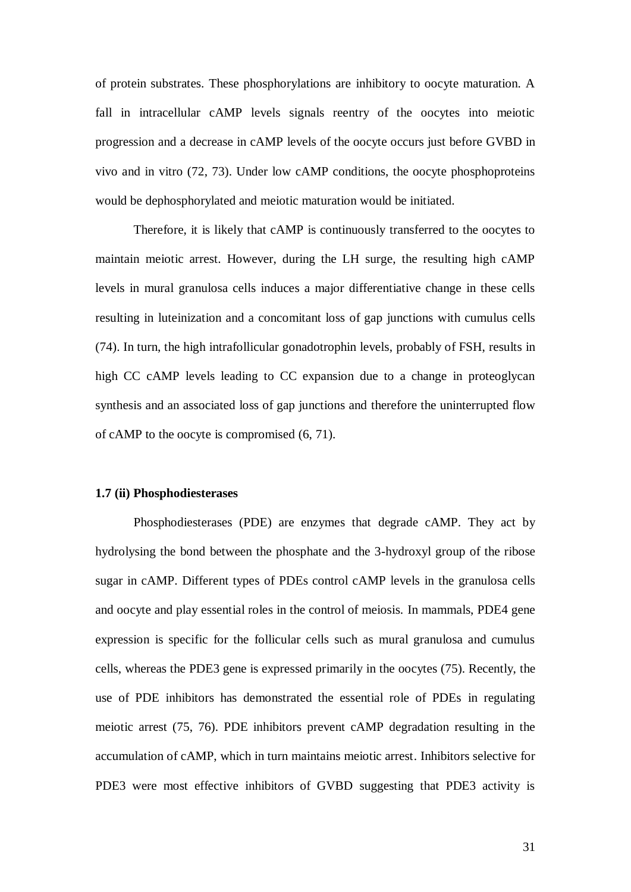of protein substrates. These phosphorylations are inhibitory to oocyte maturation. A fall in intracellular cAMP levels signals reentry of the oocytes into meiotic progression and a decrease in cAMP levels of the oocyte occurs just before GVBD in vivo and in vitro (72, 73). Under low cAMP conditions, the oocyte phosphoproteins would be dephosphorylated and meiotic maturation would be initiated.

Therefore, it is likely that cAMP is continuously transferred to the oocytes to maintain meiotic arrest. However, during the LH surge, the resulting high cAMP levels in mural granulosa cells induces a major differentiative change in these cells resulting in luteinization and a concomitant loss of gap junctions with cumulus cells (74). In turn, the high intrafollicular gonadotrophin levels, probably of FSH, results in high CC cAMP levels leading to CC expansion due to a change in proteoglycan synthesis and an associated loss of gap junctions and therefore the uninterrupted flow of cAMP to the oocyte is compromised (6, 71).

**1.7 (ii) Phosphodiesterases**

Phosphodiesterases (PDE) are enzymes that degrade cAMP. They act by hydrolysing the bond between the phosphate and the 3-hydroxyl group of the ribose sugar in cAMP. Different types of PDEs control cAMP levels in the granulosa cells and oocyte and play essential roles in the control of meiosis. In mammals, PDE4 gene expression is specific for the follicular cells such as mural granulosa and cumulus cells, whereas the PDE3 gene is expressed primarily in the oocytes (75). Recently, the use of PDE inhibitors has demonstrated the essential role of PDEs in regulating meiotic arrest (75, 76). PDE inhibitors prevent cAMP degradation resulting in the accumulation of cAMP, which in turn maintains meiotic arrest. Inhibitors selective for PDE3 were most effective inhibitors of GVBD suggesting that PDE3 activity is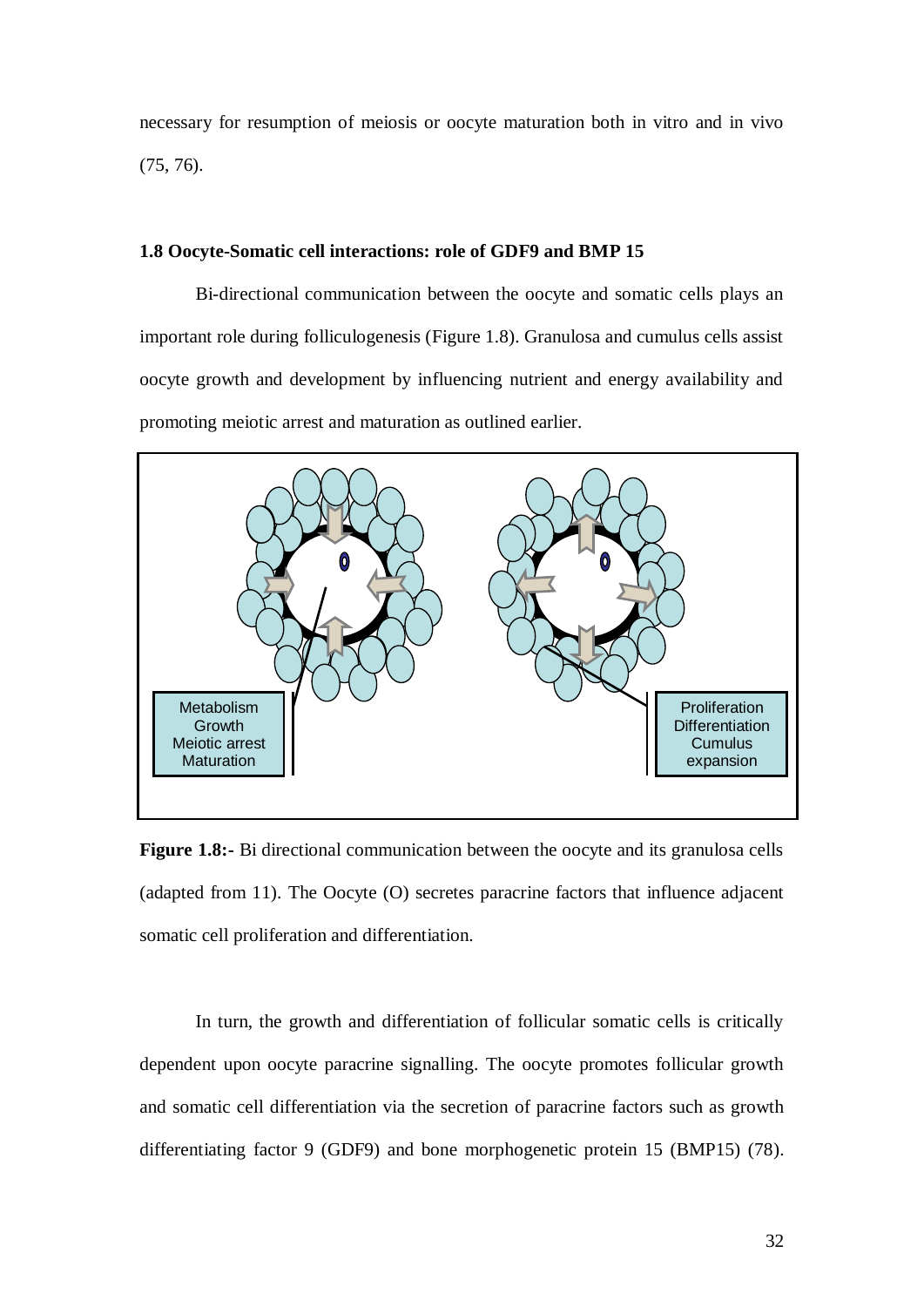necessary for resumption of meiosis or oocyte maturation both in vitro and in vivo (75, 76).

### 1.8 Oocyte-Somatic cell interactions: role of GDF9 and BMP 15

Bi-directional communication between the oocyte and somatic cells plays an important role during folliculogenesis (Figure 1.8). Granulosa and cumulus cells assist oocyte growth and development by influencing nutrient and energy availability and promoting meiotic arrest and maturation as outlined earlier.

Metabolism
Growth
Meiotic arrest
Maturation

Proliferation
Differentiation
Cumulus expansion

**Figure 1.8:-** Bi directional communication between the oocyte and its granulosa cells (adapted from 11). The Oocyte (O) secretes paracrine factors that influence adjacent somatic cell proliferation and differentiation.

In turn, the growth and differentiation of follicular somatic cells is critically dependent upon oocyte paracrine signalling. The oocyte promotes follicular growth and somatic cell differentiation via the secretion of paracrine factors such as growth differentiating factor 9 (GDF9) and bone morphogenetic protein 15 (BMP15) (78).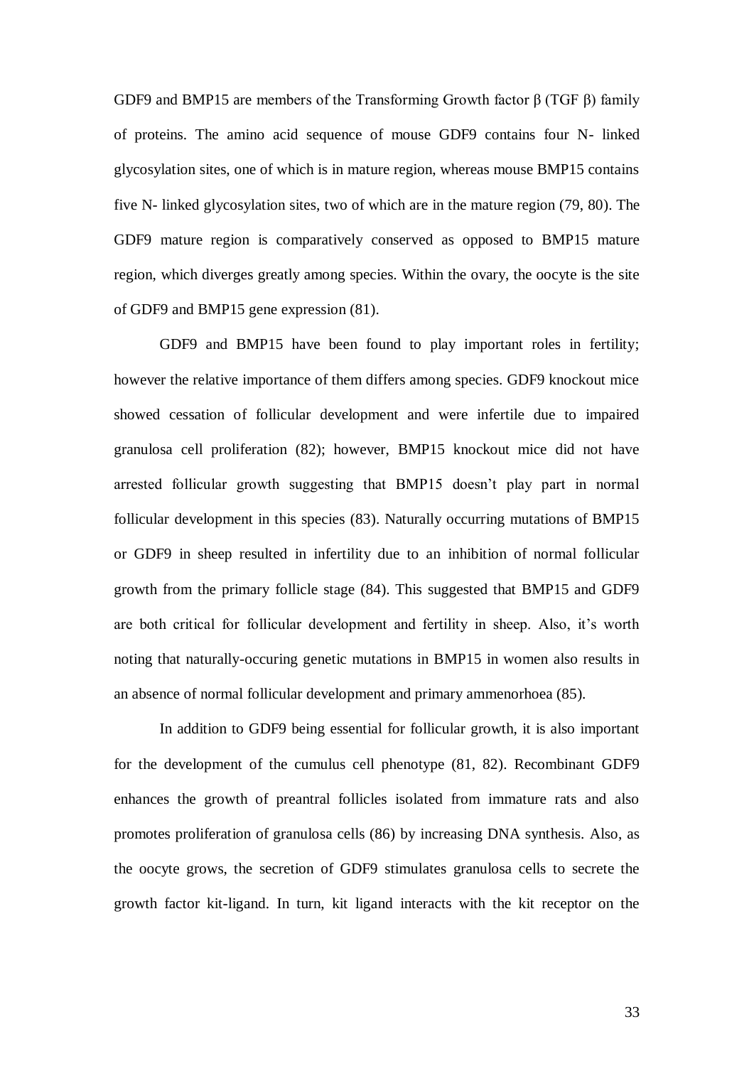GDF9 and BMP15 are members of the Transforming Growth factor β (TGF β) family of proteins. The amino acid sequence of mouse GDF9 contains four N- linked glycosylation sites, one of which is in mature region, whereas mouse BMP15 contains five N- linked glycosylation sites, two of which are in the mature region (79, 80). The GDF9 mature region is comparatively conserved as opposed to BMP15 mature region, which diverges greatly among species. Within the ovary, the oocyte is the site of GDF9 and BMP15 gene expression (81).

GDF9 and BMP15 have been found to play important roles in fertility; however the relative importance of them differs among species. GDF9 knockout mice showed cessation of follicular development and were infertile due to impaired granulosa cell proliferation (82); however, BMP15 knockout mice did not have arrested follicular growth suggesting that BMP15 doesn't play part in normal follicular development in this species (83). Naturally occurring mutations of BMP15 or GDF9 in sheep resulted in infertility due to an inhibition of normal follicular growth from the primary follicle stage (84). This suggested that BMP15 and GDF9 are both critical for follicular development and fertility in sheep. Also, it's worth noting that naturally-occuring genetic mutations in BMP15 in women also results in an absence of normal follicular development and primary ammenorhoea (85).

In addition to GDF9 being essential for follicular growth, it is also important for the development of the cumulus cell phenotype (81, 82). Recombinant GDF9 enhances the growth of preantral follicles isolated from immature rats and also promotes proliferation of granulosa cells (86) by increasing DNA synthesis. Also, as the oocyte grows, the secretion of GDF9 stimulates granulosa cells to secrete the growth factor kit-ligand. In turn, kit ligand interacts with the kit receptor on the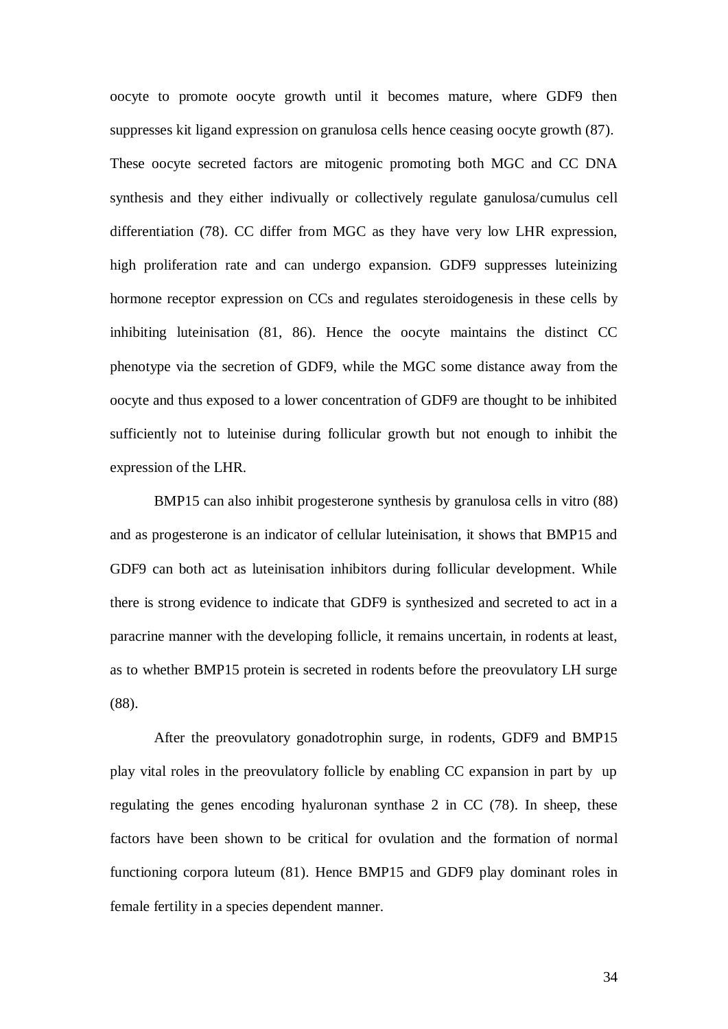oocyte to promote oocyte growth until it becomes mature, where GDF9 then suppresses kit ligand expression on granulosa cells hence ceasing oocyte growth (87). These oocyte secreted factors are mitogenic promoting both MGC and CC DNA synthesis and they either indivually or collectively regulate ganulosa/cumulus cell differentiation (78). CC differ from MGC as they have very low LHR expression, high proliferation rate and can undergo expansion. GDF9 suppresses luteinizing hormone receptor expression on CCs and regulates steroidogenesis in these cells by inhibiting luteinisation (81, 86). Hence the oocyte maintains the distinct CC phenotype via the secretion of GDF9, while the MGC some distance away from the oocyte and thus exposed to a lower concentration of GDF9 are thought to be inhibited sufficiently not to luteinise during follicular growth but not enough to inhibit the expression of the LHR.

BMP15 can also inhibit progesterone synthesis by granulosa cells in vitro (88) and as progesterone is an indicator of cellular luteinisation, it shows that BMP15 and GDF9 can both act as luteinisation inhibitors during follicular development. While there is strong evidence to indicate that GDF9 is synthesized and secreted to act in a paracrine manner with the developing follicle, it remains uncertain, in rodents at least, as to whether BMP15 protein is secreted in rodents before the preovulatory LH surge (88).

After the preovulatory gonadotrophin surge, in rodents, GDF9 and BMP15 play vital roles in the preovulatory follicle by enabling CC expansion in part by up regulating the genes encoding hyaluronan synthase 2 in CC (78). In sheep, these factors have been shown to be critical for ovulation and the formation of normal functioning corpora luteum (81). Hence BMP15 and GDF9 play dominant roles in female fertility in a species dependent manner.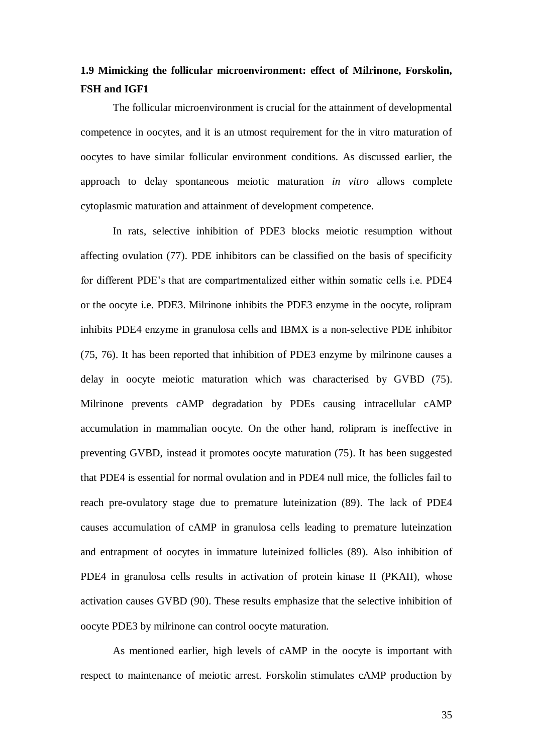## 1.9 Mimicking the follicular microenvironment: effect of Milrinone, Forskolin, FSH and IGF1

The follicular microenvironment is crucial for the attainment of developmental competence in oocytes, and it is an utmost requirement for the in vitro maturation of oocytes to have similar follicular environment conditions. As discussed earlier, the approach to delay spontaneous meiotic maturation *in vitro* allows complete cytoplasmic maturation and attainment of development competence.

In rats, selective inhibition of PDE3 blocks meiotic resumption without affecting ovulation (77). PDE inhibitors can be classified on the basis of specificity for different PDE's that are compartmentalized either within somatic cells i.e. PDE4 or the oocyte i.e. PDE3. Milrinone inhibits the PDE3 enzyme in the oocyte, rolipram inhibits PDE4 enzyme in granulosa cells and IBMX is a non-selective PDE inhibitor (75, 76). It has been reported that inhibition of PDE3 enzyme by milrinone causes a delay in oocyte meiotic maturation which was characterised by GVBD (75). Milrinone prevents cAMP degradation by PDEs causing intracellular cAMP accumulation in mammalian oocyte. On the other hand, rolipram is ineffective in preventing GVBD, instead it promotes oocyte maturation (75). It has been suggested that PDE4 is essential for normal ovulation and in PDE4 null mice, the follicles fail to reach pre-ovulatory stage due to premature luteinization (89). The lack of PDE4 causes accumulation of cAMP in granulosa cells leading to premature luteinzation and entrapment of oocytes in immature luteinized follicles (89). Also inhibition of PDE4 in granulosa cells results in activation of protein kinase II (PKAII), whose activation causes GVBD (90). These results emphasize that the selective inhibition of oocyte PDE3 by milrinone can control oocyte maturation.

As mentioned earlier, high levels of cAMP in the oocyte is important with respect to maintenance of meiotic arrest. Forskolin stimulates cAMP production by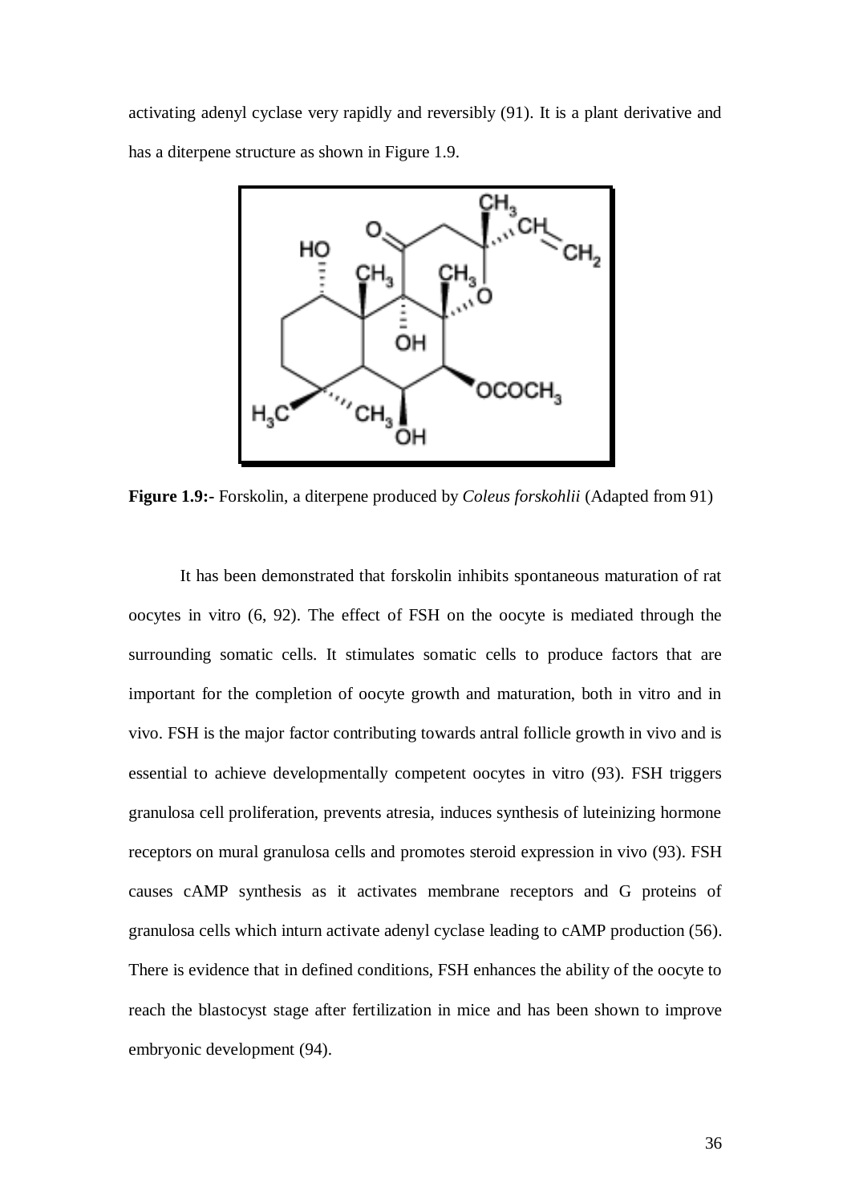activating adenyl cyclase very rapidly and reversibly (91). It is a plant derivative and has a diterpene structure as shown in Figure 1.9.

**Figure 1.9:-** Forskolin, a diterpene produced by *Coleus forskohlii* (Adapted from 91)

It has been demonstrated that forskolin inhibits spontaneous maturation of rat oocytes in vitro (6, 92). The effect of FSH on the oocyte is mediated through the surrounding somatic cells. It stimulates somatic cells to produce factors that are important for the completion of oocyte growth and maturation, both in vitro and in vivo. FSH is the major factor contributing towards antral follicle growth in vivo and is essential to achieve developmentally competent oocytes in vitro (93). FSH triggers granulosa cell proliferation, prevents atresia, induces synthesis of luteinizing hormone receptors on mural granulosa cells and promotes steroid expression in vivo (93). FSH causes cAMP synthesis as it activates membrane receptors and G proteins of granulosa cells which inturn activate adenyl cyclase leading to cAMP production (56). There is evidence that in defined conditions, FSH enhances the ability of the oocyte to reach the blastocyst stage after fertilization in mice and has been shown to improve embryonic development (94).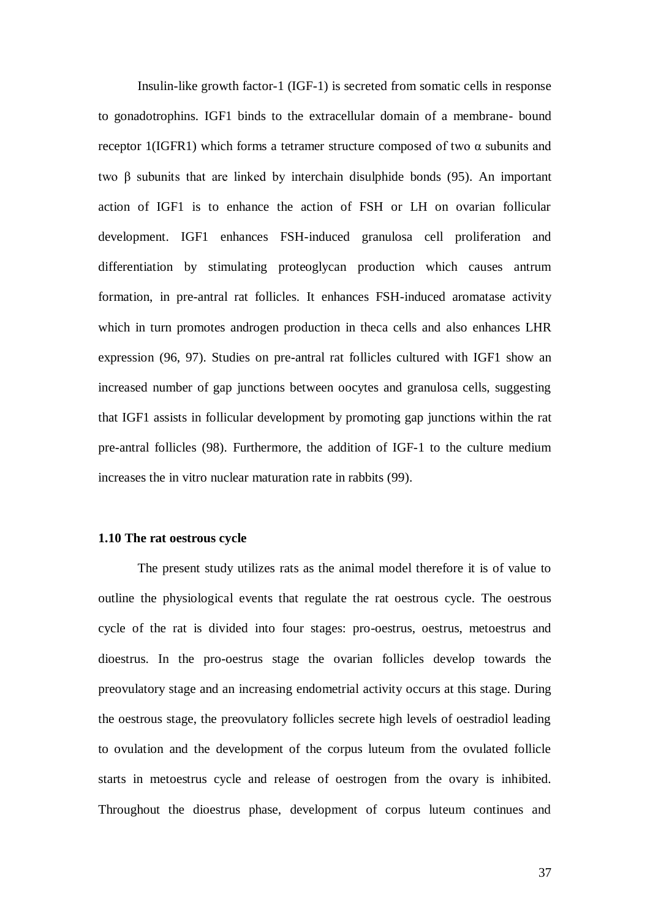Insulin-like growth factor-1 (IGF-1) is secreted from somatic cells in response to gonadotrophins. IGF1 binds to the extracellular domain of a membrane- bound receptor 1(IGFR1) which forms a tetramer structure composed of two α subunits and two β subunits that are linked by interchain disulphide bonds (95). An important action of IGF1 is to enhance the action of FSH or LH on ovarian follicular development. IGF1 enhances FSH-induced granulosa cell proliferation and differentiation by stimulating proteoglycan production which causes antrum formation, in pre-antral rat follicles. It enhances FSH-induced aromatase activity which in turn promotes androgen production in theca cells and also enhances LHR expression (96, 97). Studies on pre-antral rat follicles cultured with IGF1 show an increased number of gap junctions between oocytes and granulosa cells, suggesting that IGF1 assists in follicular development by promoting gap junctions within the rat pre-antral follicles (98). Furthermore, the addition of IGF-1 to the culture medium increases the in vitro nuclear maturation rate in rabbits (99).

**1.10 The rat oestrous cycle**

The present study utilizes rats as the animal model therefore it is of value to outline the physiological events that regulate the rat oestrous cycle. The oestrous cycle of the rat is divided into four stages: pro-oestrus, oestrus, metoestrus and dioestrus. In the pro-oestrus stage the ovarian follicles develop towards the preovulatory stage and an increasing endometrial activity occurs at this stage. During the oestrous stage, the preovulatory follicles secrete high levels of oestradiol leading to ovulation and the development of the corpus luteum from the ovulated follicle starts in metoestrus cycle and release of oestrogen from the ovary is inhibited. Throughout the dioestrus phase, development of corpus luteum continues and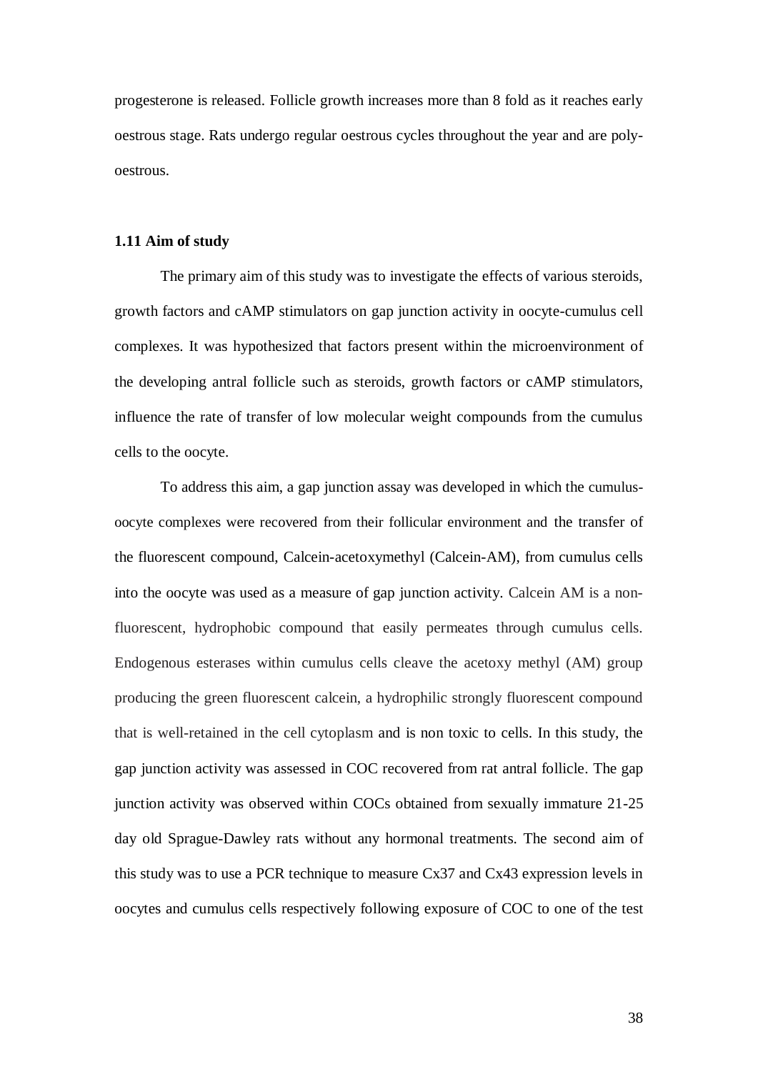progesterone is released. Follicle growth increases more than 8 fold as it reaches early oestrous stage. Rats undergo regular oestrous cycles throughout the year and are poly-oestrous.

### 1.11 Aim of study

The primary aim of this study was to investigate the effects of various steroids, growth factors and cAMP stimulators on gap junction activity in oocyte-cumulus cell complexes. It was hypothesized that factors present within the microenvironment of the developing antral follicle such as steroids, growth factors or cAMP stimulators, influence the rate of transfer of low molecular weight compounds from the cumulus cells to the oocyte.

To address this aim, a gap junction assay was developed in which the cumulus-oocyte complexes were recovered from their follicular environment and the transfer of the fluorescent compound, Calcein-acetoxymethyl (Calcein-AM), from cumulus cells into the oocyte was used as a measure of gap junction activity. Calcein AM is a non-fluorescent, hydrophobic compound that easily permeates through cumulus cells. Endogenous esterases within cumulus cells cleave the acetoxy methyl (AM) group producing the green fluorescent calcein, a hydrophilic strongly fluorescent compound that is well-retained in the cell cytoplasm and is non toxic to cells. In this study, the gap junction activity was assessed in COC recovered from rat antral follicle. The gap junction activity was observed within COCs obtained from sexually immature 21-25 day old Sprague-Dawley rats without any hormonal treatments. The second aim of this study was to use a PCR technique to measure Cx37 and Cx43 expression levels in oocytes and cumulus cells respectively following exposure of COC to one of the test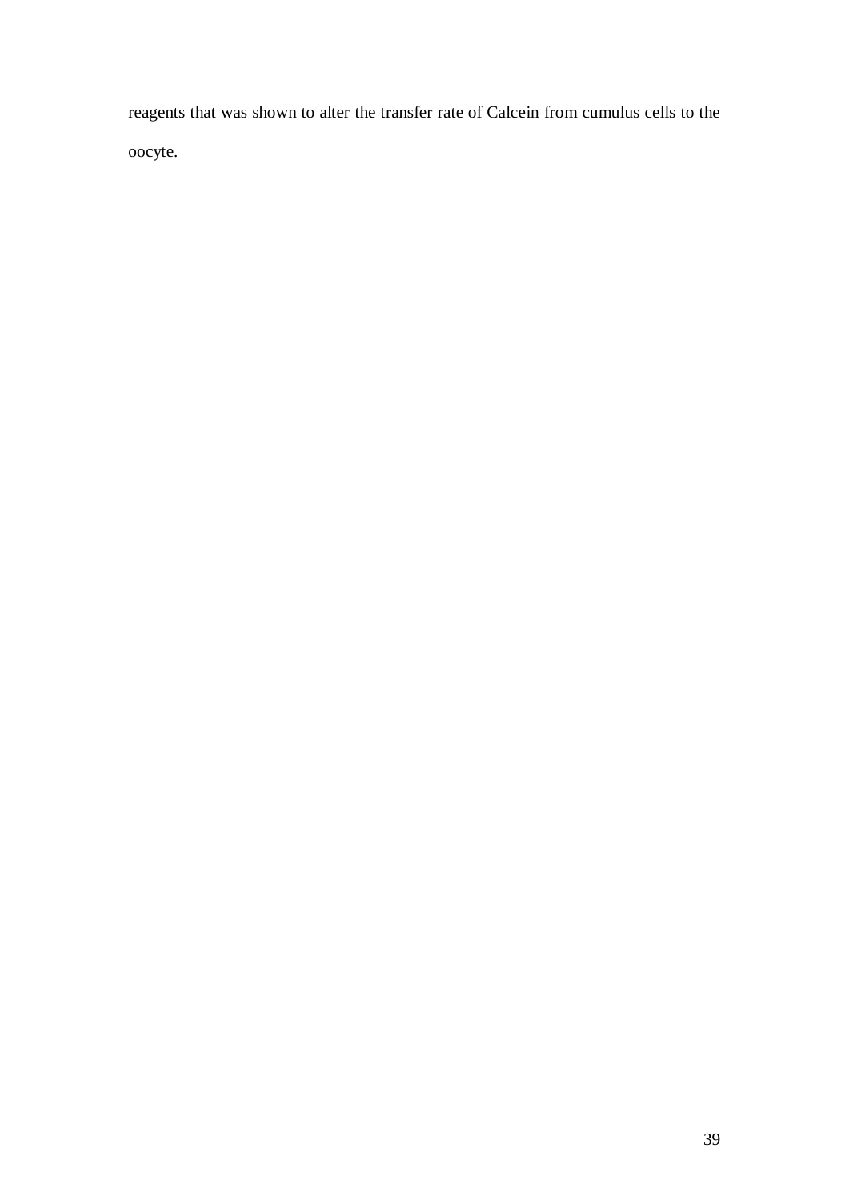reagents that was shown to alter the transfer rate of Calcein from cumulus cells to the oocyte.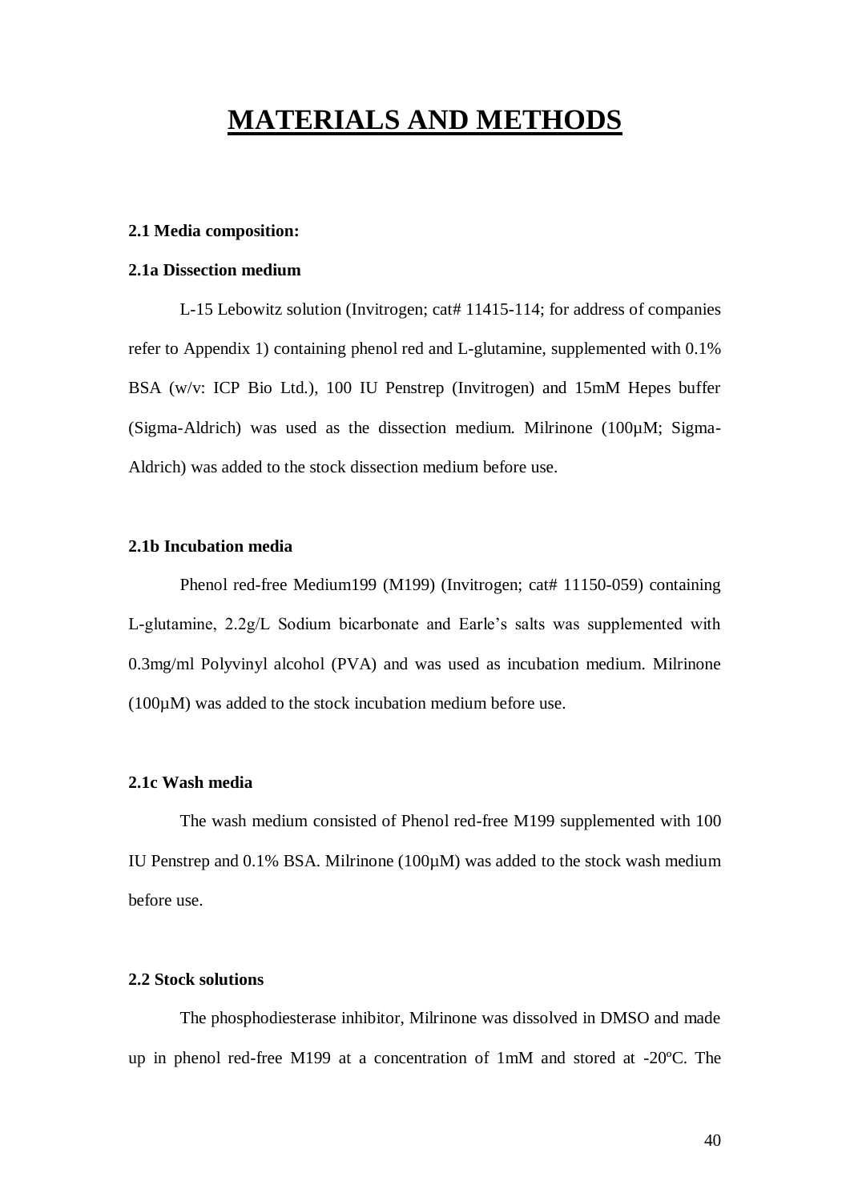# MATERIALS AND METHODS

**2.1 Media composition:**

**2.1a Dissection medium**

L-15 Lebowitz solution (Invitrogen; cat# 11415-114; for address of companies refer to Appendix 1) containing phenol red and L-glutamine, supplemented with 0.1% BSA (w/v: ICP Bio Ltd.), 100 IU Penstrep (Invitrogen) and 15mM Hepes buffer (Sigma-Aldrich) was used as the dissection medium. Milrinone (100µM; Sigma-Aldrich) was added to the stock dissection medium before use.

**2.1b Incubation media**

Phenol red-free Medium199 (M199) (Invitrogen; cat# 11150-059) containing L-glutamine, 2.2g/L Sodium bicarbonate and Earle's salts was supplemented with 0.3mg/ml Polyvinyl alcohol (PVA) and was used as incubation medium. Milrinone (100µM) was added to the stock incubation medium before use.

**2.1c Wash media**

The wash medium consisted of Phenol red-free M199 supplemented with 100 IU Penstrep and 0.1% BSA. Milrinone (100µM) was added to the stock wash medium before use.

**2.2 Stock solutions**

The phosphodiesterase inhibitor, Milrinone was dissolved in DMSO and made up in phenol red-free M199 at a concentration of 1mM and stored at -20ºC. The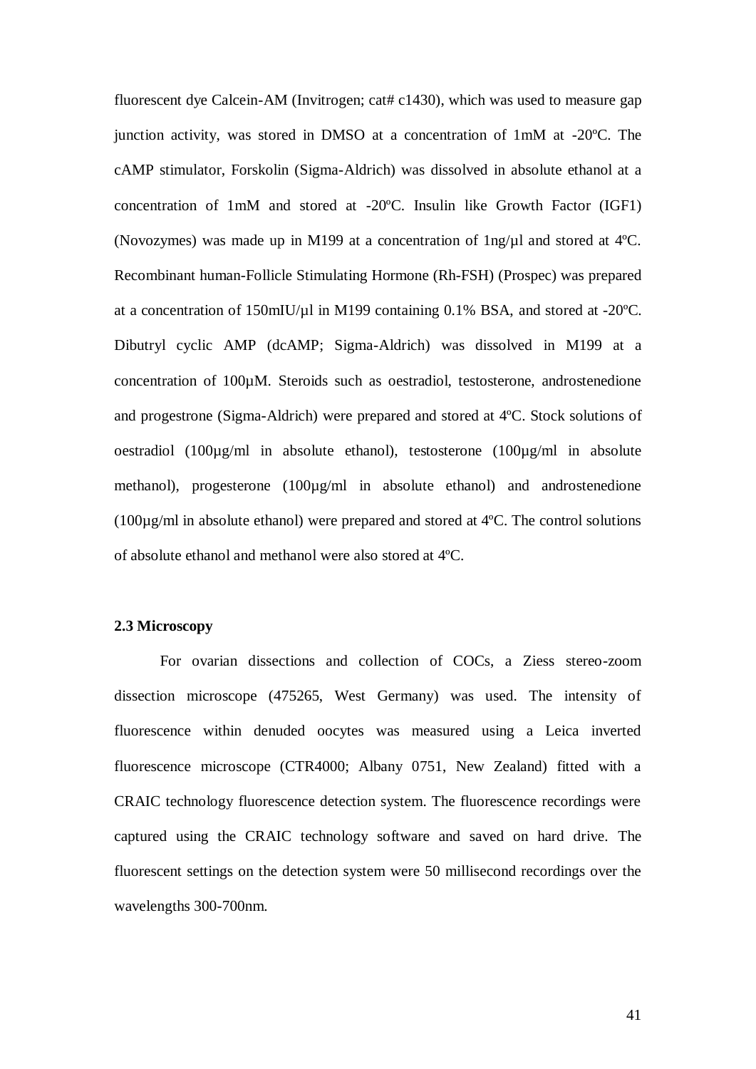fluorescent dye Calcein-AM (Invitrogen; cat# c1430), which was used to measure gap junction activity, was stored in DMSO at a concentration of 1mM at -20ºC. The cAMP stimulator, Forskolin (Sigma-Aldrich) was dissolved in absolute ethanol at a concentration of 1mM and stored at -20ºC. Insulin like Growth Factor (IGF1) (Novozymes) was made up in M199 at a concentration of 1ng/µl and stored at 4ºC. Recombinant human-Follicle Stimulating Hormone (Rh-FSH) (Prospec) was prepared at a concentration of 150mIU/µl in M199 containing 0.1% BSA, and stored at -20ºC. Dibutryl cyclic AMP (dcAMP; Sigma-Aldrich) was dissolved in M199 at a concentration of 100µM. Steroids such as oestradiol, testosterone, androstenedione and progestrone (Sigma-Aldrich) were prepared and stored at 4ºC. Stock solutions of oestradiol (100µg/ml in absolute ethanol), testosterone (100µg/ml in absolute methanol), progesterone (100µg/ml in absolute ethanol) and androstenedione (100µg/ml in absolute ethanol) were prepared and stored at 4ºC. The control solutions of absolute ethanol and methanol were also stored at 4ºC.

### 2.3 Microscopy

For ovarian dissections and collection of COCs, a Ziess stereo-zoom dissection microscope (475265, West Germany) was used. The intensity of fluorescence within denuded oocytes was measured using a Leica inverted fluorescence microscope (CTR4000; Albany 0751, New Zealand) fitted with a CRAIC technology fluorescence detection system. The fluorescence recordings were captured using the CRAIC technology software and saved on hard drive. The fluorescent settings on the detection system were 50 millisecond recordings over the wavelengths 300-700nm.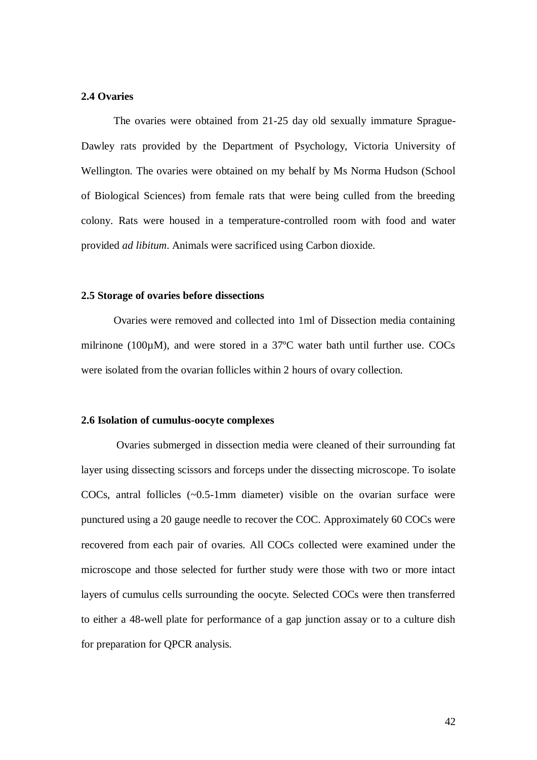### 2.4 Ovaries

The ovaries were obtained from 21-25 day old sexually immature Sprague-Dawley rats provided by the Department of Psychology, Victoria University of Wellington. The ovaries were obtained on my behalf by Ms Norma Hudson (School of Biological Sciences) from female rats that were being culled from the breeding colony. Rats were housed in a temperature-controlled room with food and water provided *ad libitum*. Animals were sacrificed using Carbon dioxide.

### 2.5 Storage of ovaries before dissections

Ovaries were removed and collected into 1ml of Dissection media containing milrinone (100µM), and were stored in a 37ºC water bath until further use. COCs were isolated from the ovarian follicles within 2 hours of ovary collection.

### 2.6 Isolation of cumulus-oocyte complexes

Ovaries submerged in dissection media were cleaned of their surrounding fat layer using dissecting scissors and forceps under the dissecting microscope. To isolate COCs, antral follicles (~0.5-1mm diameter) visible on the ovarian surface were punctured using a 20 gauge needle to recover the COC. Approximately 60 COCs were recovered from each pair of ovaries. All COCs collected were examined under the microscope and those selected for further study were those with two or more intact layers of cumulus cells surrounding the oocyte. Selected COCs were then transferred to either a 48-well plate for performance of a gap junction assay or to a culture dish for preparation for QPCR analysis.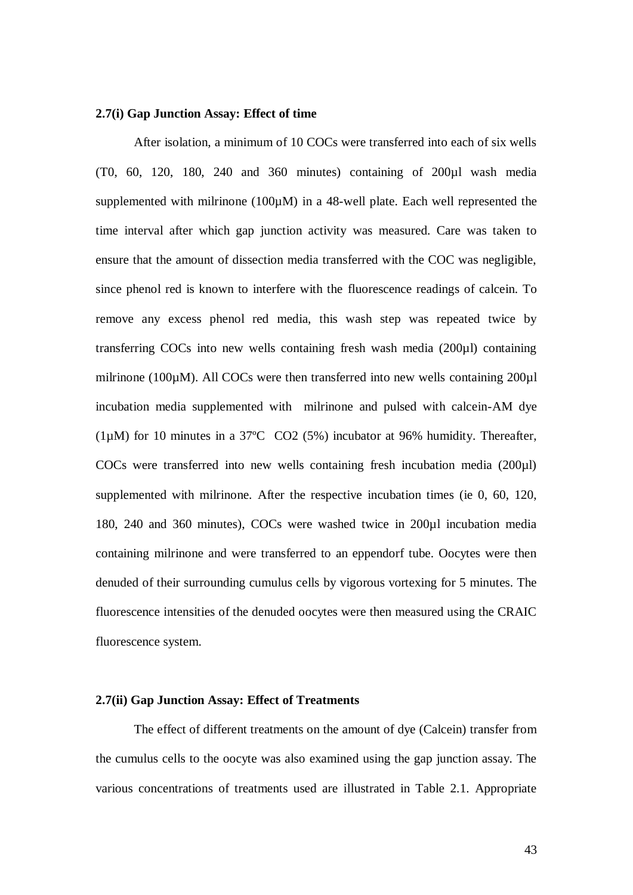**2.7(i) Gap Junction Assay: Effect of time**

After isolation, a minimum of 10 COCs were transferred into each of six wells (T0, 60, 120, 180, 240 and 360 minutes) containing of 200µl wash media supplemented with milrinone (100µM) in a 48-well plate. Each well represented the time interval after which gap junction activity was measured. Care was taken to ensure that the amount of dissection media transferred with the COC was negligible, since phenol red is known to interfere with the fluorescence readings of calcein. To remove any excess phenol red media, this wash step was repeated twice by transferring COCs into new wells containing fresh wash media (200µl) containing milrinone (100µM). All COCs were then transferred into new wells containing 200µl incubation media supplemented with milrinone and pulsed with calcein-AM dye (1µM) for 10 minutes in a 37ºC $CO_2$ (5%) incubator at 96% humidity. Thereafter, COCs were transferred into new wells containing fresh incubation media (200µl) supplemented with milrinone. After the respective incubation times (ie 0, 60, 120, 180, 240 and 360 minutes), COCs were washed twice in 200µl incubation media containing milrinone and were transferred to an eppendorf tube. Oocytes were then denuded of their surrounding cumulus cells by vigorous vortexing for 5 minutes. The fluorescence intensities of the denuded oocytes were then measured using the CRAIC fluorescence system.

**2.7(ii) Gap Junction Assay: Effect of Treatments**

The effect of different treatments on the amount of dye (Calcein) transfer from the cumulus cells to the oocyte was also examined using the gap junction assay. The various concentrations of treatments used are illustrated in Table 2.1. Appropriate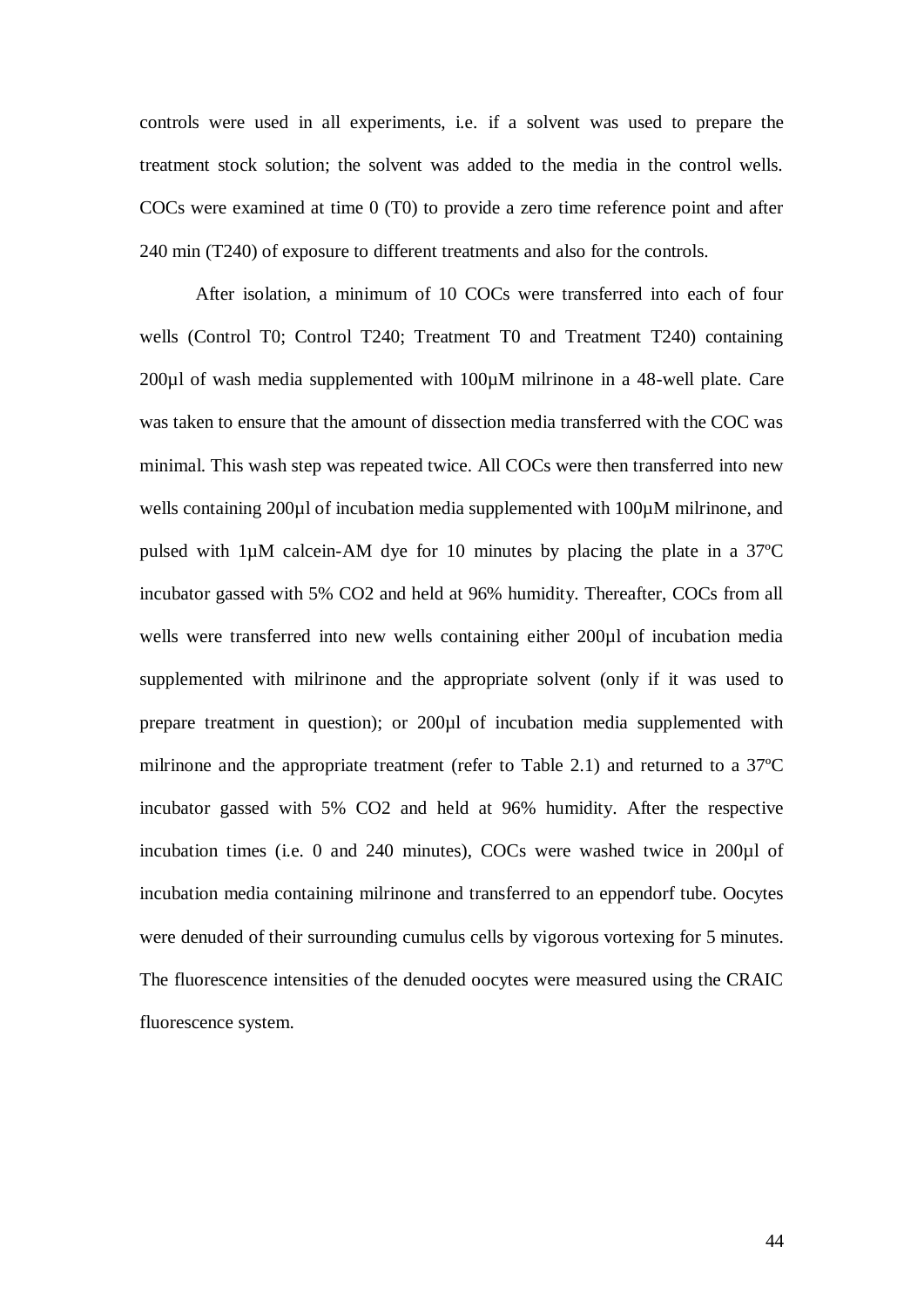controls were used in all experiments, i.e. if a solvent was used to prepare the treatment stock solution; the solvent was added to the media in the control wells. COCs were examined at time 0 (T0) to provide a zero time reference point and after 240 min (T240) of exposure to different treatments and also for the controls.

After isolation, a minimum of 10 COCs were transferred into each of four wells (Control T0; Control T240; Treatment T0 and Treatment T240) containing 200µl of wash media supplemented with 100µM milrinone in a 48-well plate. Care was taken to ensure that the amount of dissection media transferred with the COC was minimal. This wash step was repeated twice. All COCs were then transferred into new wells containing 200µl of incubation media supplemented with 100µM milrinone, and pulsed with 1µM calcein-AM dye for 10 minutes by placing the plate in a 37ºC incubator gassed with 5% $CO_2$ and held at 96% humidity. Thereafter, COCs from all wells were transferred into new wells containing either 200µl of incubation media supplemented with milrinone and the appropriate solvent (only if it was used to prepare treatment in question); or 200µl of incubation media supplemented with milrinone and the appropriate treatment (refer to Table 2.1) and returned to a 37ºC incubator gassed with 5% $CO_2$ and held at 96% humidity. After the respective incubation times (i.e. 0 and 240 minutes), COCs were washed twice in 200µl of incubation media containing milrinone and transferred to an eppendorf tube. Oocytes were denuded of their surrounding cumulus cells by vigorous vortexing for 5 minutes. The fluorescence intensities of the denuded oocytes were measured using the CRAIC fluorescence system.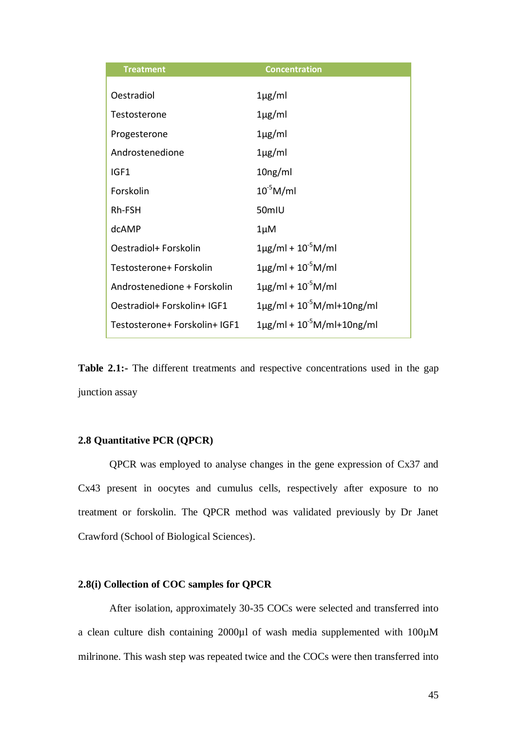| Treatment | Concentration |
|---|---|
| Oestradiol | 1µg/ml |
| Testosterone | 1µg/ml |
| Progesterone | 1µg/ml |
| Androstenedione | 1µg/ml |
| IGF1 | 10ng/ml |
| Forskolin | $10^{-5}$M/ml |
| Rh-FSH | 50mIU |
| dcAMP | 1µM |
| Oestradiol+ Forskolin | 1µg/ml + $10^{-5}$M/ml |
| Testosterone+ Forskolin | 1µg/ml + $10^{-5}$M/ml |
| Androstenedione + Forskolin | 1µg/ml + $10^{-5}$M/ml |
| Oestradiol+ Forskolin+ IGF1 | 1µg/ml + $10^{-5}$M/ml+10ng/ml |
| Testosterone+ Forskolin+ IGF1 | 1µg/ml + $10^{-5}$M/ml+10ng/ml |

**Table 2.1:-** The different treatments and respective concentrations used in the gap junction assay

### 2.8 Quantitative PCR (QPCR)

QPCR was employed to analyse changes in the gene expression of Cx37 and Cx43 present in oocytes and cumulus cells, respectively after exposure to no treatment or forskolin. The QPCR method was validated previously by Dr Janet Crawford (School of Biological Sciences).

### 2.8(i) Collection of COC samples for QPCR

After isolation, approximately 30-35 COCs were selected and transferred into a clean culture dish containing 2000µl of wash media supplemented with 100µM milrinone. This wash step was repeated twice and the COCs were then transferred into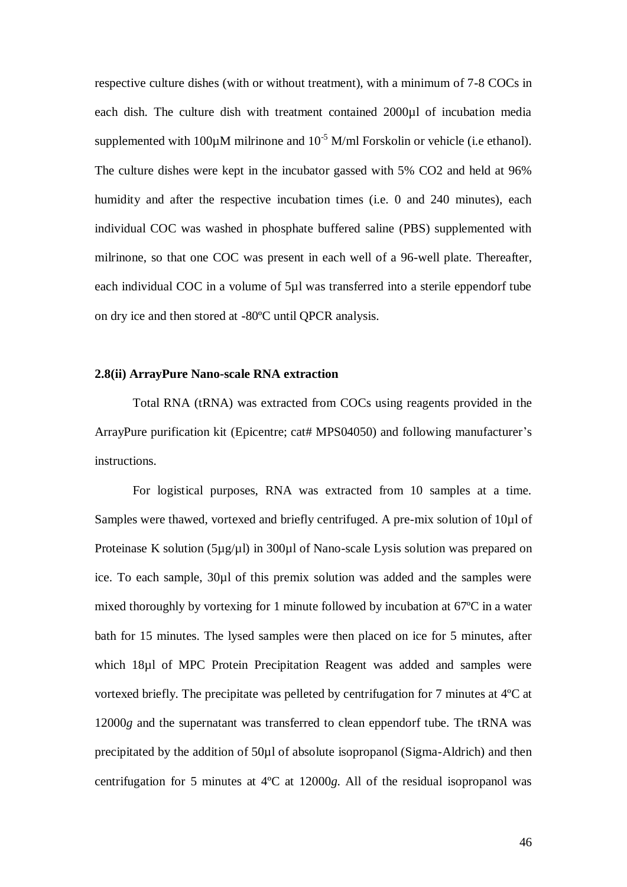respective culture dishes (with or without treatment), with a minimum of 7-8 COCs in each dish. The culture dish with treatment contained 2000µl of incubation media supplemented with 100µM milrinone and $10^{-5}$ M/ml Forskolin or vehicle (i.e ethanol). The culture dishes were kept in the incubator gassed with 5% $CO_2$ and held at 96% humidity and after the respective incubation times (i.e. 0 and 240 minutes), each individual COC was washed in phosphate buffered saline (PBS) supplemented with milrinone, so that one COC was present in each well of a 96-well plate. Thereafter, each individual COC in a volume of 5µl was transferred into a sterile eppendorf tube on dry ice and then stored at -80ºC until QPCR analysis.

### 2.8(ii) ArrayPure Nano-scale RNA extraction

Total RNA (tRNA) was extracted from COCs using reagents provided in the ArrayPure purification kit (Epicentre; cat# MPS04050) and following manufacturer's instructions.

For logistical purposes, RNA was extracted from 10 samples at a time. Samples were thawed, vortexed and briefly centrifuged. A pre-mix solution of 10µl of Proteinase K solution (5µg/µl) in 300µl of Nano-scale Lysis solution was prepared on ice. To each sample, 30µl of this premix solution was added and the samples were mixed thoroughly by vortexing for 1 minute followed by incubation at 67ºC in a water bath for 15 minutes. The lysed samples were then placed on ice for 5 minutes, after which 18µl of MPC Protein Precipitation Reagent was added and samples were vortexed briefly. The precipitate was pelleted by centrifugation for 7 minutes at 4ºC at 12000*g* and the supernatant was transferred to clean eppendorf tube. The tRNA was precipitated by the addition of 50µl of absolute isopropanol (Sigma-Aldrich) and then centrifugation for 5 minutes at 4ºC at 12000*g*. All of the residual isopropanol was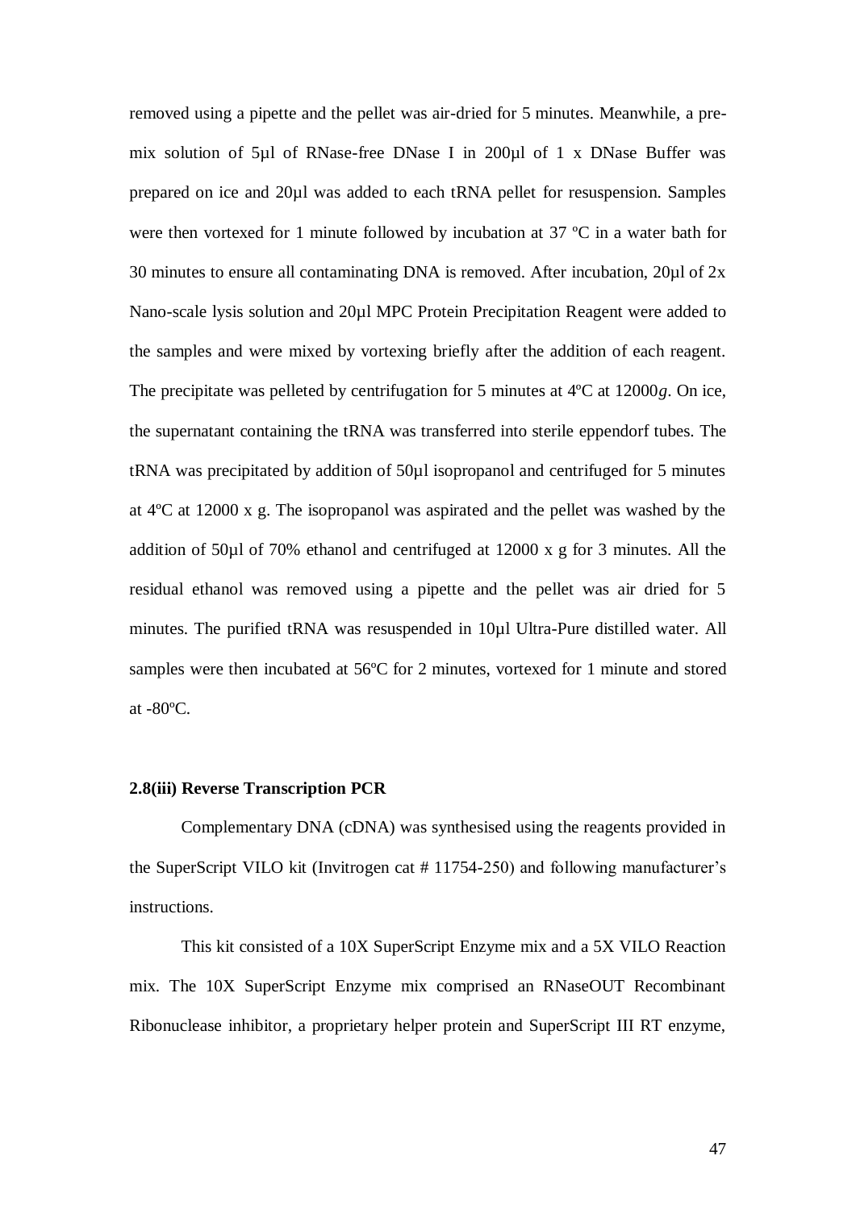removed using a pipette and the pellet was air-dried for 5 minutes. Meanwhile, a pre-mix solution of 5µl of RNase-free DNase I in 200µl of 1 x DNase Buffer was prepared on ice and 20µl was added to each tRNA pellet for resuspension. Samples were then vortexed for 1 minute followed by incubation at 37 ºC in a water bath for 30 minutes to ensure all contaminating DNA is removed. After incubation, 20µl of 2x Nano-scale lysis solution and 20µl MPC Protein Precipitation Reagent were added to the samples and were mixed by vortexing briefly after the addition of each reagent. The precipitate was pelleted by centrifugation for 5 minutes at 4ºC at 12000$g$. On ice, the supernatant containing the tRNA was transferred into sterile eppendorf tubes. The tRNA was precipitated by addition of 50µl isopropanol and centrifuged for 5 minutes at 4ºC at 12000 x g. The isopropanol was aspirated and the pellet was washed by the addition of 50µl of 70% ethanol and centrifuged at 12000 x g for 3 minutes. All the residual ethanol was removed using a pipette and the pellet was air dried for 5 minutes. The purified tRNA was resuspended in 10µl Ultra-Pure distilled water. All samples were then incubated at 56ºC for 2 minutes, vortexed for 1 minute and stored at -80ºC.

**2.8(iii) Reverse Transcription PCR**

Complementary DNA (cDNA) was synthesised using the reagents provided in the SuperScript VILO kit (Invitrogen cat # 11754-250) and following manufacturer's instructions.

This kit consisted of a 10X SuperScript Enzyme mix and a 5X VILO Reaction mix. The 10X SuperScript Enzyme mix comprised an RNaseOUT Recombinant Ribonuclease inhibitor, a proprietary helper protein and SuperScript III RT enzyme,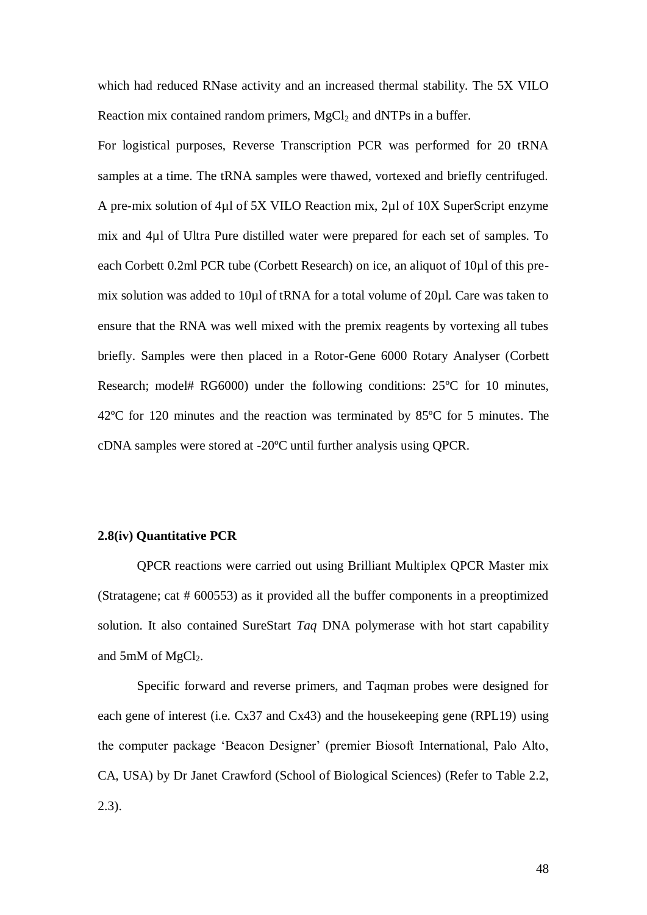which had reduced RNase activity and an increased thermal stability. The 5X VILO Reaction mix contained random primers, $MgCl_2$ and dNTPs in a buffer.

For logistical purposes, Reverse Transcription PCR was performed for 20 tRNA samples at a time. The tRNA samples were thawed, vortexed and briefly centrifuged. A pre-mix solution of 4µl of 5X VILO Reaction mix, 2µl of 10X SuperScript enzyme mix and 4µl of Ultra Pure distilled water were prepared for each set of samples. To each Corbett 0.2ml PCR tube (Corbett Research) on ice, an aliquot of 10µl of this pre-mix solution was added to 10µl of tRNA for a total volume of 20µl. Care was taken to ensure that the RNA was well mixed with the premix reagents by vortexing all tubes briefly. Samples were then placed in a Rotor-Gene 6000 Rotary Analyser (Corbett Research; model# RG6000) under the following conditions: 25ºC for 10 minutes, 42ºC for 120 minutes and the reaction was terminated by 85ºC for 5 minutes. The cDNA samples were stored at -20ºC until further analysis using QPCR.

### 2.8(iv) Quantitative PCR

QPCR reactions were carried out using Brilliant Multiplex QPCR Master mix (Stratagene; cat # 600553) as it provided all the buffer components in a preoptimized solution. It also contained SureStart *Taq* DNA polymerase with hot start capability and 5mM of $MgCl_2$.

Specific forward and reverse primers, and Taqman probes were designed for each gene of interest (i.e. Cx37 and Cx43) and the housekeeping gene (RPL19) using the computer package 'Beacon Designer' (premier Biosoft International, Palo Alto, CA, USA) by Dr Janet Crawford (School of Biological Sciences) (Refer to Table 2.2, 2.3).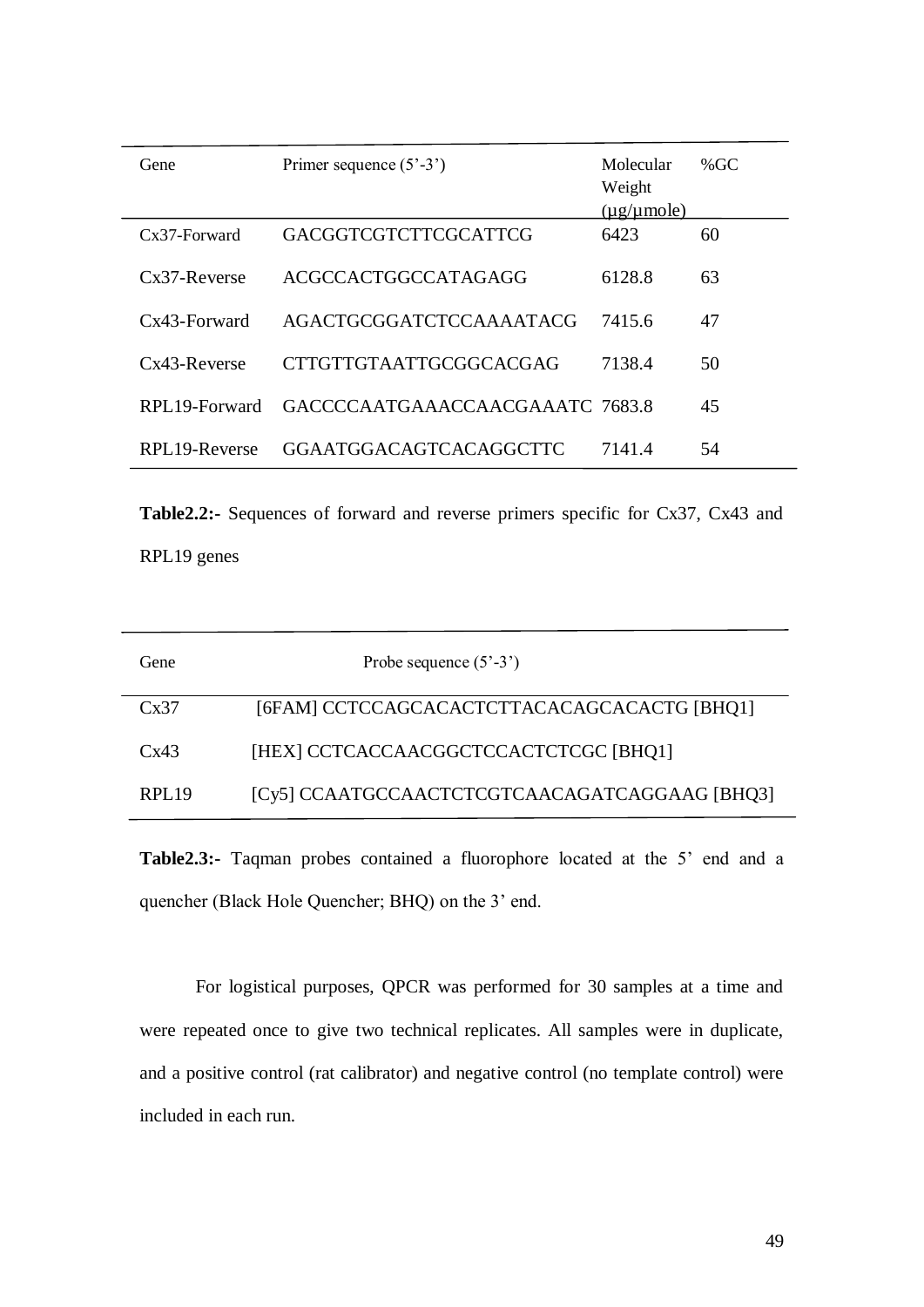| Gene | Primer sequence (5'-3') | Molecular Weight (µg/µmole) | %GC |
|---|---|---|---|
| Cx37-Forward | GACGGTCGTCTTCGCATTCG | 6423 | 60 |
| Cx37-Reverse | ACGCCACTGGCCATAGAGG | 6128.8 | 63 |
| Cx43-Forward | AGACTGCGGATCTCCAAAATACG | 7415.6 | 47 |
| Cx43-Reverse | CTTGTTGTAATTGCGGCACGAG | 7138.4 | 50 |
| RPL19-Forward | GACCCCAATGAAACCAACGAAATC | 7683.8 | 45 |
| RPL19-Reverse | GGAATGGACAGTCACAGGCTTC | 7141.4 | 54 |

**Table2.2:-** Sequences of forward and reverse primers specific for Cx37, Cx43 and RPL19 genes

| Gene | Probe sequence (5'-3') |
|---|---|
| Cx37 | [6FAM] CCTCCAGCACACTCTTACACAGCACACTG [BHQ1] |
| Cx43 | [HEX] CCTCACCAACGGCTCCACTCTCGC [BHQ1] |
| RPL19 | [Cy5] CCAATGCCAACTCTCGTCAACAGATCAGGAAG [BHQ3] |

**Table2.3:-** Taqman probes contained a fluorophore located at the 5' end and a quencher (Black Hole Quencher; BHQ) on the 3' end.

For logistical purposes, QPCR was performed for 30 samples at a time and were repeated once to give two technical replicates. All samples were in duplicate, and a positive control (rat calibrator) and negative control (no template control) were included in each run.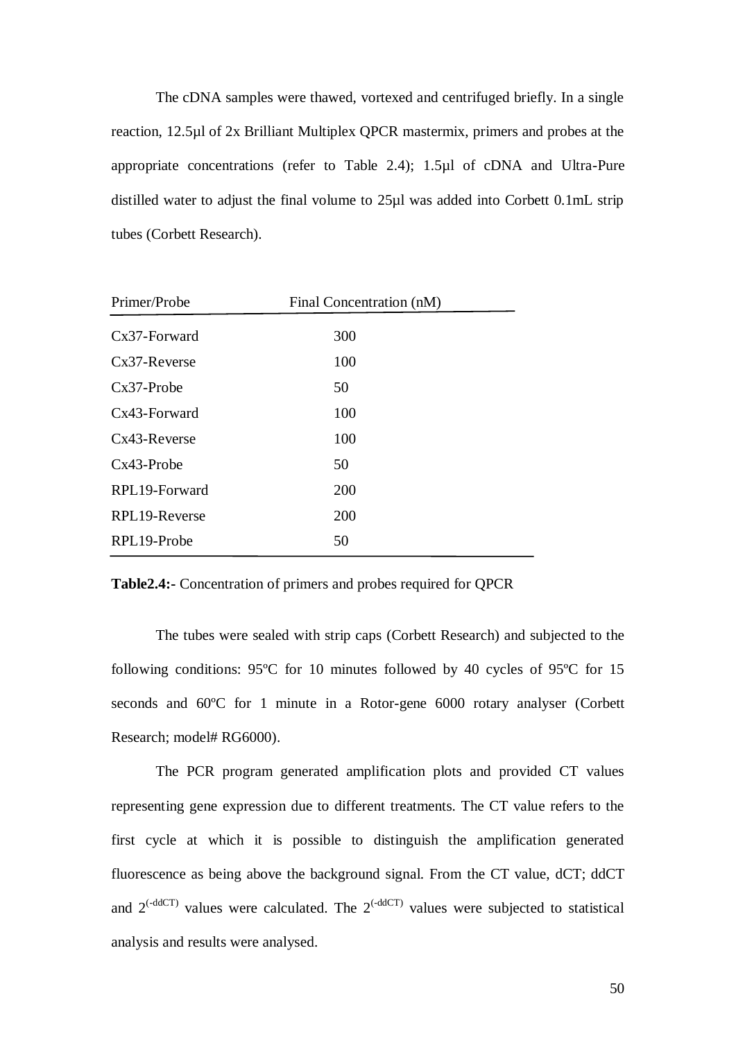The cDNA samples were thawed, vortexed and centrifuged briefly. In a single reaction, 12.5µl of 2x Brilliant Multiplex QPCR mastermix, primers and probes at the appropriate concentrations (refer to Table 2.4); 1.5µl of cDNA and Ultra-Pure distilled water to adjust the final volume to 25µl was added into Corbett 0.1mL strip tubes (Corbett Research).

| Primer/Probe | Final Concentration (nM) |
|---|---|
| Cx37-Forward | 300 |
| Cx37-Reverse | 100 |
| Cx37-Probe | 50 |
| Cx43-Forward | 100 |
| Cx43-Reverse | 100 |
| Cx43-Probe | 50 |
| RPL19-Forward | 200 |
| RPL19-Reverse | 200 |
| RPL19-Probe | 50 |

**Table2.4:-** Concentration of primers and probes required for QPCR

The tubes were sealed with strip caps (Corbett Research) and subjected to the following conditions: 95ºC for 10 minutes followed by 40 cycles of 95ºC for 15 seconds and 60ºC for 1 minute in a Rotor-gene 6000 rotary analyser (Corbett Research; model# RG6000).

The PCR program generated amplification plots and provided CT values representing gene expression due to different treatments. The CT value refers to the first cycle at which it is possible to distinguish the amplification generated fluorescence as being above the background signal. From the CT value, dCT; ddCT and $2^{(-ddCT)}$ values were calculated. The $2^{(-ddCT)}$ values were subjected to statistical analysis and results were analysed.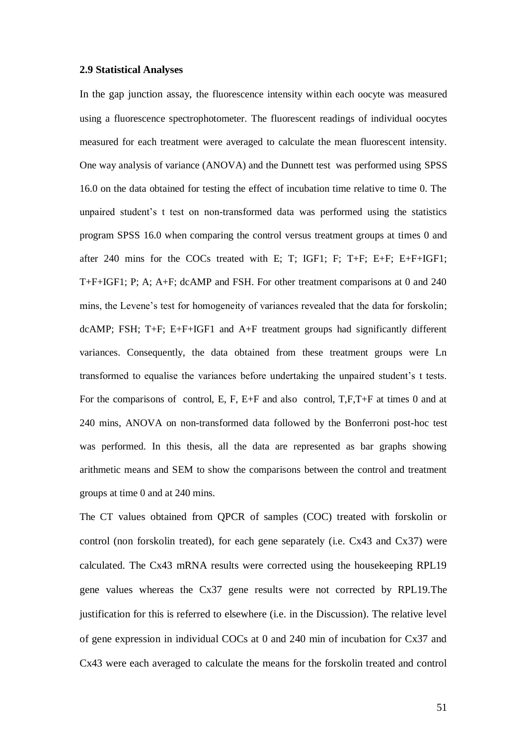### 2.9 Statistical Analyses

In the gap junction assay, the fluorescence intensity within each oocyte was measured using a fluorescence spectrophotometer. The fluorescent readings of individual oocytes measured for each treatment were averaged to calculate the mean fluorescent intensity. One way analysis of variance (ANOVA) and the Dunnett test was performed using SPSS 16.0 on the data obtained for testing the effect of incubation time relative to time 0. The unpaired student's t test on non-transformed data was performed using the statistics program SPSS 16.0 when comparing the control versus treatment groups at times 0 and after 240 mins for the COCs treated with E; T; IGF1; F; T+F; E+F; E+F+IGF1; T+F+IGF1; P; A; A+F; dcAMP and FSH. For other treatment comparisons at 0 and 240 mins, the Levene's test for homogeneity of variances revealed that the data for forskolin; dcAMP; FSH; T+F; E+F+IGF1 and A+F treatment groups had significantly different variances. Consequently, the data obtained from these treatment groups were Ln transformed to equalise the variances before undertaking the unpaired student's t tests. For the comparisons of control, E, F, E+F and also control, T,F,T+F at times 0 and at 240 mins, ANOVA on non-transformed data followed by the Bonferroni post-hoc test was performed. In this thesis, all the data are represented as bar graphs showing arithmetic means and SEM to show the comparisons between the control and treatment groups at time 0 and at 240 mins.

The CT values obtained from QPCR of samples (COC) treated with forskolin or control (non forskolin treated), for each gene separately (i.e. Cx43 and Cx37) were calculated. The Cx43 mRNA results were corrected using the housekeeping RPL19 gene values whereas the Cx37 gene results were not corrected by RPL19.The justification for this is referred to elsewhere (i.e. in the Discussion). The relative level of gene expression in individual COCs at 0 and 240 min of incubation for Cx37 and Cx43 were each averaged to calculate the means for the forskolin treated and control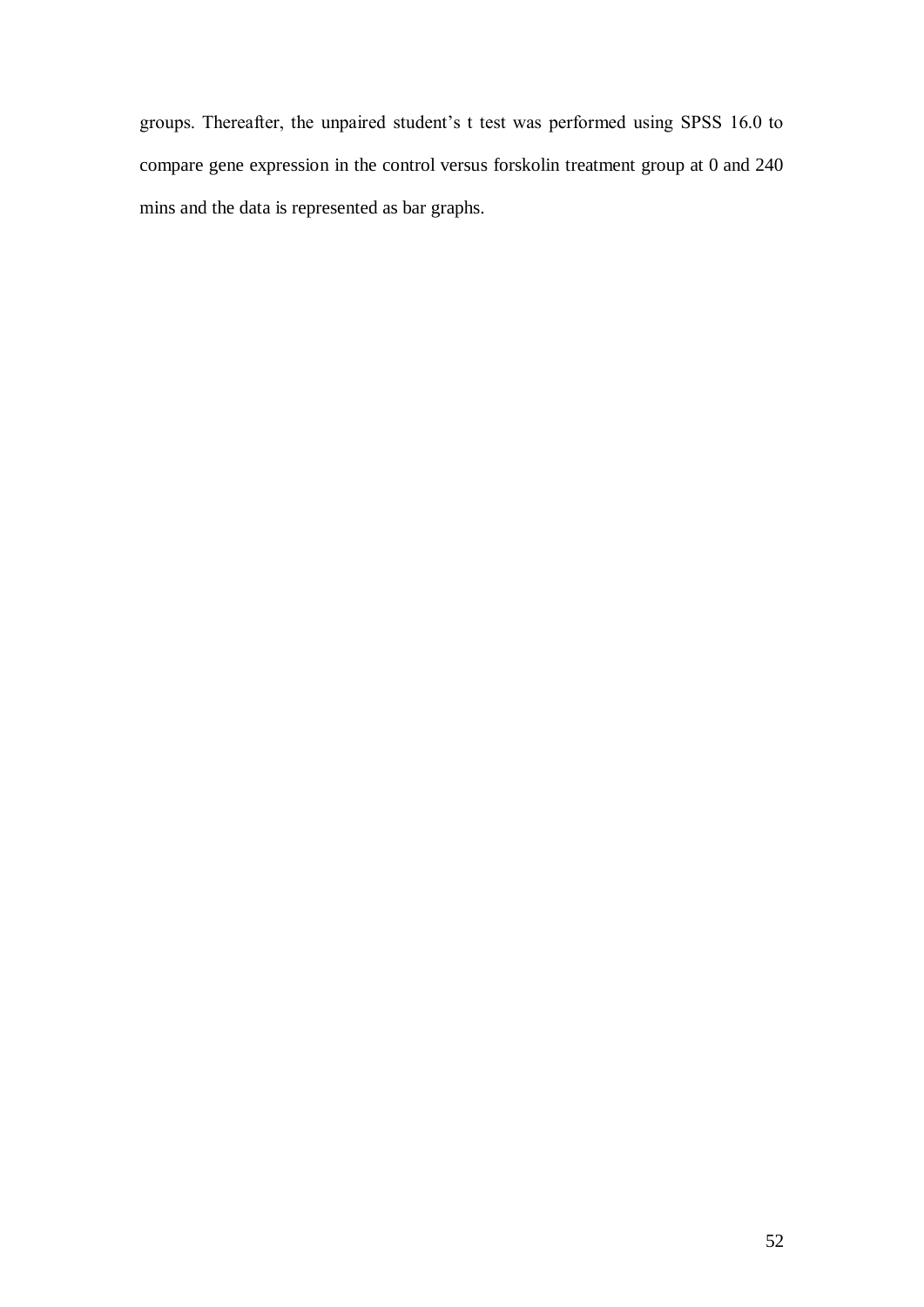groups. Thereafter, the unpaired student's t test was performed using SPSS 16.0 to compare gene expression in the control versus forskolin treatment group at 0 and 240 mins and the data is represented as bar graphs.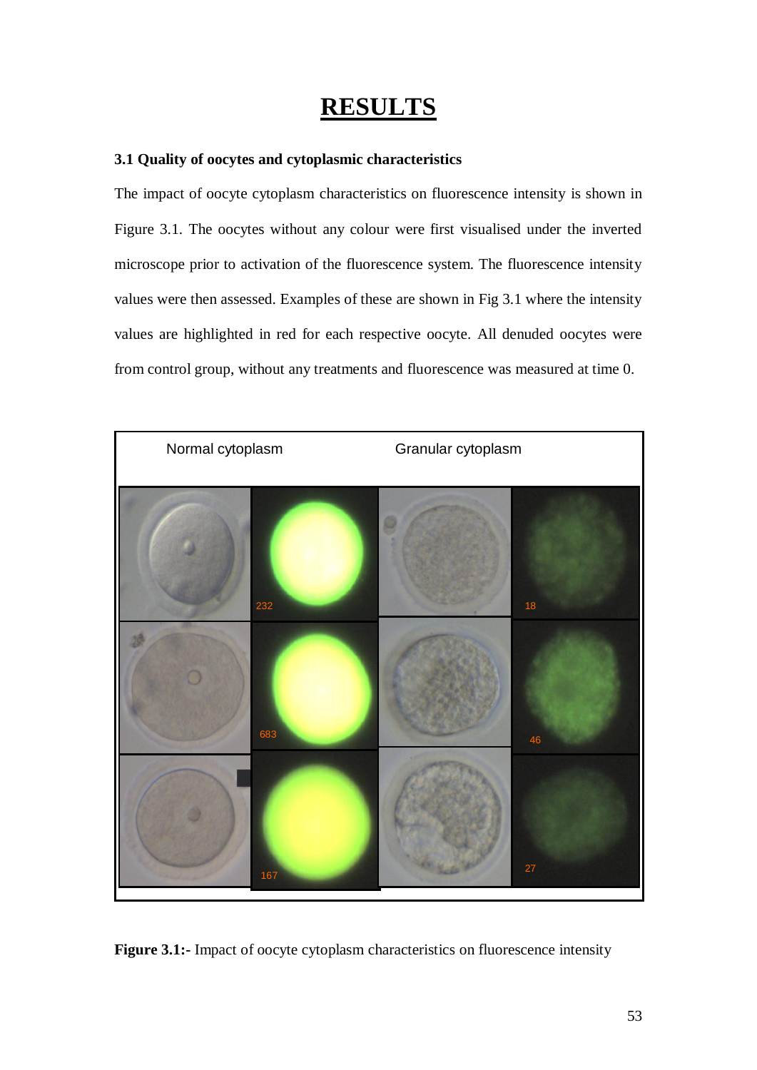# RESULTS

### 3.1 Quality of oocytes and cytoplasmic characteristics

The impact of oocyte cytoplasm characteristics on fluorescence intensity is shown in Figure 3.1. The oocytes without any colour were first visualised under the inverted microscope prior to activation of the fluorescence system. The fluorescence intensity values were then assessed. Examples of these are shown in Fig 3.1 where the intensity values are highlighted in red for each respective oocyte. All denuded oocytes were from control group, without any treatments and fluorescence was measured at time 0.

**Figure 3.1:-** Impact of oocyte cytoplasm characteristics on fluorescence intensity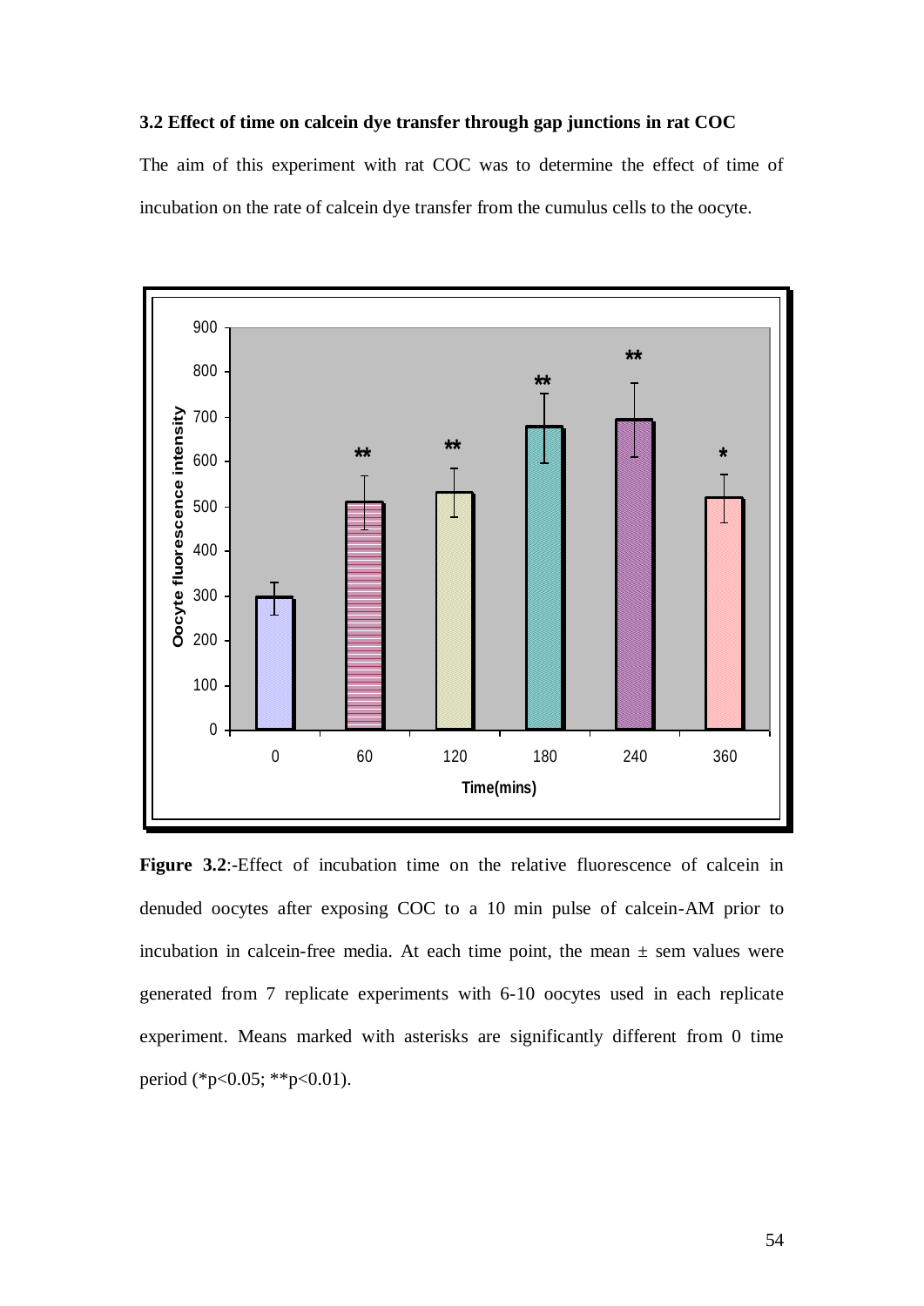### 3.2 Effect of time on calcein dye transfer through gap junctions in rat COC

The aim of this experiment with rat COC was to determine the effect of time of incubation on the rate of calcein dye transfer from the cumulus cells to the oocyte.

**Figure 3.2**:-Effect of incubation time on the relative fluorescence of calcein in denuded oocytes after exposing COC to a 10 min pulse of calcein-AM prior to incubation in calcein-free media. At each time point, the mean ± sem values were generated from 7 replicate experiments with 6-10 oocytes used in each replicate experiment. Means marked with asterisks are significantly different from 0 time period (*p<0.05; **p<0.01).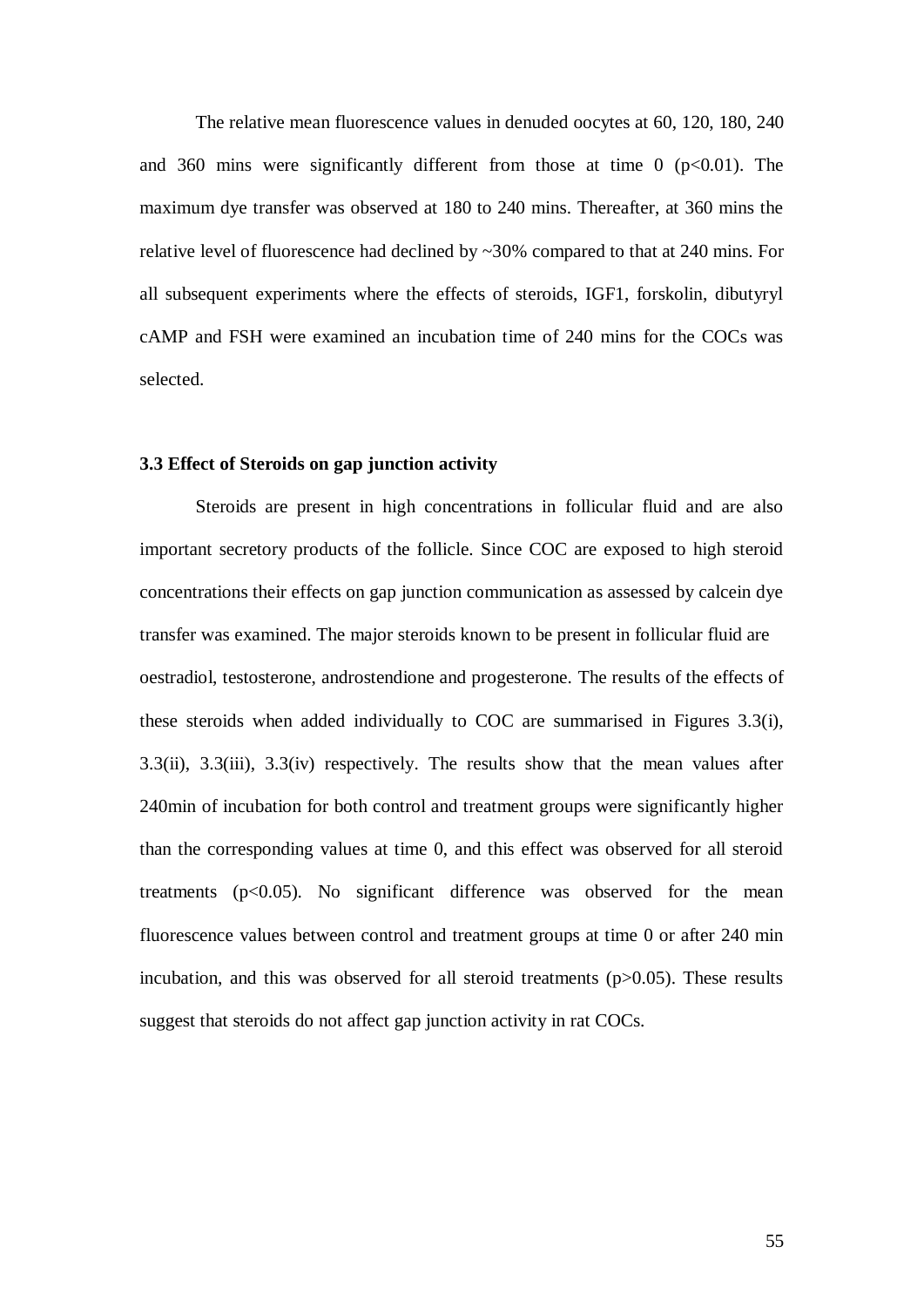The relative mean fluorescence values in denuded oocytes at 60, 120, 180, 240 and 360 mins were significantly different from those at time 0 ($p<0.01$). The maximum dye transfer was observed at 180 to 240 mins. Thereafter, at 360 mins the relative level of fluorescence had declined by ~30% compared to that at 240 mins. For all subsequent experiments where the effects of steroids, IGF1, forskolin, dibutyryl cAMP and FSH were examined an incubation time of 240 mins for the COCs was selected.

### 3.3 Effect of Steroids on gap junction activity

Steroids are present in high concentrations in follicular fluid and are also important secretory products of the follicle. Since COC are exposed to high steroid concentrations their effects on gap junction communication as assessed by calcein dye transfer was examined. The major steroids known to be present in follicular fluid are oestradiol, testosterone, androstendione and progesterone. The results of the effects of these steroids when added individually to COC are summarised in Figures 3.3(i), 3.3(ii), 3.3(iii), 3.3(iv) respectively. The results show that the mean values after 240min of incubation for both control and treatment groups were significantly higher than the corresponding values at time 0, and this effect was observed for all steroid treatments ($p<0.05$). No significant difference was observed for the mean fluorescence values between control and treatment groups at time 0 or after 240 min incubation, and this was observed for all steroid treatments ($p>0.05$). These results suggest that steroids do not affect gap junction activity in rat COCs.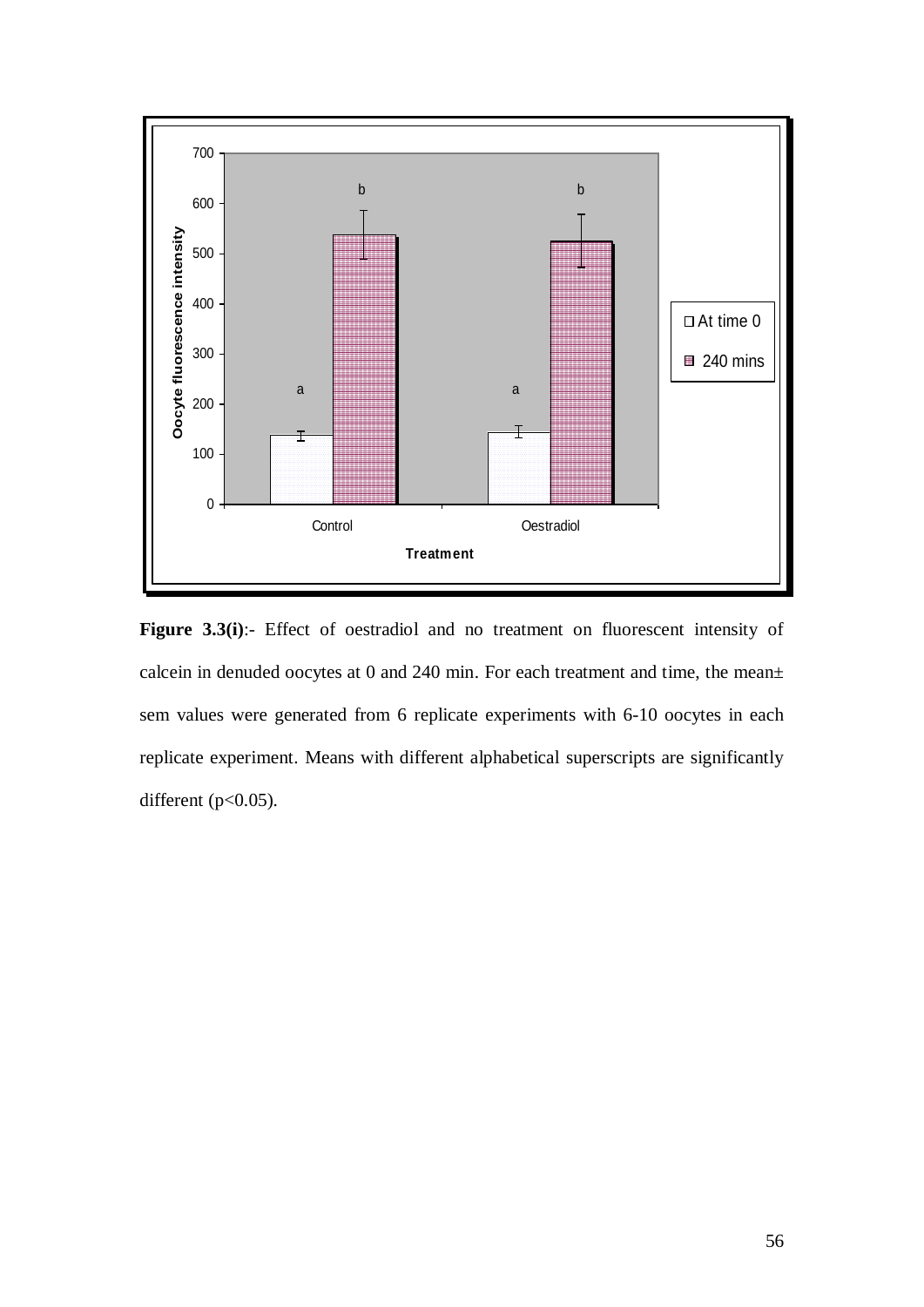**Figure 3.3(i)**:- Effect of oestradiol and no treatment on fluorescent intensity of calcein in denuded oocytes at 0 and 240 min. For each treatment and time, the mean± sem values were generated from 6 replicate experiments with 6-10 oocytes in each replicate experiment. Means with different alphabetical superscripts are significantly different ($p<0.05$).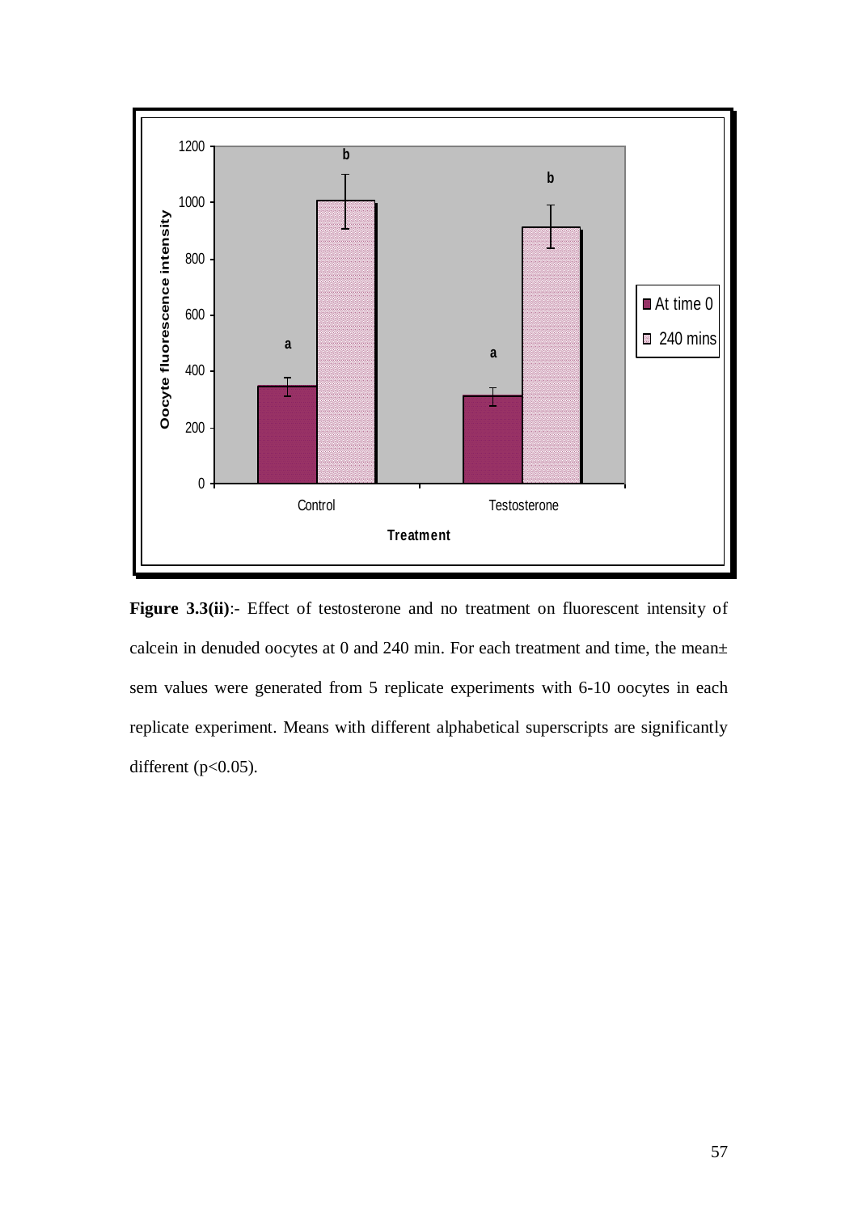**Figure 3.3(ii)**:- Effect of testosterone and no treatment on fluorescent intensity of calcein in denuded oocytes at 0 and 240 min. For each treatment and time, the mean± sem values were generated from 5 replicate experiments with 6-10 oocytes in each replicate experiment. Means with different alphabetical superscripts are significantly different ($p<0.05$).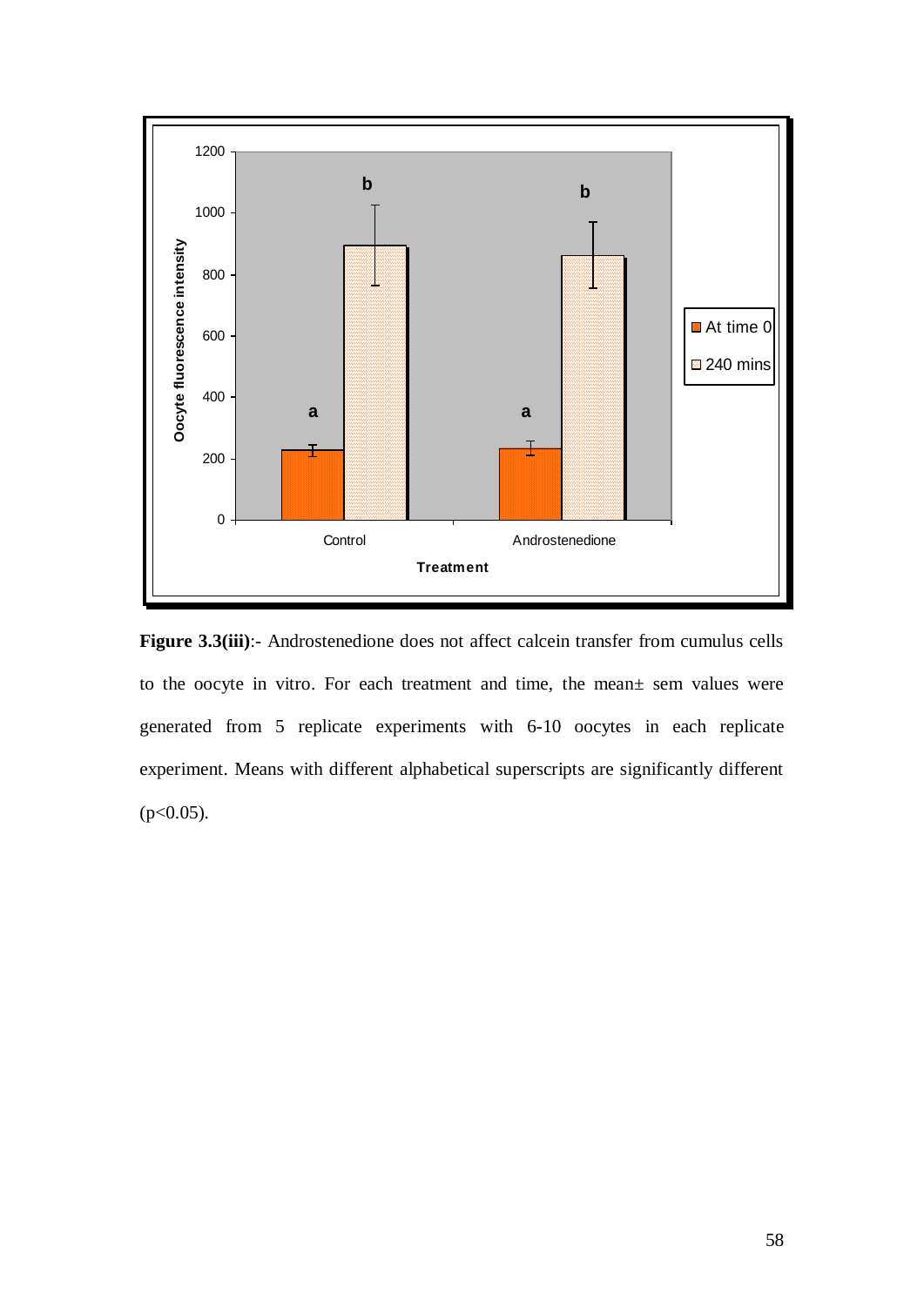**Figure 3.3(iii)**:- Androstenedione does not affect calcein transfer from cumulus cells to the oocyte in vitro. For each treatment and time, the mean± sem values were generated from 5 replicate experiments with 6-10 oocytes in each replicate experiment. Means with different alphabetical superscripts are significantly different ($p<0.05$).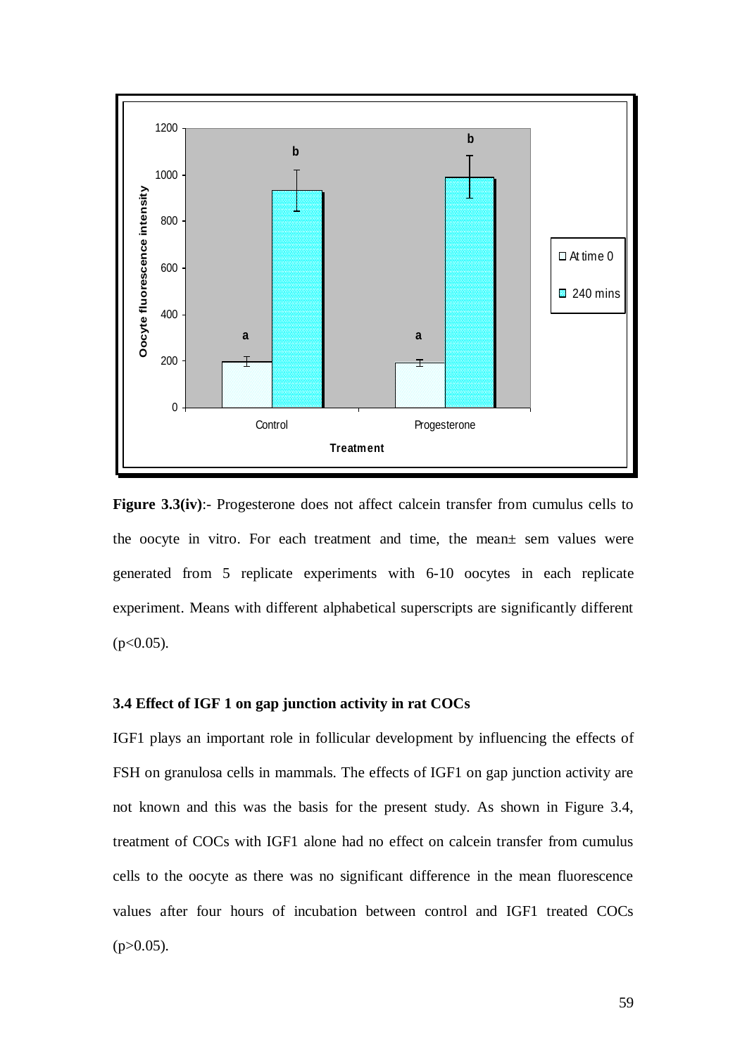**Figure 3.3(iv)**:- Progesterone does not affect calcein transfer from cumulus cells to the oocyte in vitro. For each treatment and time, the mean± sem values were generated from 5 replicate experiments with 6-10 oocytes in each replicate experiment. Means with different alphabetical superscripts are significantly different ($p<0.05$).

### 3.4 Effect of IGF 1 on gap junction activity in rat COCs

IGF1 plays an important role in follicular development by influencing the effects of FSH on granulosa cells in mammals. The effects of IGF1 on gap junction activity are not known and this was the basis for the present study. As shown in Figure 3.4, treatment of COCs with IGF1 alone had no effect on calcein transfer from cumulus cells to the oocyte as there was no significant difference in the mean fluorescence values after four hours of incubation between control and IGF1 treated COCs ($p>0.05$).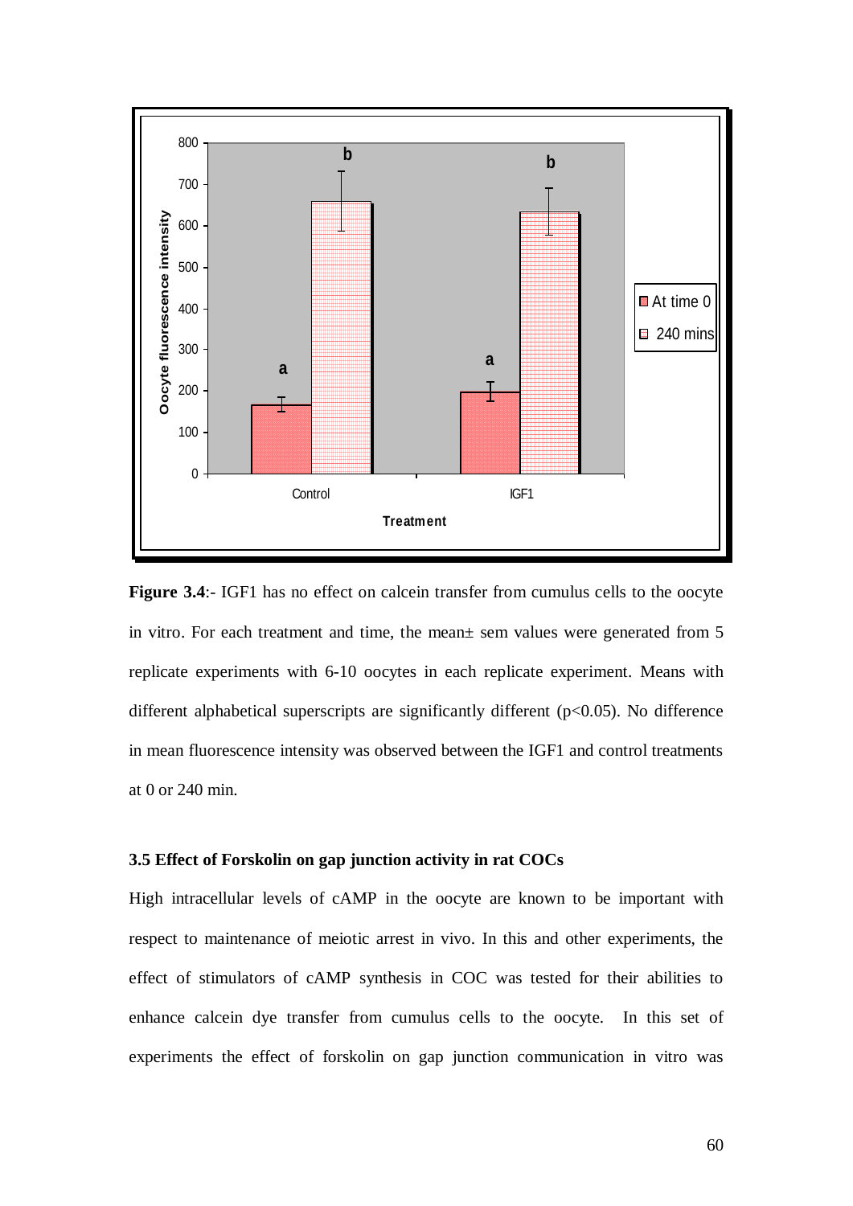**Figure 3.4**:- IGF1 has no effect on calcein transfer from cumulus cells to the oocyte in vitro. For each treatment and time, the mean± sem values were generated from 5 replicate experiments with 6-10 oocytes in each replicate experiment. Means with different alphabetical superscripts are significantly different ($p<0.05$). No difference in mean fluorescence intensity was observed between the IGF1 and control treatments at 0 or 240 min.

### 3.5 Effect of Forskolin on gap junction activity in rat COCs

High intracellular levels of cAMP in the oocyte are known to be important with respect to maintenance of meiotic arrest in vivo. In this and other experiments, the effect of stimulators of cAMP synthesis in COC was tested for their abilities to enhance calcein dye transfer from cumulus cells to the oocyte. In this set of experiments the effect of forskolin on gap junction communication in vitro was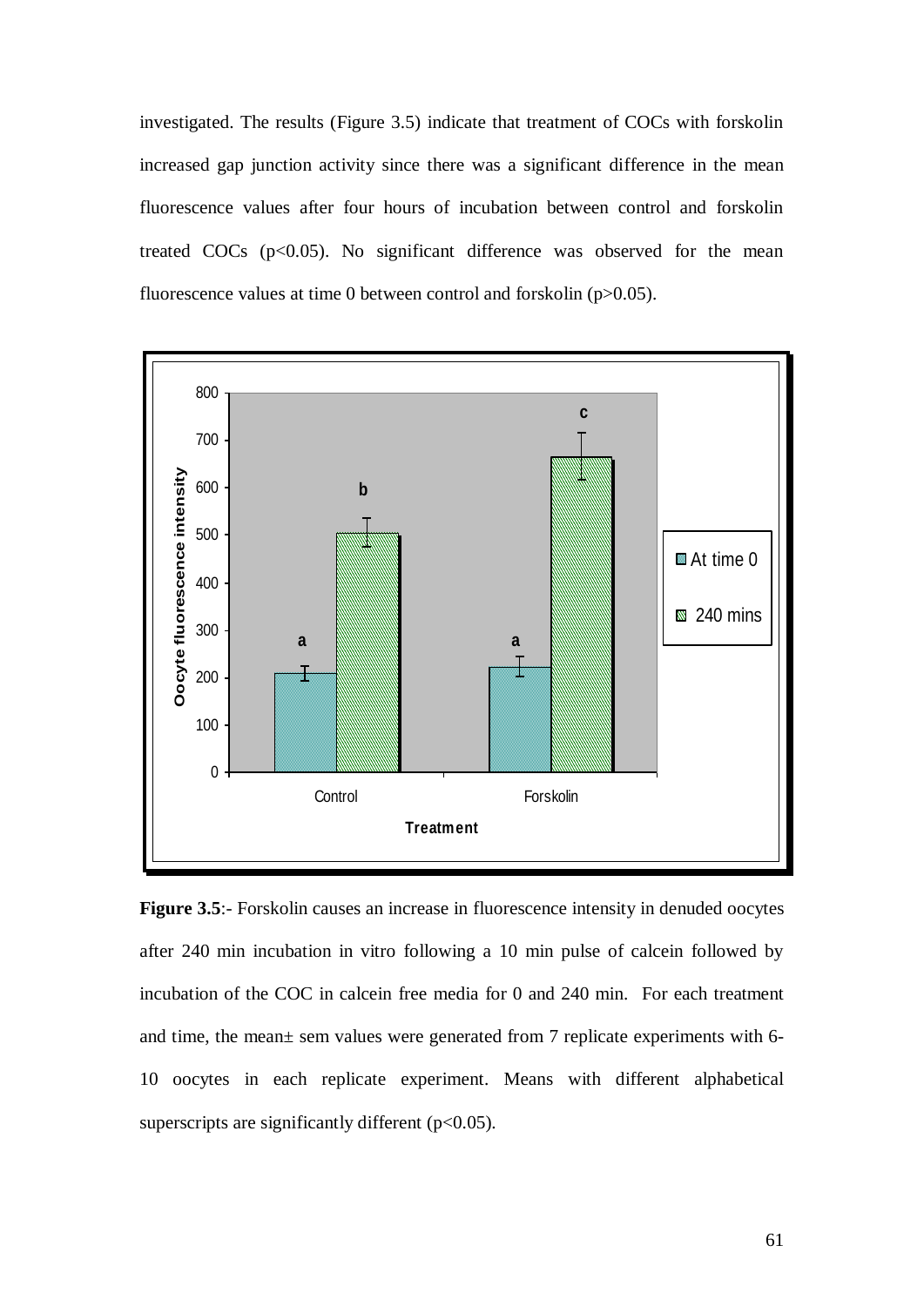investigated. The results (Figure 3.5) indicate that treatment of COCs with forskolin increased gap junction activity since there was a significant difference in the mean fluorescence values after four hours of incubation between control and forskolin treated COCs ($p<0.05$). No significant difference was observed for the mean fluorescence values at time 0 between control and forskolin ($p>0.05$).

**Figure 3.5**:- Forskolin causes an increase in fluorescence intensity in denuded oocytes after 240 min incubation in vitro following a 10 min pulse of calcein followed by incubation of the COC in calcein free media for 0 and 240 min. For each treatment and time, the mean± sem values were generated from 7 replicate experiments with 6-10 oocytes in each replicate experiment. Means with different alphabetical superscripts are significantly different ($p<0.05$).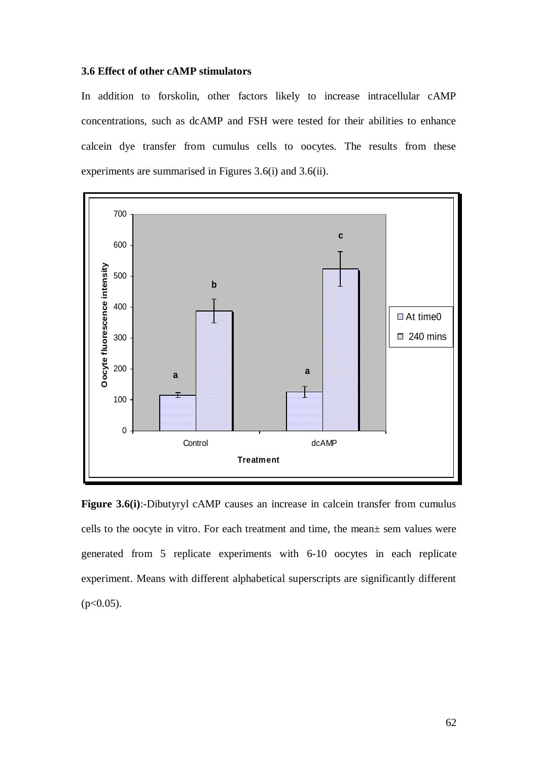### 3.6 Effect of other cAMP stimulators

In addition to forskolin, other factors likely to increase intracellular cAMP concentrations, such as dcAMP and FSH were tested for their abilities to enhance calcein dye transfer from cumulus cells to oocytes. The results from these experiments are summarised in Figures 3.6(i) and 3.6(ii).

**Figure 3.6(i)**:-Dibutyryl cAMP causes an increase in calcein transfer from cumulus cells to the oocyte in vitro. For each treatment and time, the mean± sem values were generated from 5 replicate experiments with 6-10 oocytes in each replicate experiment. Means with different alphabetical superscripts are significantly different ($p<0.05$).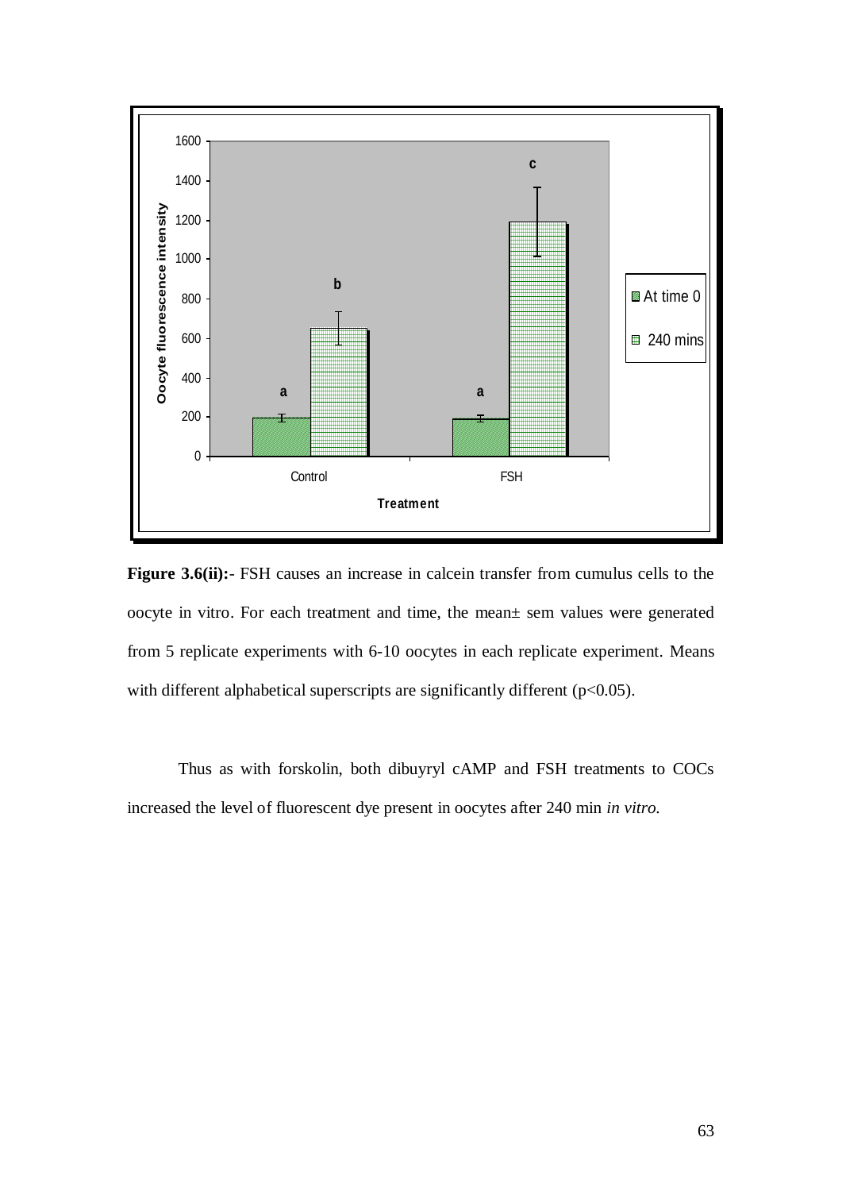**Figure 3.6(ii):-** FSH causes an increase in calcein transfer from cumulus cells to the oocyte in vitro. For each treatment and time, the mean± sem values were generated from 5 replicate experiments with 6-10 oocytes in each replicate experiment. Means with different alphabetical superscripts are significantly different ($p<0.05$).

Thus as with forskolin, both dibuyryl cAMP and FSH treatments to COCs increased the level of fluorescent dye present in oocytes after 240 min *in vitro.*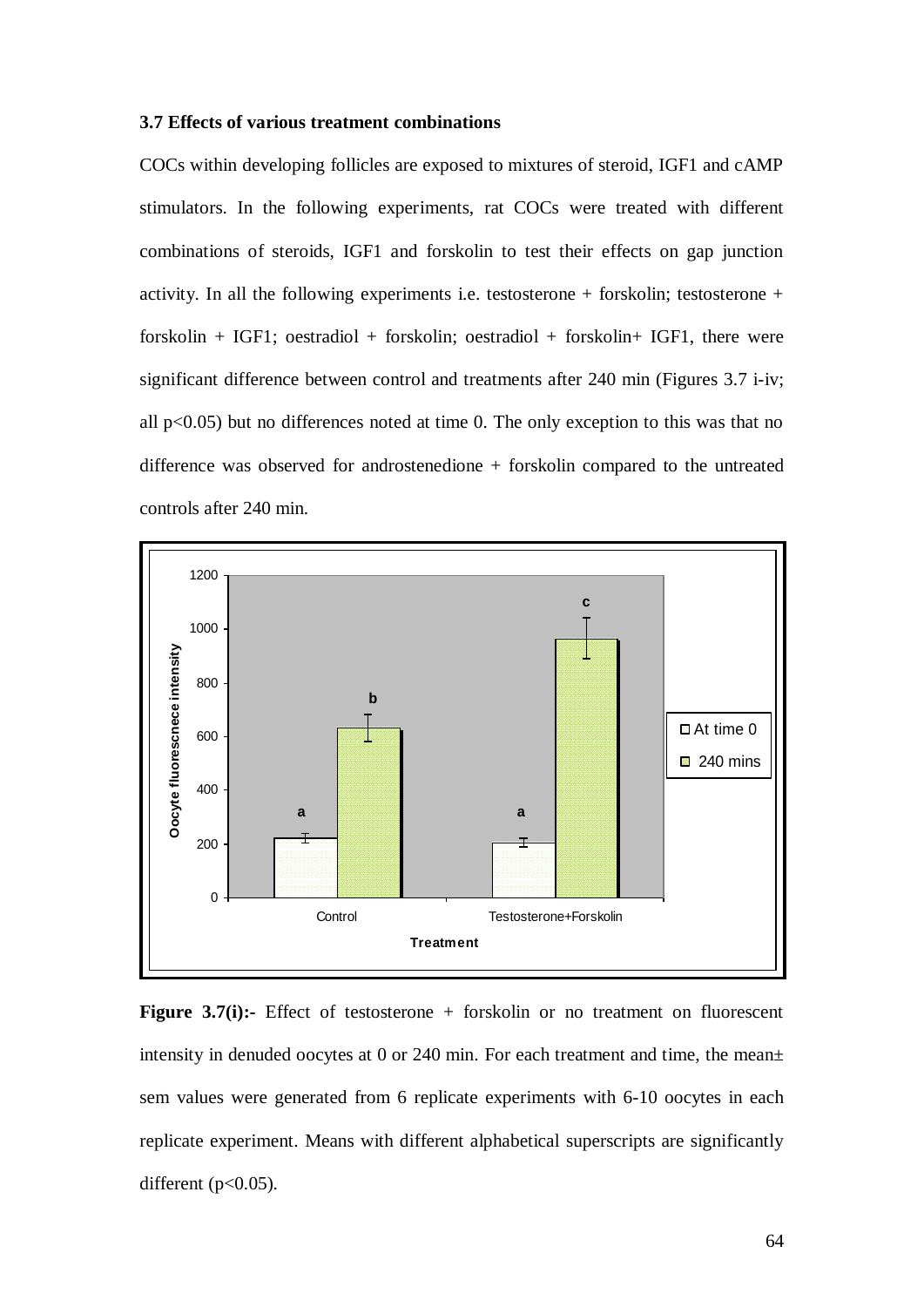### 3.7 Effects of various treatment combinations

COCs within developing follicles are exposed to mixtures of steroid, IGF1 and cAMP stimulators. In the following experiments, rat COCs were treated with different combinations of steroids, IGF1 and forskolin to test their effects on gap junction activity. In all the following experiments i.e. testosterone + forskolin; testosterone + forskolin + IGF1; oestradiol + forskolin; oestradiol + forskolin+ IGF1, there were significant difference between control and treatments after 240 min (Figures 3.7 i-iv; all $p<0.05$) but no differences noted at time 0. The only exception to this was that no difference was observed for androstenedione + forskolin compared to the untreated controls after 240 min.

**Figure 3.7(i):-** Effect of testosterone + forskolin or no treatment on fluorescent intensity in denuded oocytes at 0 or 240 min. For each treatment and time, the mean± sem values were generated from 6 replicate experiments with 6-10 oocytes in each replicate experiment. Means with different alphabetical superscripts are significantly different ($p<0.05$).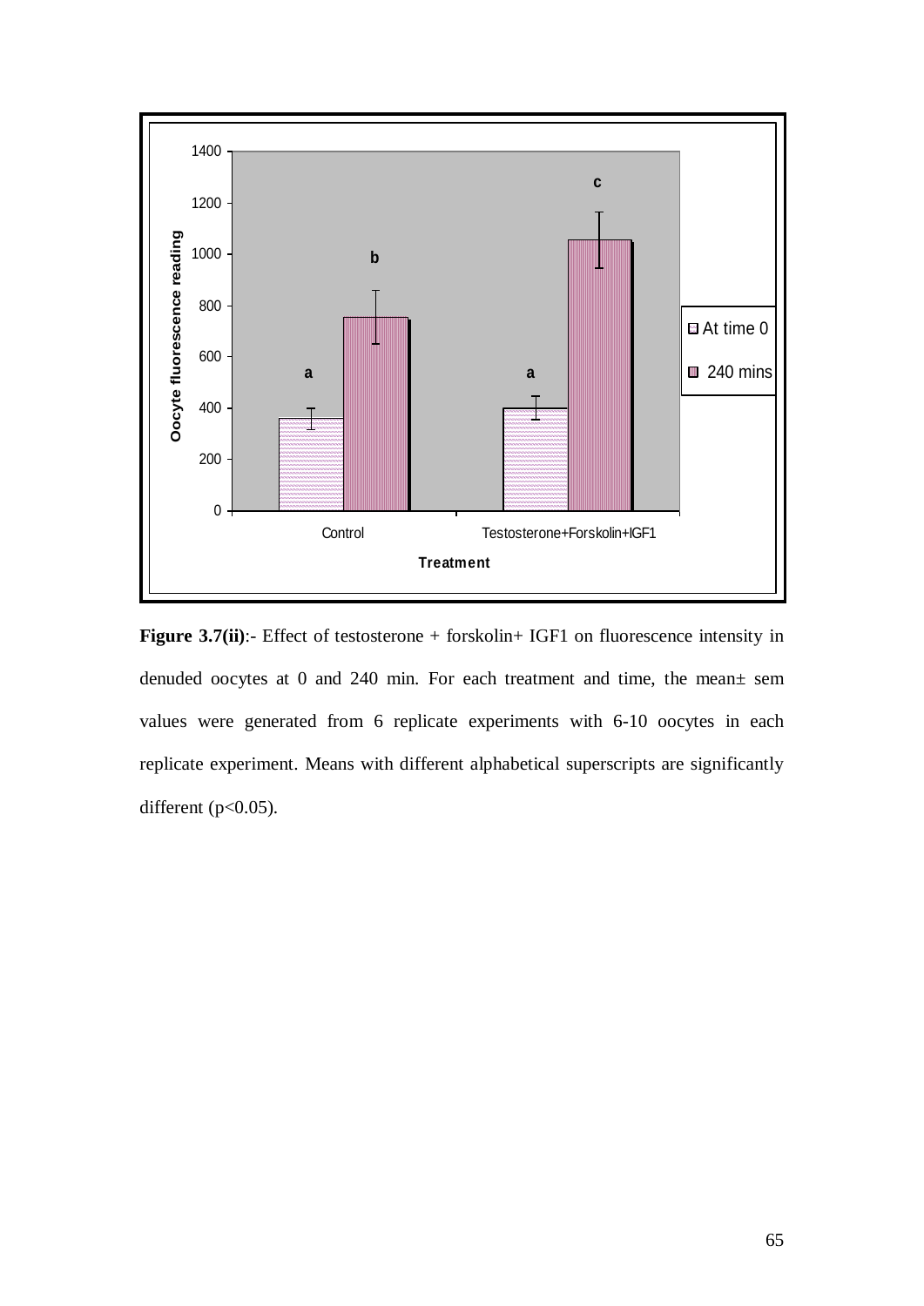**Figure 3.7(ii)**:- Effect of testosterone + forskolin+ IGF1 on fluorescence intensity in denuded oocytes at 0 and 240 min. For each treatment and time, the mean± sem values were generated from 6 replicate experiments with 6-10 oocytes in each replicate experiment. Means with different alphabetical superscripts are significantly different ($p<0.05$).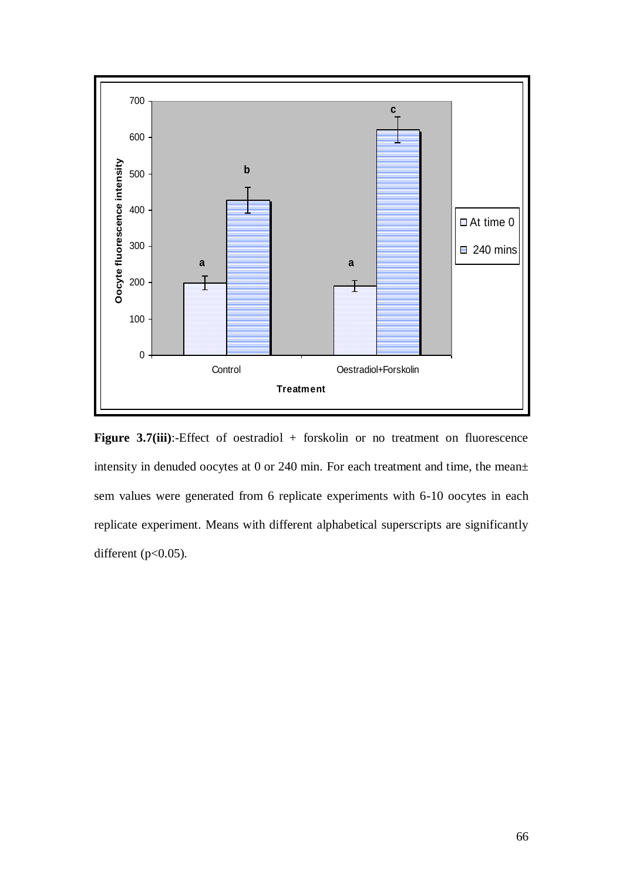**Figure 3.7(iii)**:-Effect of oestradiol + forskolin or no treatment on fluorescence intensity in denuded oocytes at 0 or 240 min. For each treatment and time, the mean± sem values were generated from 6 replicate experiments with 6-10 oocytes in each replicate experiment. Means with different alphabetical superscripts are significantly different ($p<0.05$).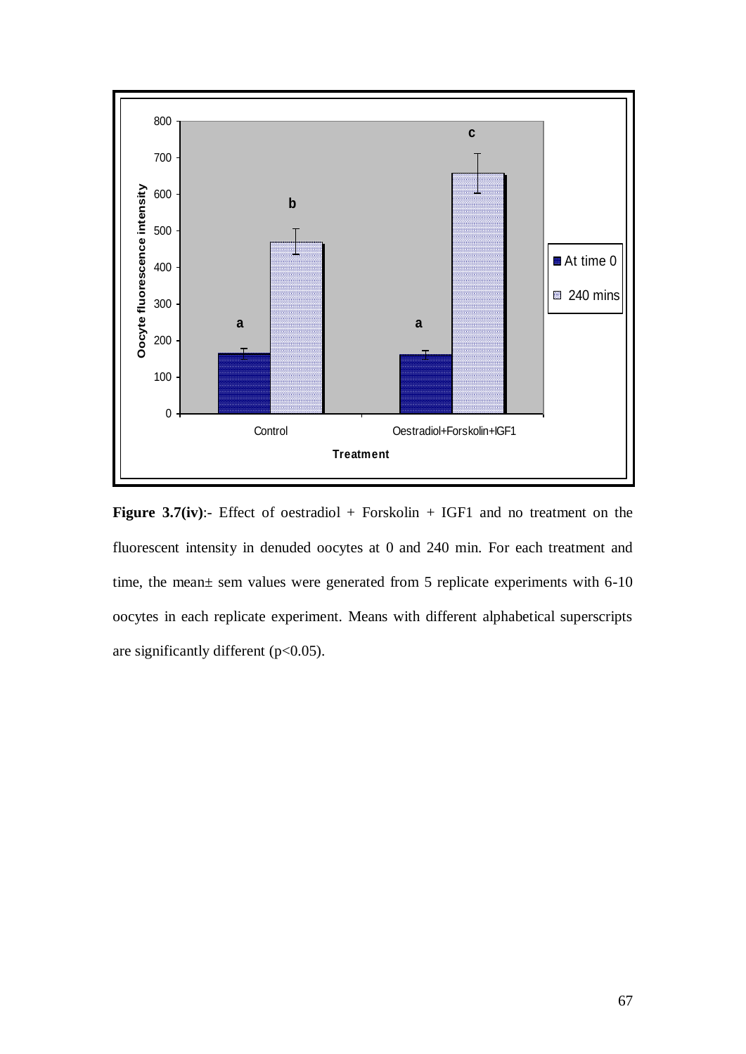**Figure 3.7(iv)**:- Effect of oestradiol + Forskolin + IGF1 and no treatment on the fluorescent intensity in denuded oocytes at 0 and 240 min. For each treatment and time, the mean± sem values were generated from 5 replicate experiments with 6-10 oocytes in each replicate experiment. Means with different alphabetical superscripts are significantly different ($p<0.05$).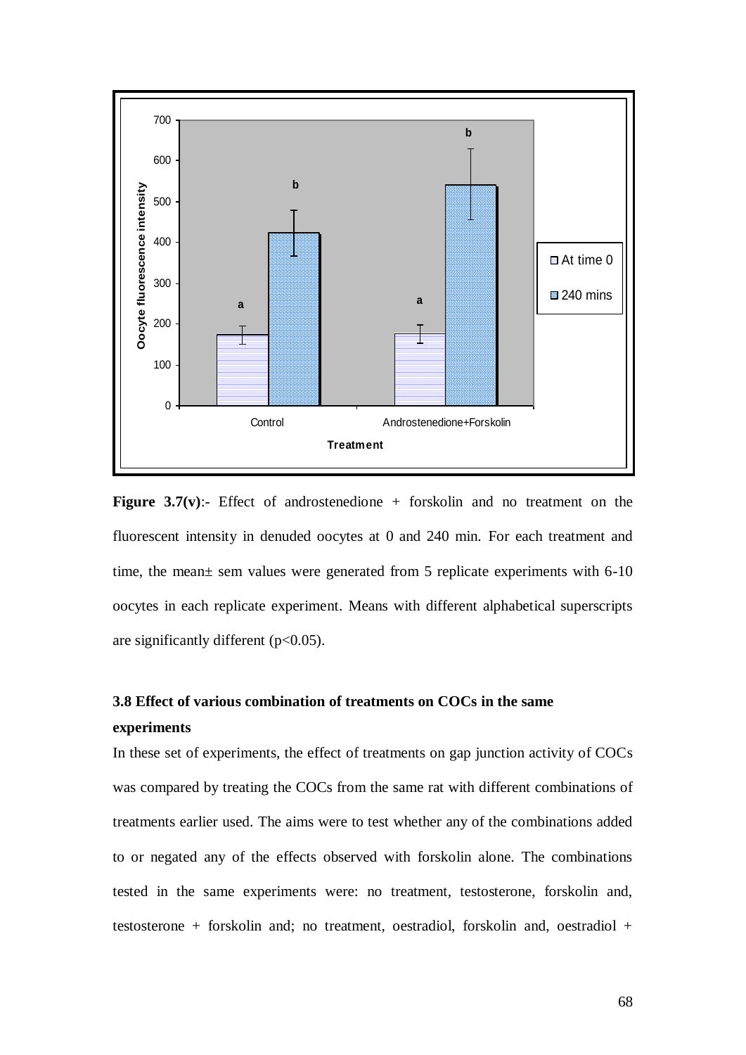**Figure 3.7(v)**:- Effect of androstenedione + forskolin and no treatment on the fluorescent intensity in denuded oocytes at 0 and 240 min. For each treatment and time, the mean± sem values were generated from 5 replicate experiments with 6-10 oocytes in each replicate experiment. Means with different alphabetical superscripts are significantly different ($p<0.05$).

### 3.8 Effect of various combination of treatments on COCs in the same experiments

In these set of experiments, the effect of treatments on gap junction activity of COCs was compared by treating the COCs from the same rat with different combinations of treatments earlier used. The aims were to test whether any of the combinations added to or negated any of the effects observed with forskolin alone. The combinations tested in the same experiments were: no treatment, testosterone, forskolin and, testosterone + forskolin and; no treatment, oestradiol, forskolin and, oestradiol +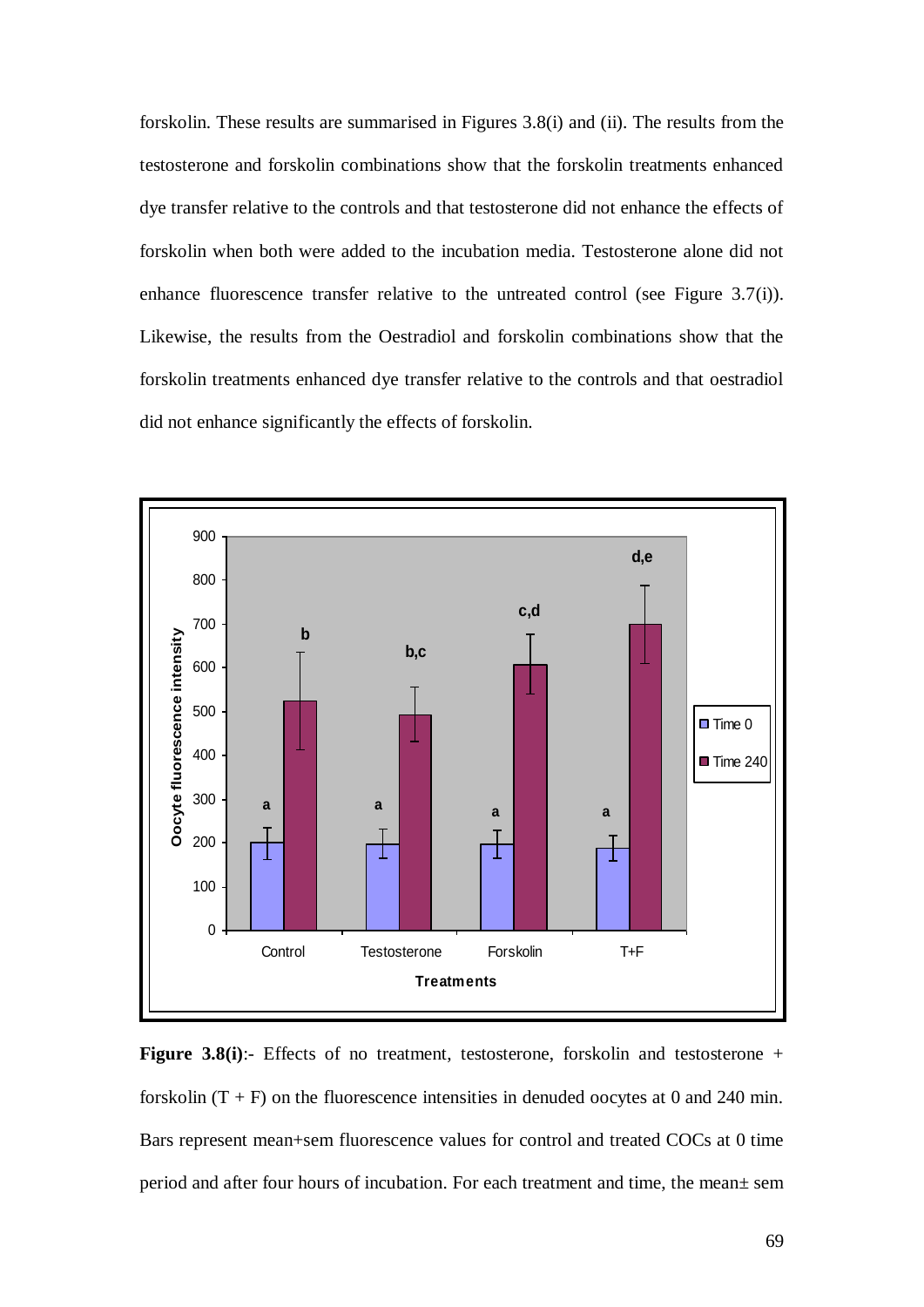forskolin. These results are summarised in Figures 3.8(i) and (ii). The results from the testosterone and forskolin combinations show that the forskolin treatments enhanced dye transfer relative to the controls and that testosterone did not enhance the effects of forskolin when both were added to the incubation media. Testosterone alone did not enhance fluorescence transfer relative to the untreated control (see Figure 3.7(i)). Likewise, the results from the Oestradiol and forskolin combinations show that the forskolin treatments enhanced dye transfer relative to the controls and that oestradiol did not enhance significantly the effects of forskolin.

**Figure 3.8(i)**:- Effects of no treatment, testosterone, forskolin and testosterone + forskolin (T + F) on the fluorescence intensities in denuded oocytes at 0 and 240 min. Bars represent mean+sem fluorescence values for control and treated COCs at 0 time period and after four hours of incubation. For each treatment and time, the mean± sem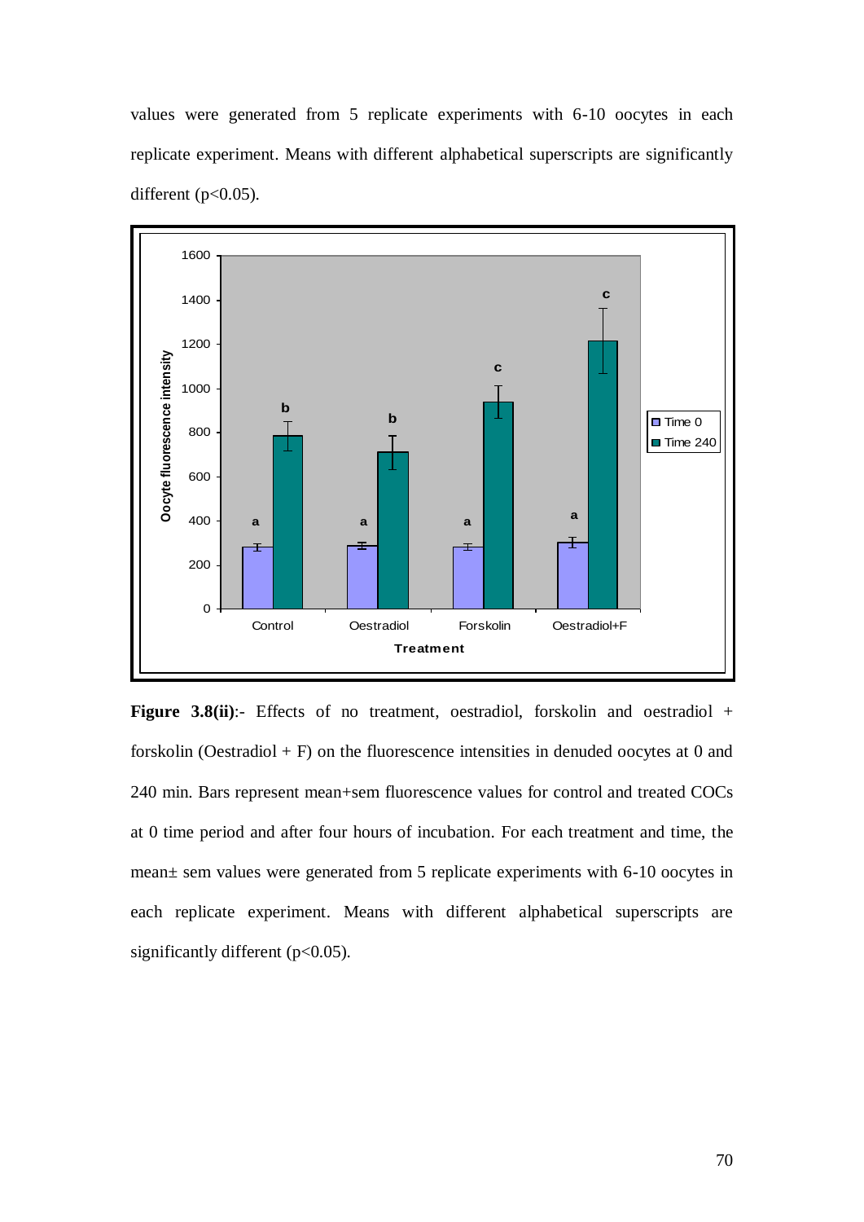values were generated from 5 replicate experiments with 6-10 oocytes in each replicate experiment. Means with different alphabetical superscripts are significantly different ($p<0.05$).

**Figure 3.8(ii)**:- Effects of no treatment, oestradiol, forskolin and oestradiol + forskolin (Oestradiol + F) on the fluorescence intensities in denuded oocytes at 0 and 240 min. Bars represent mean+sem fluorescence values for control and treated COCs at 0 time period and after four hours of incubation. For each treatment and time, the mean± sem values were generated from 5 replicate experiments with 6-10 oocytes in each replicate experiment. Means with different alphabetical superscripts are significantly different ($p<0.05$).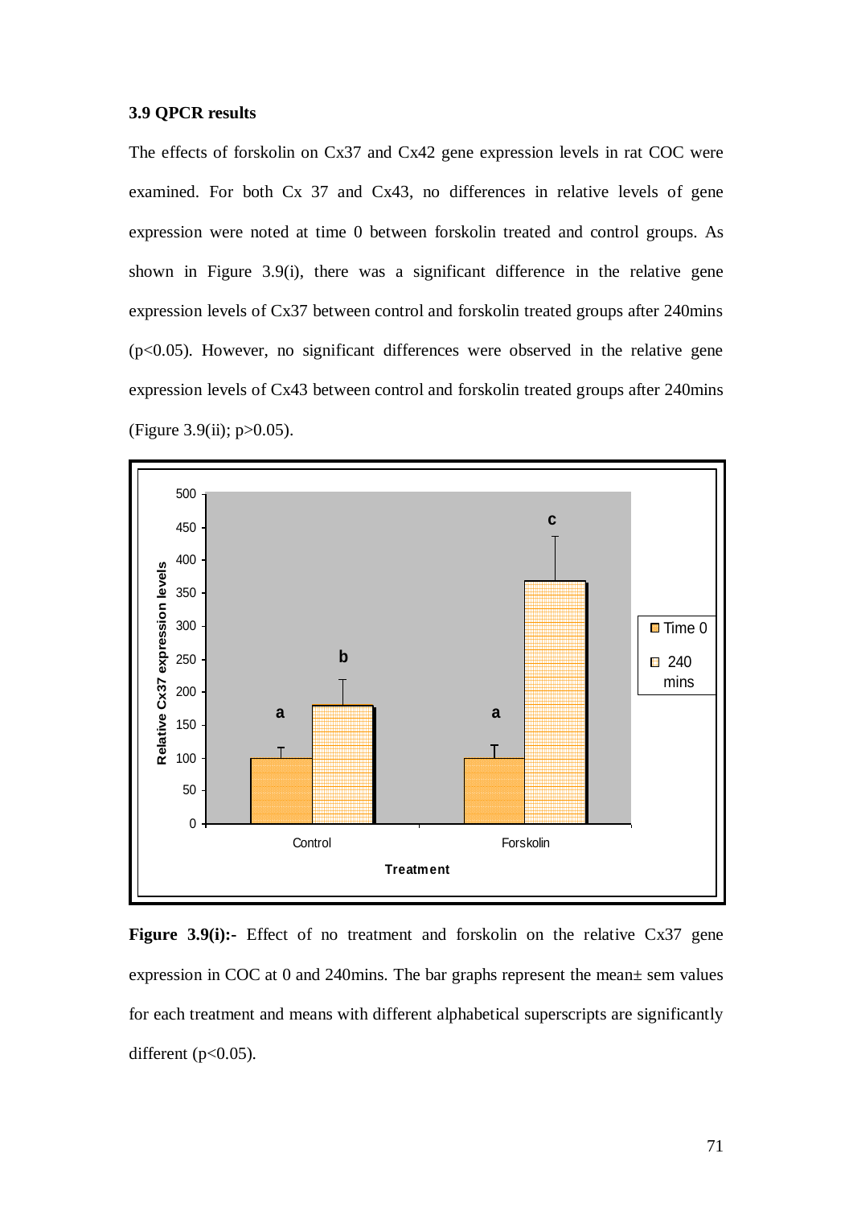### 3.9 QPCR results

The effects of forskolin on Cx37 and Cx42 gene expression levels in rat COC were examined. For both Cx 37 and Cx43, no differences in relative levels of gene expression were noted at time 0 between forskolin treated and control groups. As shown in Figure 3.9(i), there was a significant difference in the relative gene expression levels of Cx37 between control and forskolin treated groups after 240mins ($p<0.05$). However, no significant differences were observed in the relative gene expression levels of Cx43 between control and forskolin treated groups after 240mins (Figure 3.9(ii); $p>0.05$).

**Figure 3.9(i):-** Effect of no treatment and forskolin on the relative Cx37 gene expression in COC at 0 and 240mins. The bar graphs represent the mean± sem values for each treatment and means with different alphabetical superscripts are significantly different ($p<0.05$).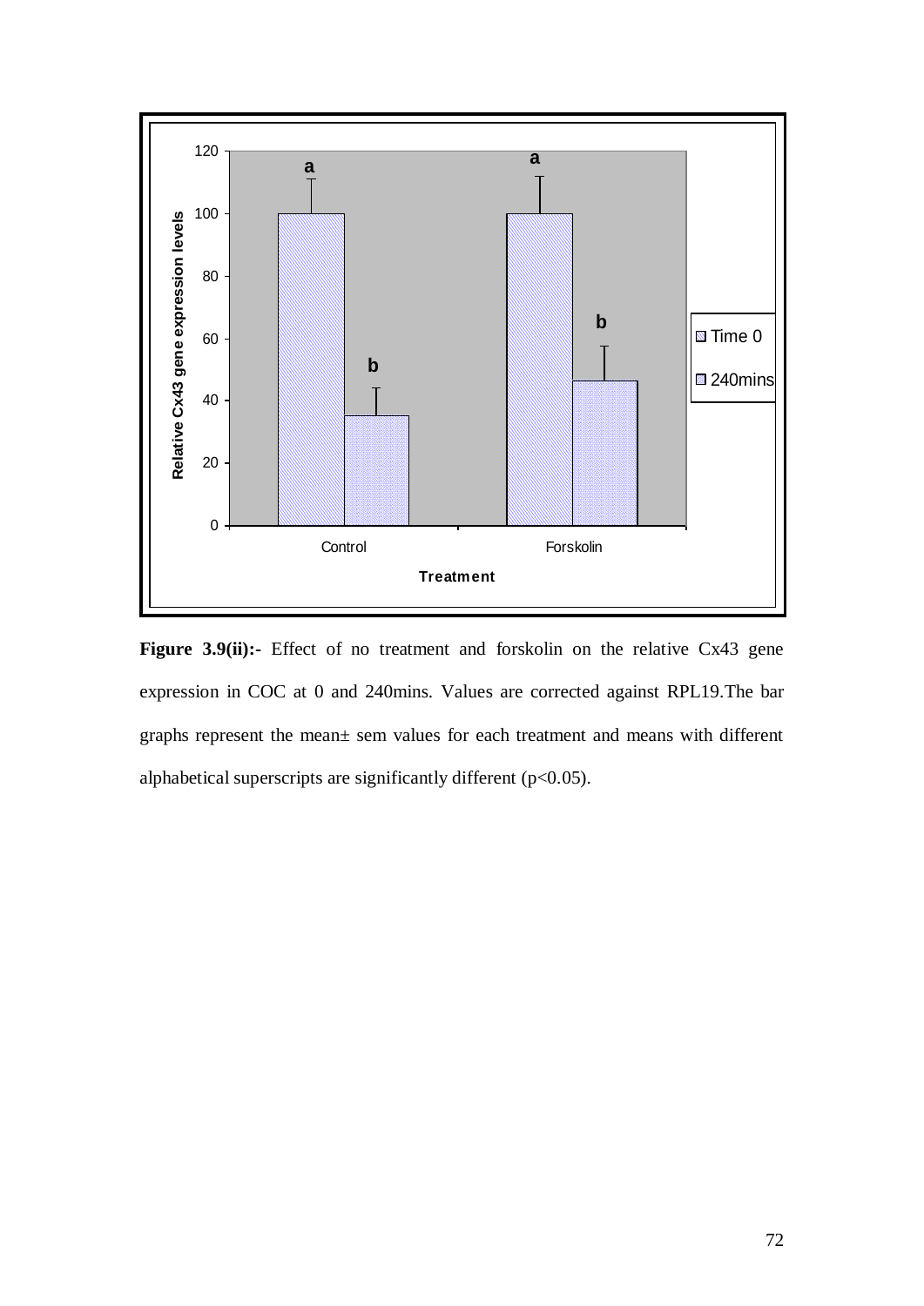**Figure 3.9(ii):-** Effect of no treatment and forskolin on the relative Cx43 gene expression in COC at 0 and 240mins. Values are corrected against RPL19.The bar graphs represent the mean± sem values for each treatment and means with different alphabetical superscripts are significantly different ($p<0.05$).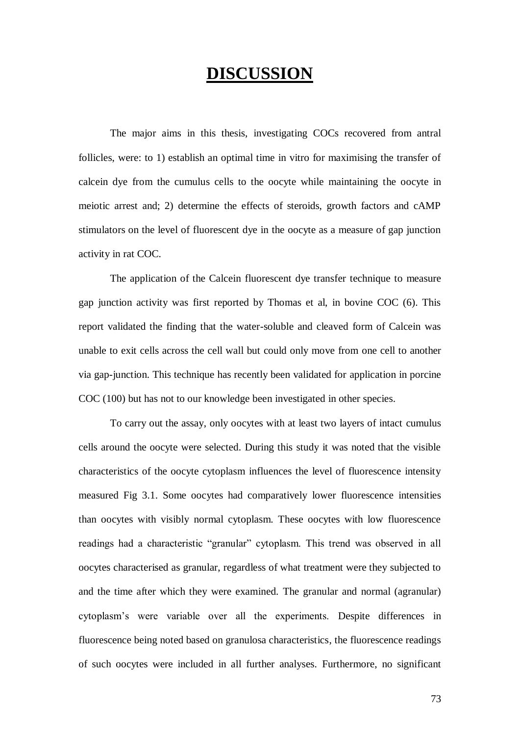# DISCUSSION

The major aims in this thesis, investigating COCs recovered from antral follicles, were: to 1) establish an optimal time in vitro for maximising the transfer of calcein dye from the cumulus cells to the oocyte while maintaining the oocyte in meiotic arrest and; 2) determine the effects of steroids, growth factors and cAMP stimulators on the level of fluorescent dye in the oocyte as a measure of gap junction activity in rat COC.

The application of the Calcein fluorescent dye transfer technique to measure gap junction activity was first reported by Thomas et al, in bovine COC (6). This report validated the finding that the water-soluble and cleaved form of Calcein was unable to exit cells across the cell wall but could only move from one cell to another via gap-junction. This technique has recently been validated for application in porcine COC (100) but has not to our knowledge been investigated in other species.

To carry out the assay, only oocytes with at least two layers of intact cumulus cells around the oocyte were selected. During this study it was noted that the visible characteristics of the oocyte cytoplasm influences the level of fluorescence intensity measured Fig 3.1. Some oocytes had comparatively lower fluorescence intensities than oocytes with visibly normal cytoplasm. These oocytes with low fluorescence readings had a characteristic "granular" cytoplasm. This trend was observed in all oocytes characterised as granular, regardless of what treatment were they subjected to and the time after which they were examined. The granular and normal (agranular) cytoplasm's were variable over all the experiments. Despite differences in fluorescence being noted based on granulosa characteristics, the fluorescence readings of such oocytes were included in all further analyses. Furthermore, no significant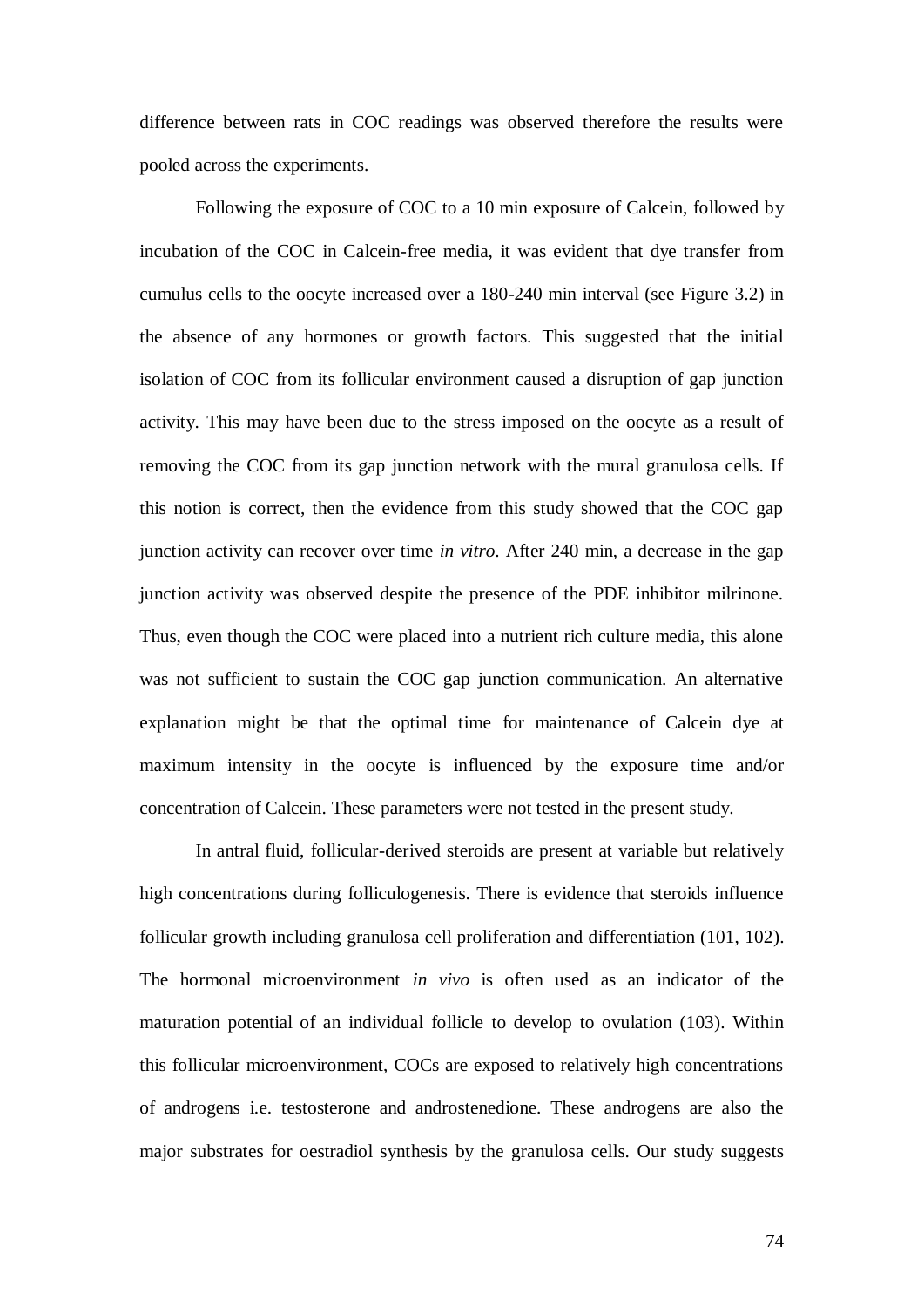difference between rats in COC readings was observed therefore the results were pooled across the experiments.

Following the exposure of COC to a 10 min exposure of Calcein, followed by incubation of the COC in Calcein-free media, it was evident that dye transfer from cumulus cells to the oocyte increased over a 180-240 min interval (see Figure 3.2) in the absence of any hormones or growth factors. This suggested that the initial isolation of COC from its follicular environment caused a disruption of gap junction activity. This may have been due to the stress imposed on the oocyte as a result of removing the COC from its gap junction network with the mural granulosa cells. If this notion is correct, then the evidence from this study showed that the COC gap junction activity can recover over time *in vitro*. After 240 min, a decrease in the gap junction activity was observed despite the presence of the PDE inhibitor milrinone. Thus, even though the COC were placed into a nutrient rich culture media, this alone was not sufficient to sustain the COC gap junction communication. An alternative explanation might be that the optimal time for maintenance of Calcein dye at maximum intensity in the oocyte is influenced by the exposure time and/or concentration of Calcein. These parameters were not tested in the present study.

In antral fluid, follicular-derived steroids are present at variable but relatively high concentrations during folliculogenesis. There is evidence that steroids influence follicular growth including granulosa cell proliferation and differentiation (101, 102). The hormonal microenvironment *in vivo* is often used as an indicator of the maturation potential of an individual follicle to develop to ovulation (103). Within this follicular microenvironment, COCs are exposed to relatively high concentrations of androgens i.e. testosterone and androstenedione. These androgens are also the major substrates for oestradiol synthesis by the granulosa cells. Our study suggests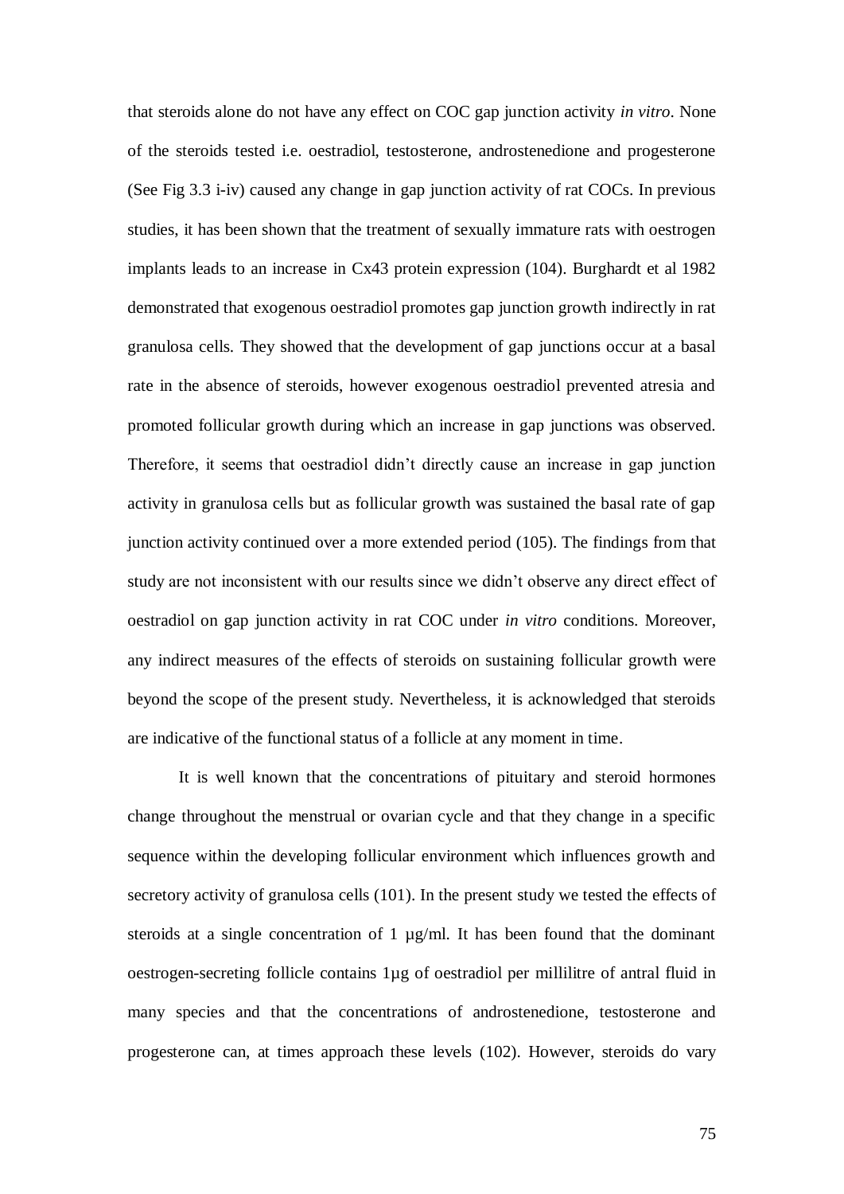that steroids alone do not have any effect on COC gap junction activity *in vitro*. None of the steroids tested i.e. oestradiol, testosterone, androstenedione and progesterone (See Fig 3.3 i-iv) caused any change in gap junction activity of rat COCs. In previous studies, it has been shown that the treatment of sexually immature rats with oestrogen implants leads to an increase in Cx43 protein expression (104). Burghardt et al 1982 demonstrated that exogenous oestradiol promotes gap junction growth indirectly in rat granulosa cells. They showed that the development of gap junctions occur at a basal rate in the absence of steroids, however exogenous oestradiol prevented atresia and promoted follicular growth during which an increase in gap junctions was observed. Therefore, it seems that oestradiol didn't directly cause an increase in gap junction activity in granulosa cells but as follicular growth was sustained the basal rate of gap junction activity continued over a more extended period (105). The findings from that study are not inconsistent with our results since we didn't observe any direct effect of oestradiol on gap junction activity in rat COC under *in vitro* conditions. Moreover, any indirect measures of the effects of steroids on sustaining follicular growth were beyond the scope of the present study. Nevertheless, it is acknowledged that steroids are indicative of the functional status of a follicle at any moment in time.

It is well known that the concentrations of pituitary and steroid hormones change throughout the menstrual or ovarian cycle and that they change in a specific sequence within the developing follicular environment which influences growth and secretory activity of granulosa cells (101). In the present study we tested the effects of steroids at a single concentration of 1 µg/ml. It has been found that the dominant oestrogen-secreting follicle contains 1µg of oestradiol per millilitre of antral fluid in many species and that the concentrations of androstenedione, testosterone and progesterone can, at times approach these levels (102). However, steroids do vary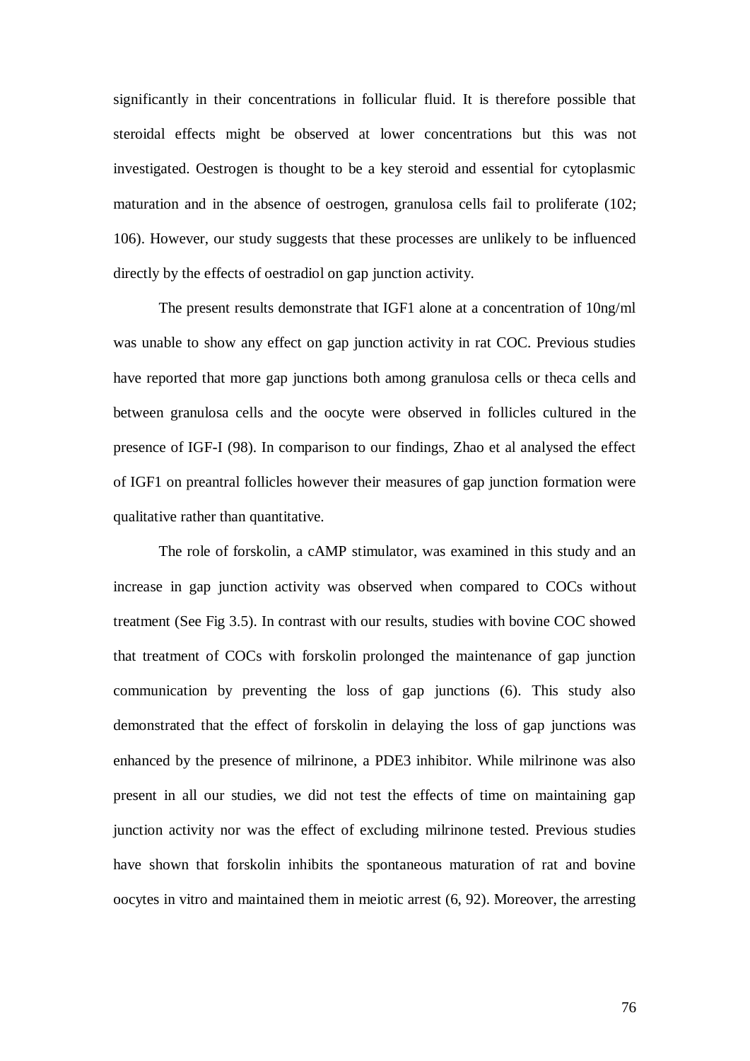significantly in their concentrations in follicular fluid. It is therefore possible that steroidal effects might be observed at lower concentrations but this was not investigated. Oestrogen is thought to be a key steroid and essential for cytoplasmic maturation and in the absence of oestrogen, granulosa cells fail to proliferate (102; 106). However, our study suggests that these processes are unlikely to be influenced directly by the effects of oestradiol on gap junction activity.

The present results demonstrate that IGF1 alone at a concentration of 10ng/ml was unable to show any effect on gap junction activity in rat COC. Previous studies have reported that more gap junctions both among granulosa cells or theca cells and between granulosa cells and the oocyte were observed in follicles cultured in the presence of IGF-I (98). In comparison to our findings, Zhao et al analysed the effect of IGF1 on preantral follicles however their measures of gap junction formation were qualitative rather than quantitative.

The role of forskolin, a cAMP stimulator, was examined in this study and an increase in gap junction activity was observed when compared to COCs without treatment (See Fig 3.5). In contrast with our results, studies with bovine COC showed that treatment of COCs with forskolin prolonged the maintenance of gap junction communication by preventing the loss of gap junctions (6). This study also demonstrated that the effect of forskolin in delaying the loss of gap junctions was enhanced by the presence of milrinone, a PDE3 inhibitor. While milrinone was also present in all our studies, we did not test the effects of time on maintaining gap junction activity nor was the effect of excluding milrinone tested. Previous studies have shown that forskolin inhibits the spontaneous maturation of rat and bovine oocytes in vitro and maintained them in meiotic arrest (6, 92). Moreover, the arresting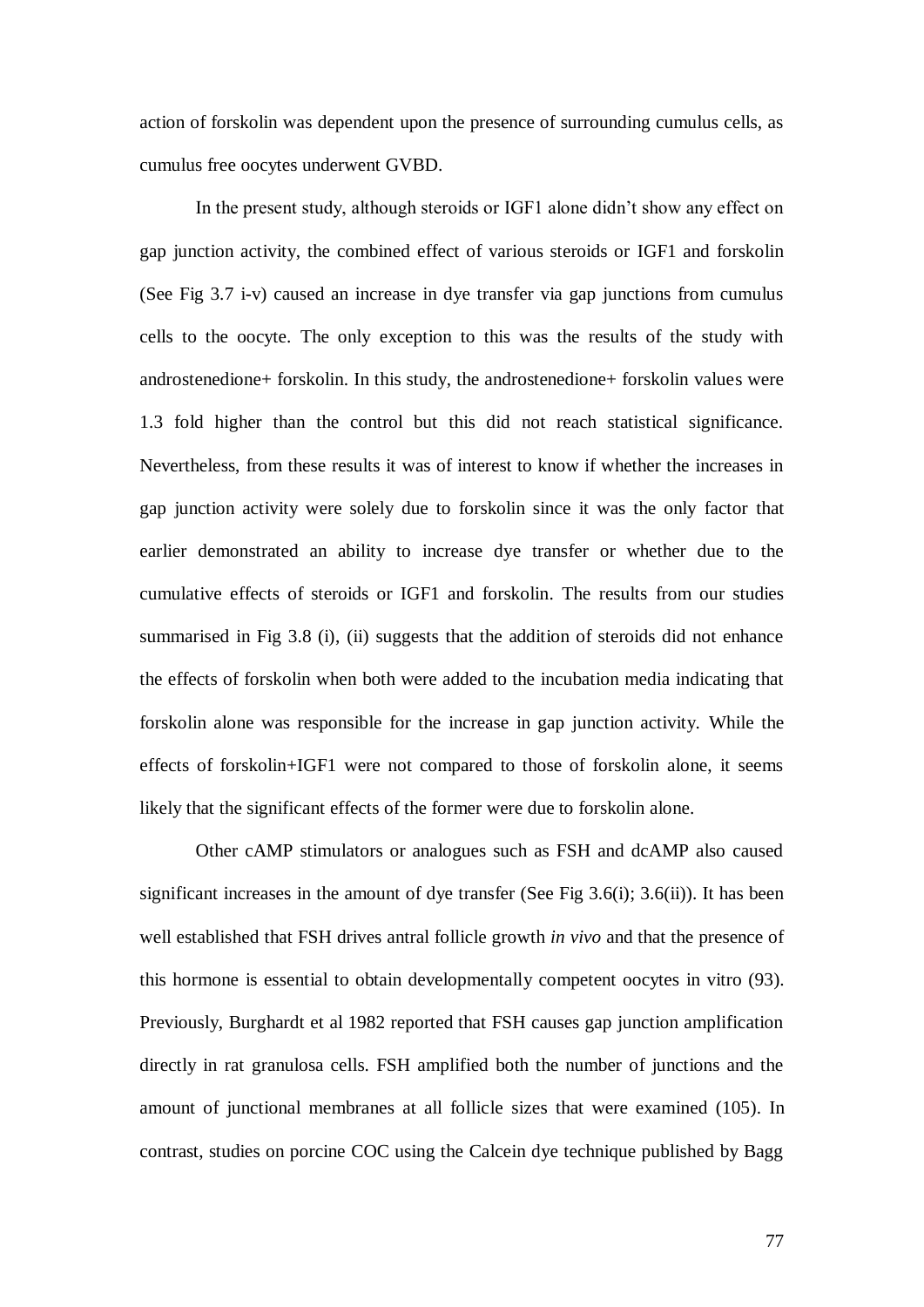action of forskolin was dependent upon the presence of surrounding cumulus cells, as cumulus free oocytes underwent GVBD.

In the present study, although steroids or IGF1 alone didn't show any effect on gap junction activity, the combined effect of various steroids or IGF1 and forskolin (See Fig 3.7 i-v) caused an increase in dye transfer via gap junctions from cumulus cells to the oocyte. The only exception to this was the results of the study with androstenedione+ forskolin. In this study, the androstenedione+ forskolin values were 1.3 fold higher than the control but this did not reach statistical significance. Nevertheless, from these results it was of interest to know if whether the increases in gap junction activity were solely due to forskolin since it was the only factor that earlier demonstrated an ability to increase dye transfer or whether due to the cumulative effects of steroids or IGF1 and forskolin. The results from our studies summarised in Fig 3.8 (i), (ii) suggests that the addition of steroids did not enhance the effects of forskolin when both were added to the incubation media indicating that forskolin alone was responsible for the increase in gap junction activity. While the effects of forskolin+IGF1 were not compared to those of forskolin alone, it seems likely that the significant effects of the former were due to forskolin alone.

Other cAMP stimulators or analogues such as FSH and dcAMP also caused significant increases in the amount of dye transfer (See Fig 3.6(i); 3.6(ii)). It has been well established that FSH drives antral follicle growth *in vivo* and that the presence of this hormone is essential to obtain developmentally competent oocytes in vitro (93). Previously, Burghardt et al 1982 reported that FSH causes gap junction amplification directly in rat granulosa cells. FSH amplified both the number of junctions and the amount of junctional membranes at all follicle sizes that were examined (105). In contrast, studies on porcine COC using the Calcein dye technique published by Bagg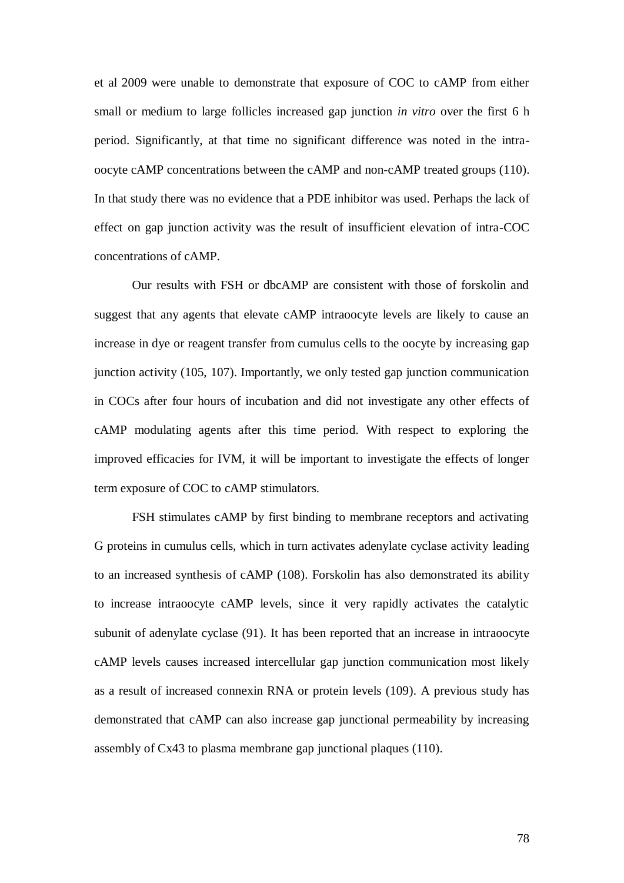et al 2009 were unable to demonstrate that exposure of COC to cAMP from either small or medium to large follicles increased gap junction *in vitro* over the first 6 h period. Significantly, at that time no significant difference was noted in the intra-oocyte cAMP concentrations between the cAMP and non-cAMP treated groups (110). In that study there was no evidence that a PDE inhibitor was used. Perhaps the lack of effect on gap junction activity was the result of insufficient elevation of intra-COC concentrations of cAMP.

Our results with FSH or dbcAMP are consistent with those of forskolin and suggest that any agents that elevate cAMP intraoocyte levels are likely to cause an increase in dye or reagent transfer from cumulus cells to the oocyte by increasing gap junction activity (105, 107). Importantly, we only tested gap junction communication in COCs after four hours of incubation and did not investigate any other effects of cAMP modulating agents after this time period. With respect to exploring the improved efficacies for IVM, it will be important to investigate the effects of longer term exposure of COC to cAMP stimulators.

FSH stimulates cAMP by first binding to membrane receptors and activating G proteins in cumulus cells, which in turn activates adenylate cyclase activity leading to an increased synthesis of cAMP (108). Forskolin has also demonstrated its ability to increase intraoocyte cAMP levels, since it very rapidly activates the catalytic subunit of adenylate cyclase (91). It has been reported that an increase in intraoocyte cAMP levels causes increased intercellular gap junction communication most likely as a result of increased connexin RNA or protein levels (109). A previous study has demonstrated that cAMP can also increase gap junctional permeability by increasing assembly of Cx43 to plasma membrane gap junctional plaques (110).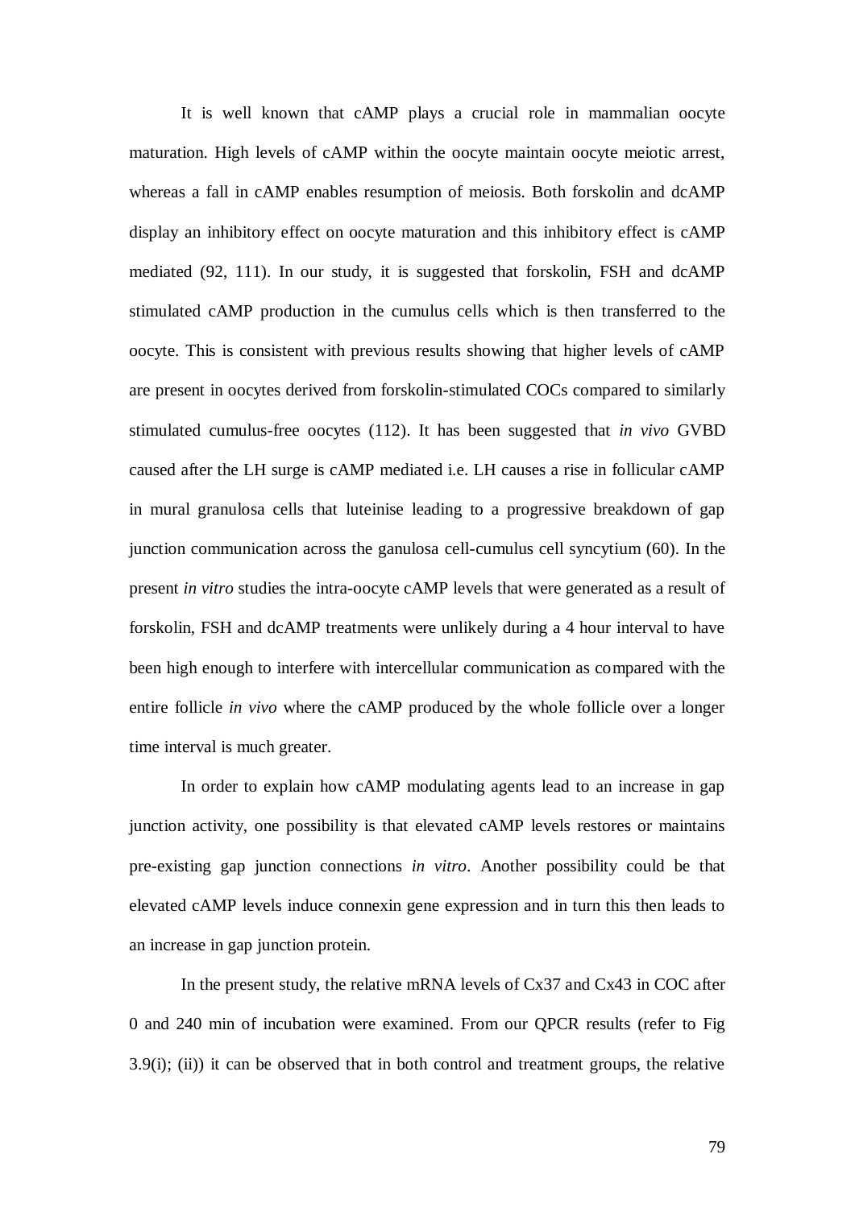It is well known that cAMP plays a crucial role in mammalian oocyte maturation. High levels of cAMP within the oocyte maintain oocyte meiotic arrest, whereas a fall in cAMP enables resumption of meiosis. Both forskolin and dcAMP display an inhibitory effect on oocyte maturation and this inhibitory effect is cAMP mediated (92, 111). In our study, it is suggested that forskolin, FSH and dcAMP stimulated cAMP production in the cumulus cells which is then transferred to the oocyte. This is consistent with previous results showing that higher levels of cAMP are present in oocytes derived from forskolin-stimulated COCs compared to similarly stimulated cumulus-free oocytes (112). It has been suggested that *in vivo* GVBD caused after the LH surge is cAMP mediated i.e. LH causes a rise in follicular cAMP in mural granulosa cells that luteinise leading to a progressive breakdown of gap junction communication across the ganulosa cell-cumulus cell syncytium (60). In the present *in vitro* studies the intra-oocyte cAMP levels that were generated as a result of forskolin, FSH and dcAMP treatments were unlikely during a 4 hour interval to have been high enough to interfere with intercellular communication as compared with the entire follicle *in vivo* where the cAMP produced by the whole follicle over a longer time interval is much greater.

In order to explain how cAMP modulating agents lead to an increase in gap junction activity, one possibility is that elevated cAMP levels restores or maintains pre-existing gap junction connections *in vitro*. Another possibility could be that elevated cAMP levels induce connexin gene expression and in turn this then leads to an increase in gap junction protein.

In the present study, the relative mRNA levels of Cx37 and Cx43 in COC after 0 and 240 min of incubation were examined. From our QPCR results (refer to Fig 3.9(i); (ii)) it can be observed that in both control and treatment groups, the relative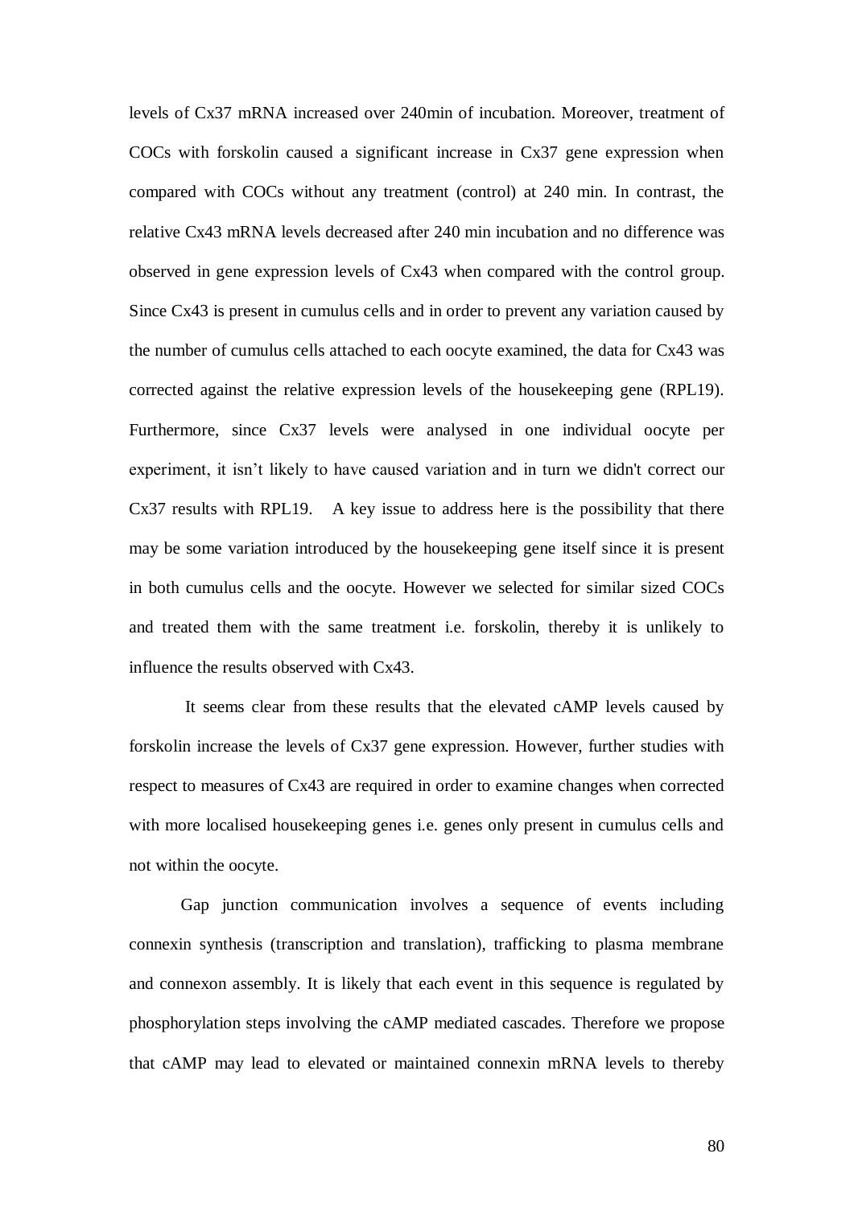levels of Cx37 mRNA increased over 240min of incubation. Moreover, treatment of COCs with forskolin caused a significant increase in Cx37 gene expression when compared with COCs without any treatment (control) at 240 min. In contrast, the relative Cx43 mRNA levels decreased after 240 min incubation and no difference was observed in gene expression levels of Cx43 when compared with the control group. Since Cx43 is present in cumulus cells and in order to prevent any variation caused by the number of cumulus cells attached to each oocyte examined, the data for Cx43 was corrected against the relative expression levels of the housekeeping gene (RPL19). Furthermore, since Cx37 levels were analysed in one individual oocyte per experiment, it isn't likely to have caused variation and in turn we didn't correct our Cx37 results with RPL19. A key issue to address here is the possibility that there may be some variation introduced by the housekeeping gene itself since it is present in both cumulus cells and the oocyte. However we selected for similar sized COCs and treated them with the same treatment i.e. forskolin, thereby it is unlikely to influence the results observed with Cx43.

It seems clear from these results that the elevated cAMP levels caused by forskolin increase the levels of Cx37 gene expression. However, further studies with respect to measures of Cx43 are required in order to examine changes when corrected with more localised housekeeping genes i.e. genes only present in cumulus cells and not within the oocyte.

Gap junction communication involves a sequence of events including connexin synthesis (transcription and translation), trafficking to plasma membrane and connexon assembly. It is likely that each event in this sequence is regulated by phosphorylation steps involving the cAMP mediated cascades. Therefore we propose that cAMP may lead to elevated or maintained connexin mRNA levels to thereby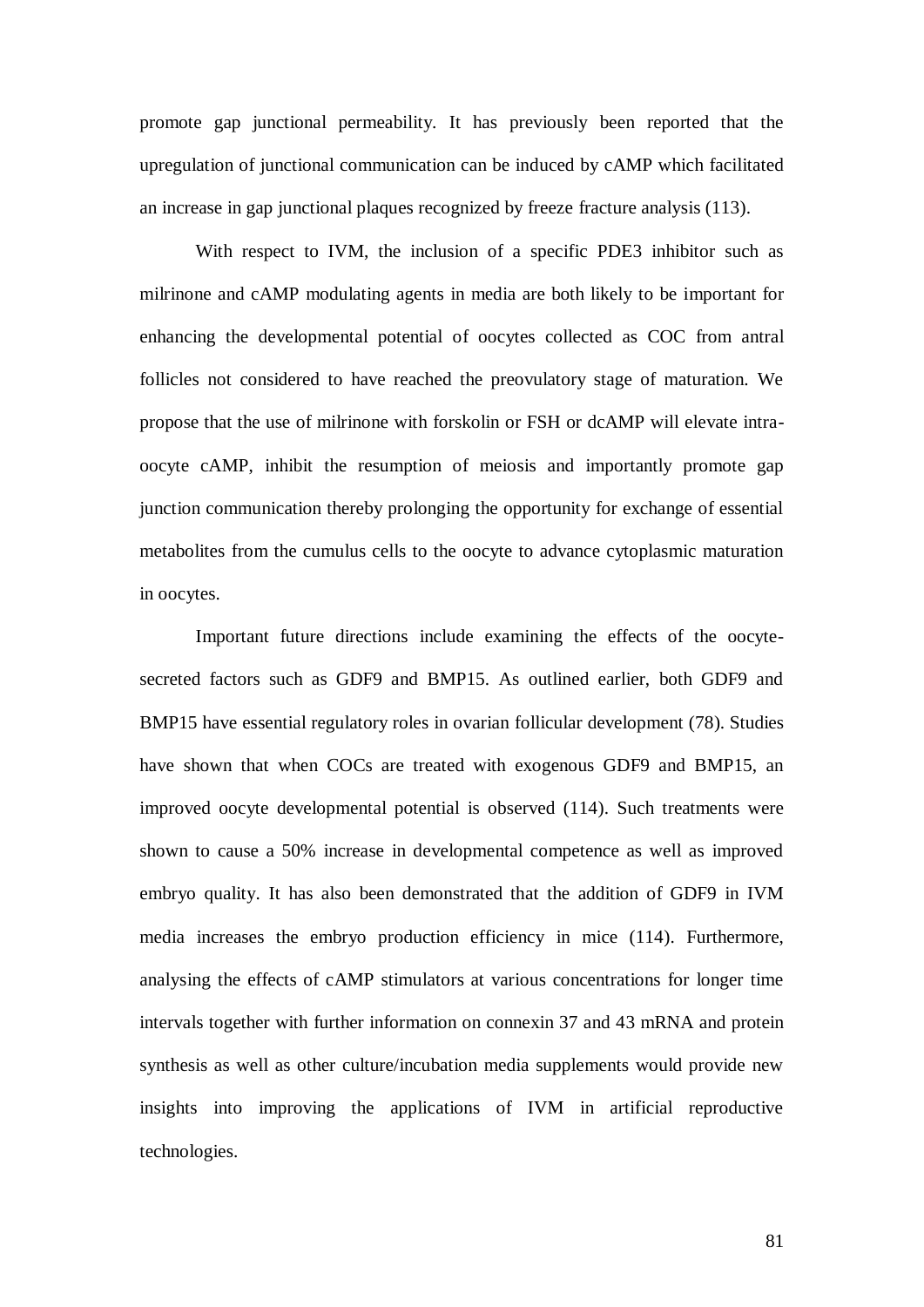promote gap junctional permeability. It has previously been reported that the upregulation of junctional communication can be induced by cAMP which facilitated an increase in gap junctional plaques recognized by freeze fracture analysis (113).

With respect to IVM, the inclusion of a specific PDE3 inhibitor such as milrinone and cAMP modulating agents in media are both likely to be important for enhancing the developmental potential of oocytes collected as COC from antral follicles not considered to have reached the preovulatory stage of maturation. We propose that the use of milrinone with forskolin or FSH or dcAMP will elevate intra-oocyte cAMP, inhibit the resumption of meiosis and importantly promote gap junction communication thereby prolonging the opportunity for exchange of essential metabolites from the cumulus cells to the oocyte to advance cytoplasmic maturation in oocytes.

Important future directions include examining the effects of the oocyte-secreted factors such as GDF9 and BMP15. As outlined earlier, both GDF9 and BMP15 have essential regulatory roles in ovarian follicular development (78). Studies have shown that when COCs are treated with exogenous GDF9 and BMP15, an improved oocyte developmental potential is observed (114). Such treatments were shown to cause a 50% increase in developmental competence as well as improved embryo quality. It has also been demonstrated that the addition of GDF9 in IVM media increases the embryo production efficiency in mice (114). Furthermore, analysing the effects of cAMP stimulators at various concentrations for longer time intervals together with further information on connexin 37 and 43 mRNA and protein synthesis as well as other culture/incubation media supplements would provide new insights into improving the applications of IVM in artificial reproductive technologies.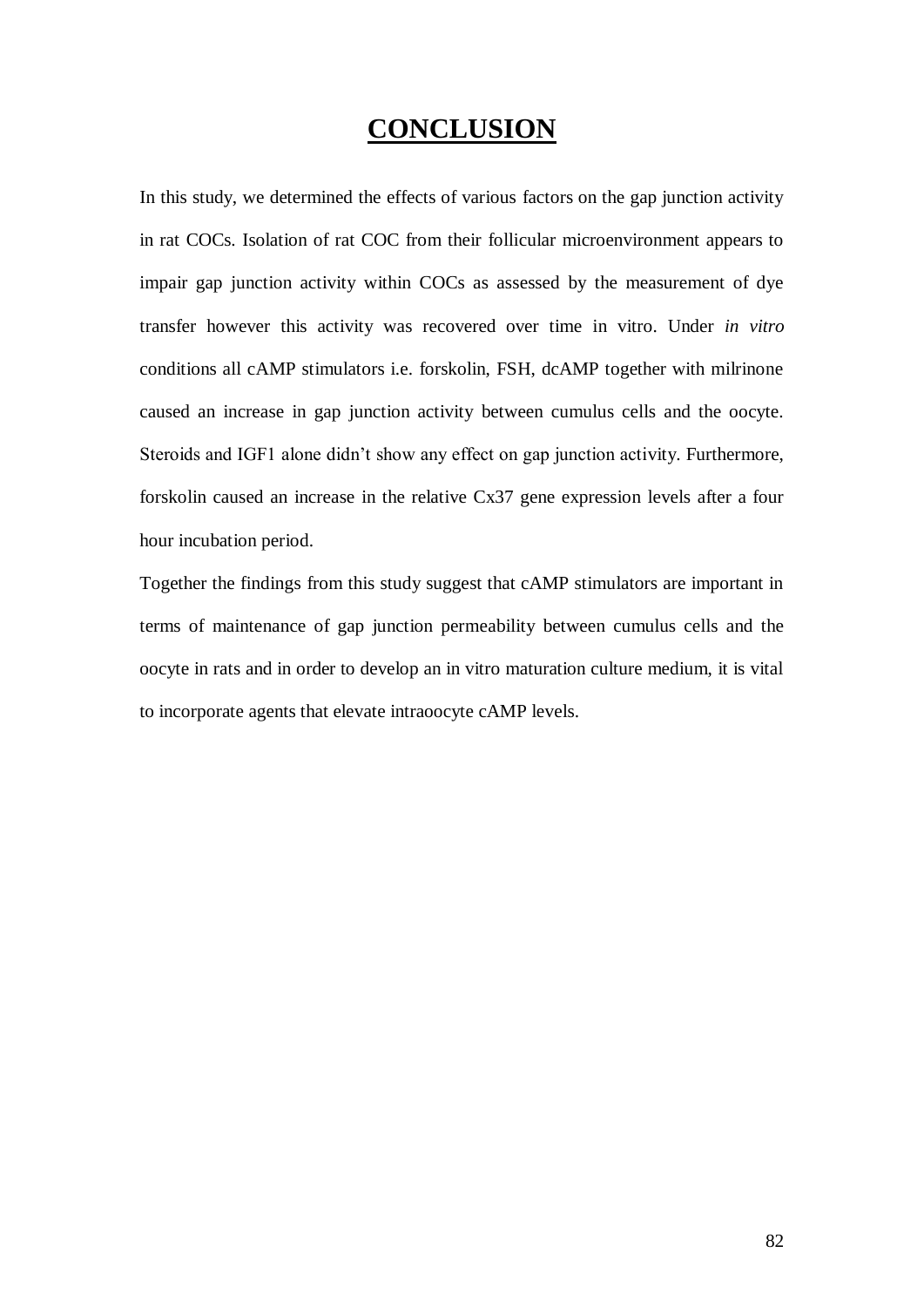# CONCLUSION

In this study, we determined the effects of various factors on the gap junction activity in rat COCs. Isolation of rat COC from their follicular microenvironment appears to impair gap junction activity within COCs as assessed by the measurement of dye transfer however this activity was recovered over time in vitro. Under *in vitro* conditions all cAMP stimulators i.e. forskolin, FSH, dcAMP together with milrinone caused an increase in gap junction activity between cumulus cells and the oocyte. Steroids and IGF1 alone didn't show any effect on gap junction activity. Furthermore, forskolin caused an increase in the relative Cx37 gene expression levels after a four hour incubation period.

Together the findings from this study suggest that cAMP stimulators are important in terms of maintenance of gap junction permeability between cumulus cells and the oocyte in rats and in order to develop an in vitro maturation culture medium, it is vital to incorporate agents that elevate intraoocyte cAMP levels.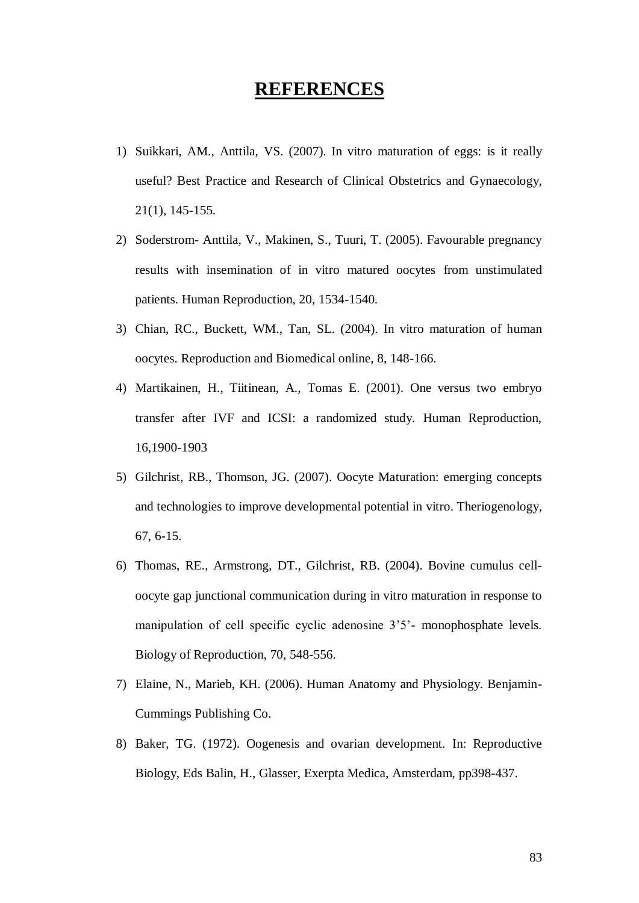# REFERENCES

1) Suikkari, AM., Anttila, VS. (2007). In vitro maturation of eggs: is it really useful? Best Practice and Research of Clinical Obstetrics and Gynaecology, 21(1), 145-155.
2) Soderstrom- Anttila, V., Makinen, S., Tuuri, T. (2005). Favourable pregnancy results with insemination of in vitro matured oocytes from unstimulated patients. Human Reproduction, 20, 1534-1540.
3) Chian, RC., Buckett, WM., Tan, SL. (2004). In vitro maturation of human oocytes. Reproduction and Biomedical online, 8, 148-166.
4) Martikainen, H., Tiitinean, A., Tomas E. (2001). One versus two embryo transfer after IVF and ICSI: a randomized study. Human Reproduction, 16,1900-1903
5) Gilchrist, RB., Thomson, JG. (2007). Oocyte Maturation: emerging concepts and technologies to improve developmental potential in vitro. Theriogenology, 67, 6-15.
6) Thomas, RE., Armstrong, DT., Gilchrist, RB. (2004). Bovine cumulus cell-oocyte gap junctional communication during in vitro maturation in response to manipulation of cell specific cyclic adenosine 3'5'- monophosphate levels. Biology of Reproduction, 70, 548-556.
7) Elaine, N., Marieb, KH. (2006). Human Anatomy and Physiology. Benjamin-Cummings Publishing Co.
8) Baker, TG. (1972). Oogenesis and ovarian development. In: Reproductive Biology, Eds Balin, H., Glasser, Exerpta Medica, Amsterdam, pp398-437.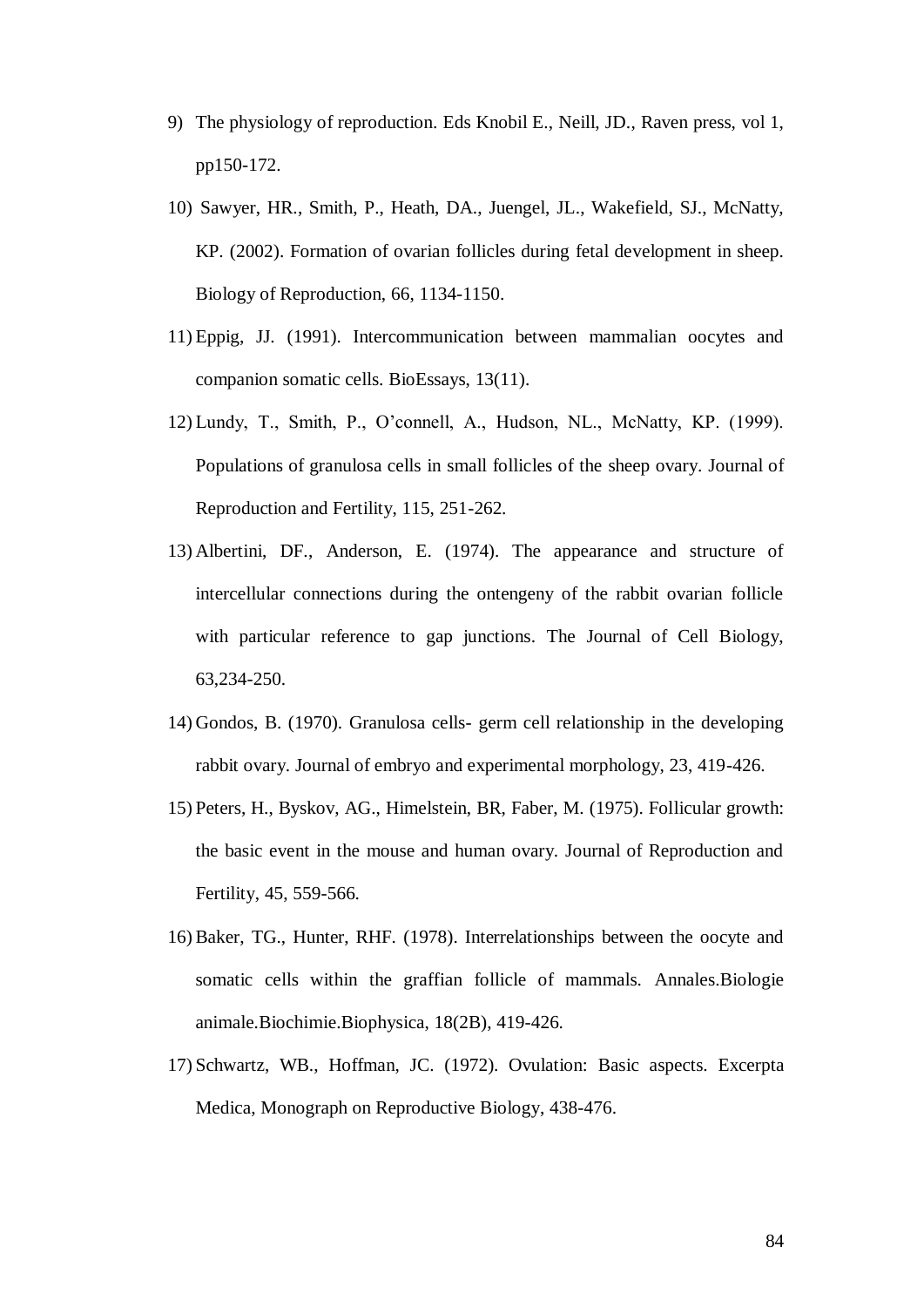9) The physiology of reproduction. Eds Knobil E., Neill, JD., Raven press, vol 1, pp150-172.

10) Sawyer, HR., Smith, P., Heath, DA., Juengel, JL., Wakefield, SJ., McNatty, KP. (2002). Formation of ovarian follicles during fetal development in sheep. Biology of Reproduction, 66, 1134-1150.

11) Eppig, JJ. (1991). Intercommunication between mammalian oocytes and companion somatic cells. BioEssays, 13(11).

12) Lundy, T., Smith, P., O'connell, A., Hudson, NL., McNatty, KP. (1999). Populations of granulosa cells in small follicles of the sheep ovary. Journal of Reproduction and Fertility, 115, 251-262.

13) Albertini, DF., Anderson, E. (1974). The appearance and structure of intercellular connections during the ontengeny of the rabbit ovarian follicle with particular reference to gap junctions. The Journal of Cell Biology, 63,234-250.

14) Gondos, B. (1970). Granulosa cells- germ cell relationship in the developing rabbit ovary. Journal of embryo and experimental morphology, 23, 419-426.

15) Peters, H., Byskov, AG., Himelstein, BR, Faber, M. (1975). Follicular growth: the basic event in the mouse and human ovary. Journal of Reproduction and Fertility, 45, 559-566.

16) Baker, TG., Hunter, RHF. (1978). Interrelationships between the oocyte and somatic cells within the graffian follicle of mammals. Annales.Biologie animale.Biochimie.Biophysica, 18(2B), 419-426.

17) Schwartz, WB., Hoffman, JC. (1972). Ovulation: Basic aspects. Excerpta Medica, Monograph on Reproductive Biology, 438-476.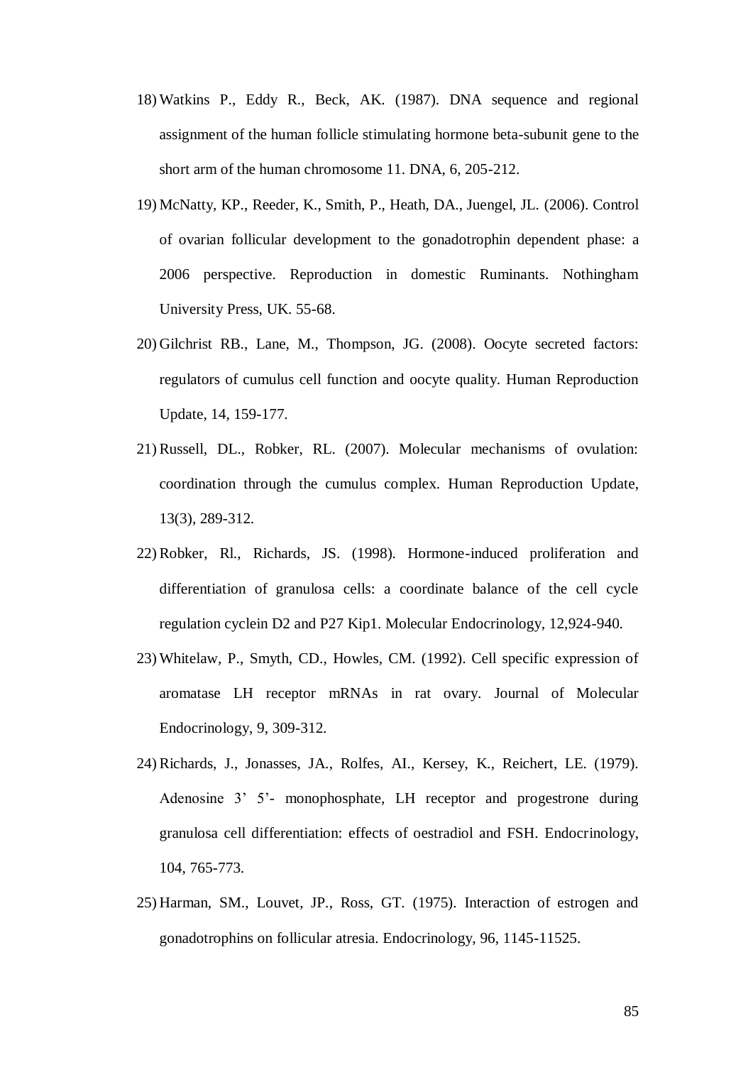18) Watkins P., Eddy R., Beck, AK. (1987). DNA sequence and regional assignment of the human follicle stimulating hormone beta-subunit gene to the short arm of the human chromosome 11. DNA, 6, 205-212.

19) McNatty, KP., Reeder, K., Smith, P., Heath, DA., Juengel, JL. (2006). Control of ovarian follicular development to the gonadotrophin dependent phase: a 2006 perspective. Reproduction in domestic Ruminants. Nothingham University Press, UK. 55-68.

20) Gilchrist RB., Lane, M., Thompson, JG. (2008). Oocyte secreted factors: regulators of cumulus cell function and oocyte quality. Human Reproduction Update, 14, 159-177.

21) Russell, DL., Robker, RL. (2007). Molecular mechanisms of ovulation: coordination through the cumulus complex. Human Reproduction Update, 13(3), 289-312.

22) Robker, Rl., Richards, JS. (1998). Hormone-induced proliferation and differentiation of granulosa cells: a coordinate balance of the cell cycle regulation cyclein D2 and P27 Kip1. Molecular Endocrinology, 12,924-940.

23) Whitelaw, P., Smyth, CD., Howles, CM. (1992). Cell specific expression of aromatase LH receptor mRNAs in rat ovary. Journal of Molecular Endocrinology, 9, 309-312.

24) Richards, J., Jonasses, JA., Rolfes, AI., Kersey, K., Reichert, LE. (1979). Adenosine 3' 5'- monophosphate, LH receptor and progestrone during granulosa cell differentiation: effects of oestradiol and FSH. Endocrinology, 104, 765-773.

25) Harman, SM., Louvet, JP., Ross, GT. (1975). Interaction of estrogen and gonadotrophins on follicular atresia. Endocrinology, 96, 1145-11525.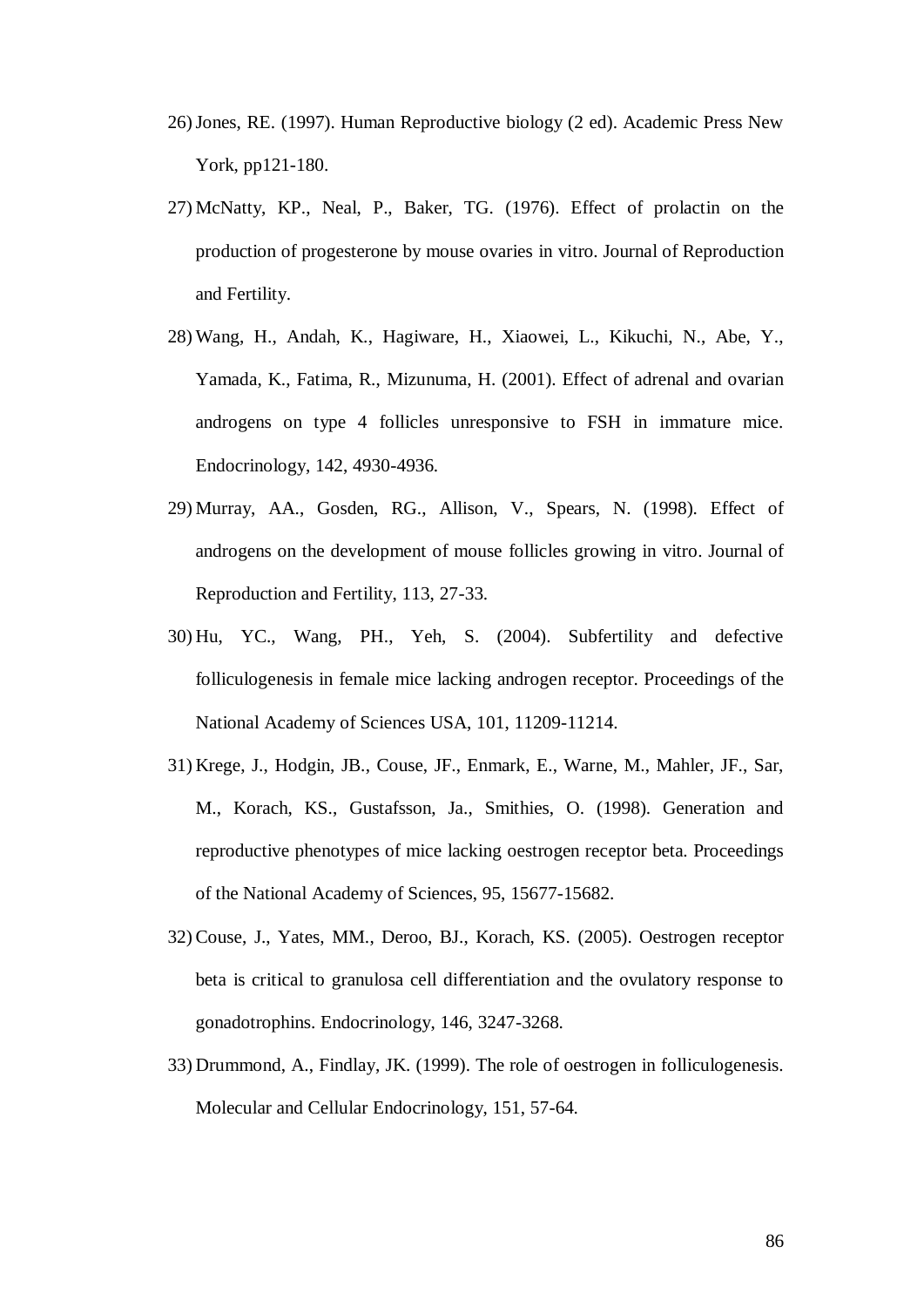26) Jones, RE. (1997). Human Reproductive biology (2 ed). Academic Press New York, pp121-180.

27) McNatty, KP., Neal, P., Baker, TG. (1976). Effect of prolactin on the production of progesterone by mouse ovaries in vitro. Journal of Reproduction and Fertility.

28) Wang, H., Andah, K., Hagiware, H., Xiaowei, L., Kikuchi, N., Abe, Y., Yamada, K., Fatima, R., Mizunuma, H. (2001). Effect of adrenal and ovarian androgens on type 4 follicles unresponsive to FSH in immature mice. Endocrinology, 142, 4930-4936.

29) Murray, AA., Gosden, RG., Allison, V., Spears, N. (1998). Effect of androgens on the development of mouse follicles growing in vitro. Journal of Reproduction and Fertility, 113, 27-33.

30) Hu, YC., Wang, PH., Yeh, S. (2004). Subfertility and defective folliculogenesis in female mice lacking androgen receptor. Proceedings of the National Academy of Sciences USA, 101, 11209-11214.

31) Krege, J., Hodgin, JB., Couse, JF., Enmark, E., Warne, M., Mahler, JF., Sar, M., Korach, KS., Gustafsson, Ja., Smithies, O. (1998). Generation and reproductive phenotypes of mice lacking oestrogen receptor beta. Proceedings of the National Academy of Sciences, 95, 15677-15682.

32) Couse, J., Yates, MM., Deroo, BJ., Korach, KS. (2005). Oestrogen receptor beta is critical to granulosa cell differentiation and the ovulatory response to gonadotrophins. Endocrinology, 146, 3247-3268.

33) Drummond, A., Findlay, JK. (1999). The role of oestrogen in folliculogenesis. Molecular and Cellular Endocrinology, 151, 57-64.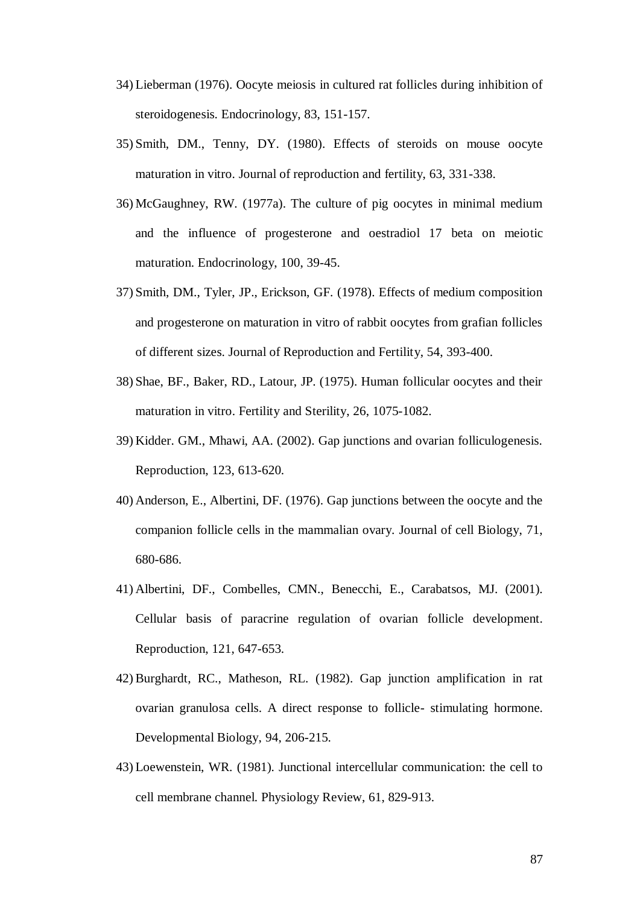34) Lieberman (1976). Oocyte meiosis in cultured rat follicles during inhibition of steroidogenesis. Endocrinology, 83, 151-157.

35) Smith, DM., Tenny, DY. (1980). Effects of steroids on mouse oocyte maturation in vitro. Journal of reproduction and fertility, 63, 331-338.

36) McGaughney, RW. (1977a). The culture of pig oocytes in minimal medium and the influence of progesterone and oestradiol 17 beta on meiotic maturation. Endocrinology, 100, 39-45.

37) Smith, DM., Tyler, JP., Erickson, GF. (1978). Effects of medium composition and progesterone on maturation in vitro of rabbit oocytes from grafian follicles of different sizes. Journal of Reproduction and Fertility, 54, 393-400.

38) Shae, BF., Baker, RD., Latour, JP. (1975). Human follicular oocytes and their maturation in vitro. Fertility and Sterility, 26, 1075-1082.

39) Kidder. GM., Mhawi, AA. (2002). Gap junctions and ovarian folliculogenesis. Reproduction, 123, 613-620.

40) Anderson, E., Albertini, DF. (1976). Gap junctions between the oocyte and the companion follicle cells in the mammalian ovary. Journal of cell Biology, 71, 680-686.

41) Albertini, DF., Combelles, CMN., Benecchi, E., Carabatsos, MJ. (2001). Cellular basis of paracrine regulation of ovarian follicle development. Reproduction, 121, 647-653.

42) Burghardt, RC., Matheson, RL. (1982). Gap junction amplification in rat ovarian granulosa cells. A direct response to follicle- stimulating hormone. Developmental Biology, 94, 206-215.

43) Loewenstein, WR. (1981). Junctional intercellular communication: the cell to cell membrane channel. Physiology Review, 61, 829-913.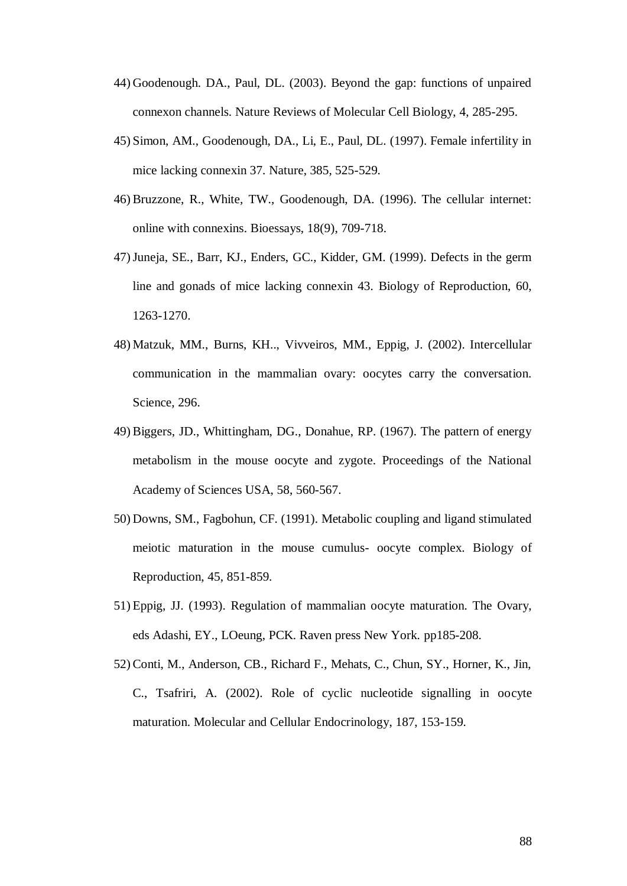44) Goodenough. DA., Paul, DL. (2003). Beyond the gap: functions of unpaired connexon channels. Nature Reviews of Molecular Cell Biology, 4, 285-295.

45) Simon, AM., Goodenough, DA., Li, E., Paul, DL. (1997). Female infertility in mice lacking connexin 37. Nature, 385, 525-529.

46) Bruzzone, R., White, TW., Goodenough, DA. (1996). The cellular internet: online with connexins. Bioessays, 18(9), 709-718.

47) Juneja, SE., Barr, KJ., Enders, GC., Kidder, GM. (1999). Defects in the germ line and gonads of mice lacking connexin 43. Biology of Reproduction, 60, 1263-1270.

48) Matzuk, MM., Burns, KH.., Vivveiros, MM., Eppig, J. (2002). Intercellular communication in the mammalian ovary: oocytes carry the conversation. Science, 296.

49) Biggers, JD., Whittingham, DG., Donahue, RP. (1967). The pattern of energy metabolism in the mouse oocyte and zygote. Proceedings of the National Academy of Sciences USA, 58, 560-567.

50) Downs, SM., Fagbohun, CF. (1991). Metabolic coupling and ligand stimulated meiotic maturation in the mouse cumulus- oocyte complex. Biology of Reproduction, 45, 851-859.

51) Eppig, JJ. (1993). Regulation of mammalian oocyte maturation. The Ovary, eds Adashi, EY., LOeung, PCK. Raven press New York. pp185-208.

52) Conti, M., Anderson, CB., Richard F., Mehats, C., Chun, SY., Horner, K., Jin, C., Tsafriri, A. (2002). Role of cyclic nucleotide signalling in oocyte maturation. Molecular and Cellular Endocrinology, 187, 153-159.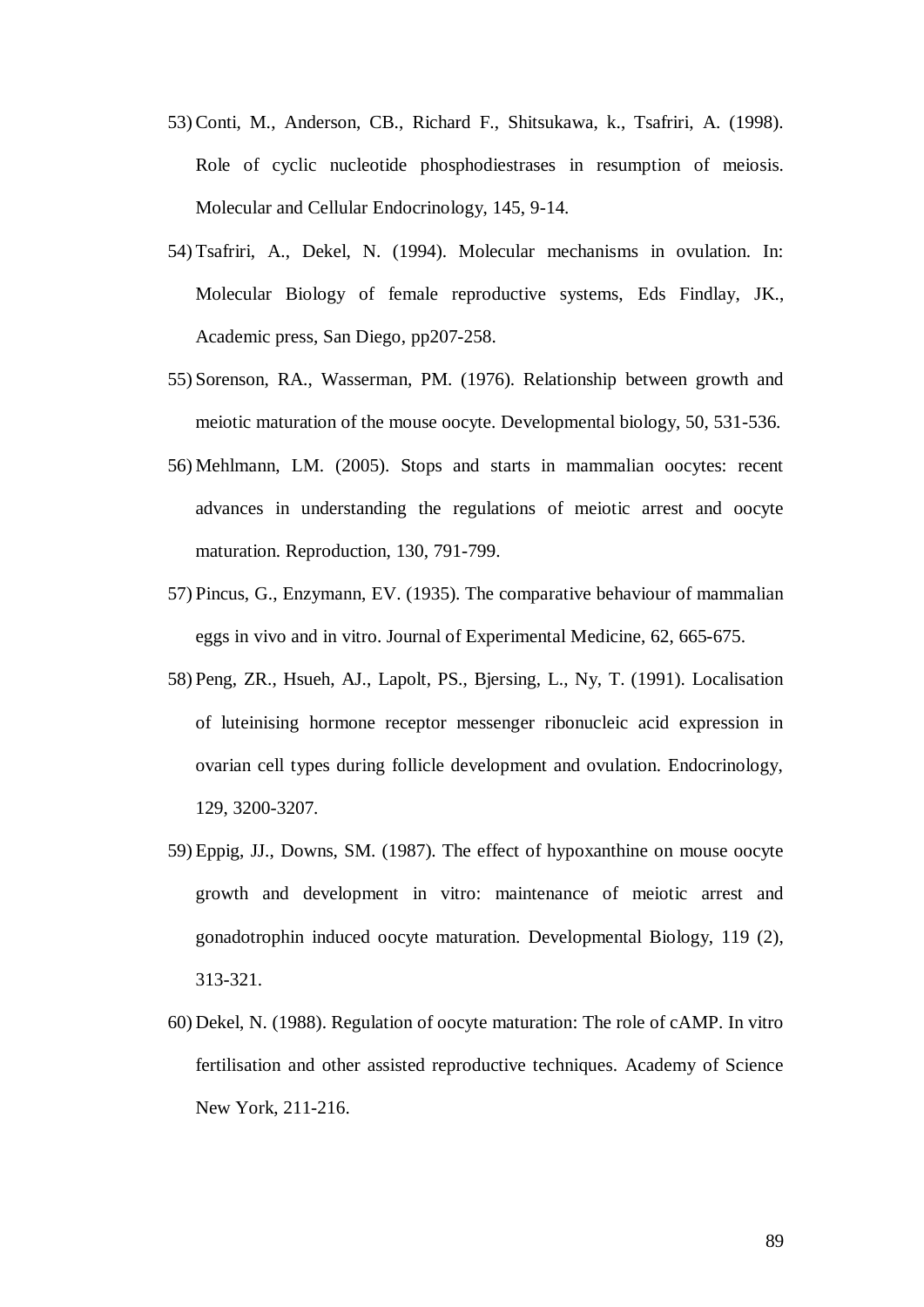53) Conti, M., Anderson, CB., Richard F., Shitsukawa, k., Tsafriri, A. (1998). Role of cyclic nucleotide phosphodiestrases in resumption of meiosis. Molecular and Cellular Endocrinology, 145, 9-14.

54) Tsafriri, A., Dekel, N. (1994). Molecular mechanisms in ovulation. In: Molecular Biology of female reproductive systems, Eds Findlay, JK., Academic press, San Diego, pp207-258.

55) Sorenson, RA., Wasserman, PM. (1976). Relationship between growth and meiotic maturation of the mouse oocyte. Developmental biology, 50, 531-536.

56) Mehlmann, LM. (2005). Stops and starts in mammalian oocytes: recent advances in understanding the regulations of meiotic arrest and oocyte maturation. Reproduction, 130, 791-799.

57) Pincus, G., Enzymann, EV. (1935). The comparative behaviour of mammalian eggs in vivo and in vitro. Journal of Experimental Medicine, 62, 665-675.

58) Peng, ZR., Hsueh, AJ., Lapolt, PS., Bjersing, L., Ny, T. (1991). Localisation of luteinising hormone receptor messenger ribonucleic acid expression in ovarian cell types during follicle development and ovulation. Endocrinology, 129, 3200-3207.

59) Eppig, JJ., Downs, SM. (1987). The effect of hypoxanthine on mouse oocyte growth and development in vitro: maintenance of meiotic arrest and gonadotrophin induced oocyte maturation. Developmental Biology, 119 (2), 313-321.

60) Dekel, N. (1988). Regulation of oocyte maturation: The role of cAMP. In vitro fertilisation and other assisted reproductive techniques. Academy of Science New York, 211-216.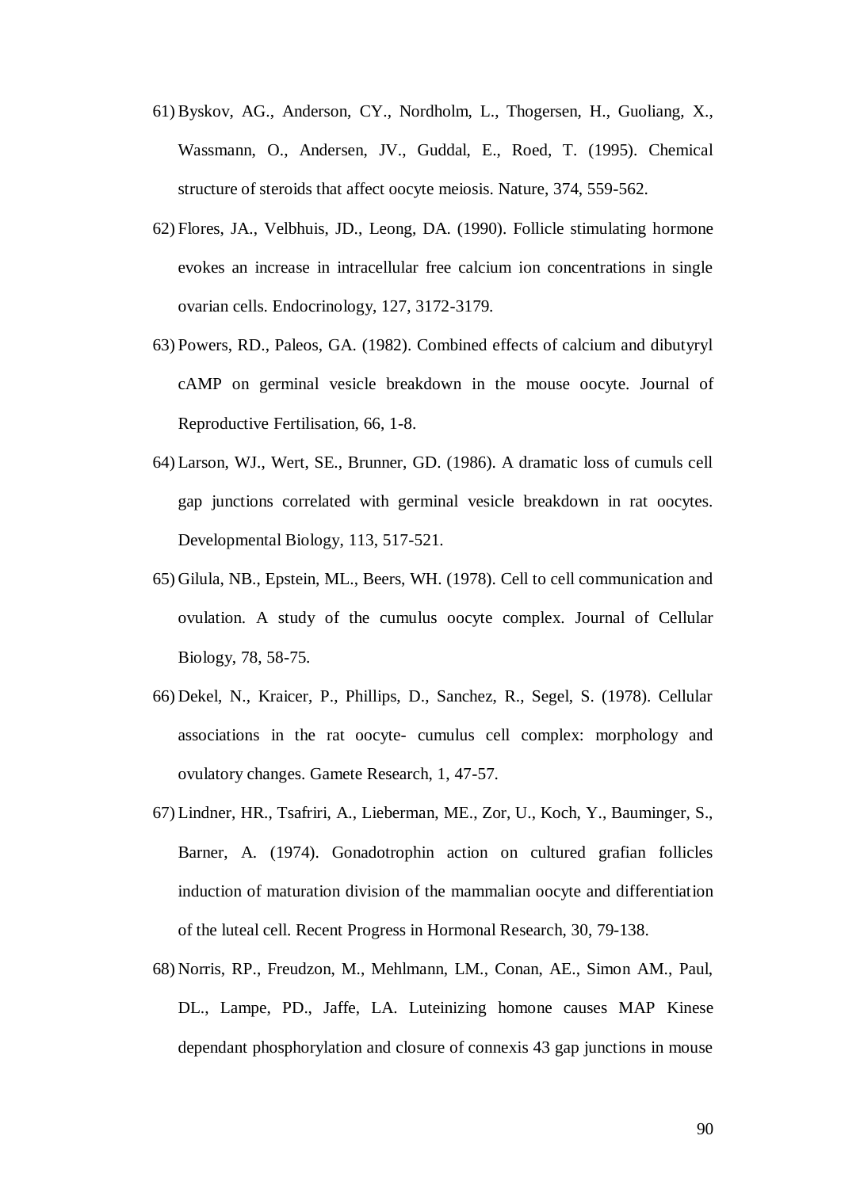61) Byskov, AG., Anderson, CY., Nordholm, L., Thogersen, H., Guoliang, X., Wassmann, O., Andersen, JV., Guddal, E., Roed, T. (1995). Chemical structure of steroids that affect oocyte meiosis. Nature, 374, 559-562.

62) Flores, JA., Velbhuis, JD., Leong, DA. (1990). Follicle stimulating hormone evokes an increase in intracellular free calcium ion concentrations in single ovarian cells. Endocrinology, 127, 3172-3179.

63) Powers, RD., Paleos, GA. (1982). Combined effects of calcium and dibutyryl cAMP on germinal vesicle breakdown in the mouse oocyte. Journal of Reproductive Fertilisation, 66, 1-8.

64) Larson, WJ., Wert, SE., Brunner, GD. (1986). A dramatic loss of cumuls cell gap junctions correlated with germinal vesicle breakdown in rat oocytes. Developmental Biology, 113, 517-521.

65) Gilula, NB., Epstein, ML., Beers, WH. (1978). Cell to cell communication and ovulation. A study of the cumulus oocyte complex. Journal of Cellular Biology, 78, 58-75.

66) Dekel, N., Kraicer, P., Phillips, D., Sanchez, R., Segel, S. (1978). Cellular associations in the rat oocyte- cumulus cell complex: morphology and ovulatory changes. Gamete Research, 1, 47-57.

67) Lindner, HR., Tsafriri, A., Lieberman, ME., Zor, U., Koch, Y., Bauminger, S., Barner, A. (1974). Gonadotrophin action on cultured grafian follicles induction of maturation division of the mammalian oocyte and differentiation of the luteal cell. Recent Progress in Hormonal Research, 30, 79-138.

68) Norris, RP., Freudzon, M., Mehlmann, LM., Conan, AE., Simon AM., Paul, DL., Lampe, PD., Jaffe, LA. Luteinizing homone causes MAP Kinese dependant phosphorylation and closure of connexis 43 gap junctions in mouse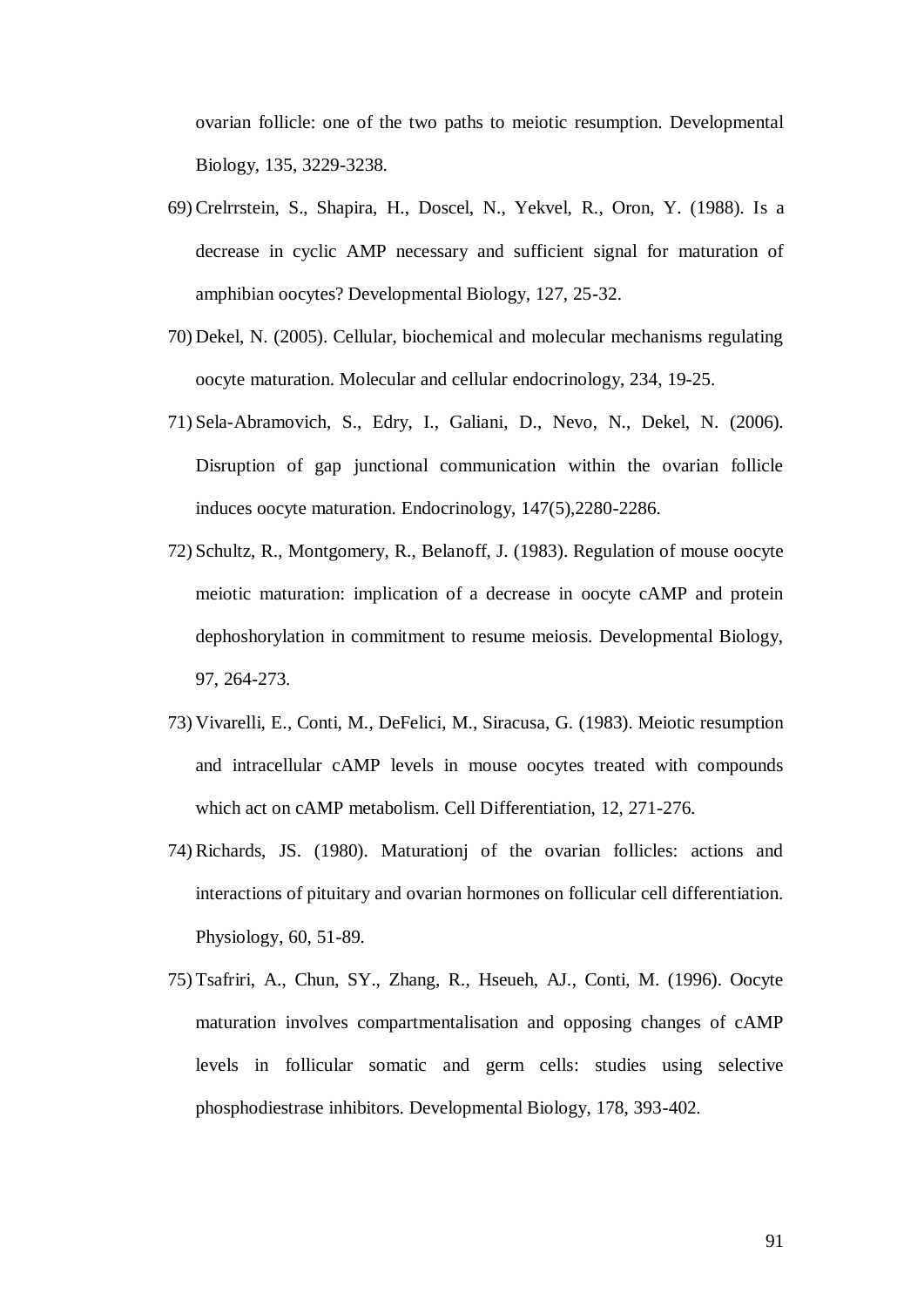ovarian follicle: one of the two paths to meiotic resumption. Developmental Biology, 135, 3229-3238.

69) Crelrrstein, S., Shapira, H., Doscel, N., Yekvel, R., Oron, Y. (1988). Is a decrease in cyclic AMP necessary and sufficient signal for maturation of amphibian oocytes? Developmental Biology, 127, 25-32.

70) Dekel, N. (2005). Cellular, biochemical and molecular mechanisms regulating oocyte maturation. Molecular and cellular endocrinology, 234, 19-25.

71) Sela-Abramovich, S., Edry, I., Galiani, D., Nevo, N., Dekel, N. (2006). Disruption of gap junctional communication within the ovarian follicle induces oocyte maturation. Endocrinology, 147(5),2280-2286.

72) Schultz, R., Montgomery, R., Belanoff, J. (1983). Regulation of mouse oocyte meiotic maturation: implication of a decrease in oocyte cAMP and protein dephoshorylation in commitment to resume meiosis. Developmental Biology, 97, 264-273.

73) Vivarelli, E., Conti, M., DeFelici, M., Siracusa, G. (1983). Meiotic resumption and intracellular cAMP levels in mouse oocytes treated with compounds which act on cAMP metabolism. Cell Differentiation, 12, 271-276.

74) Richards, JS. (1980). Maturationj of the ovarian follicles: actions and interactions of pituitary and ovarian hormones on follicular cell differentiation. Physiology, 60, 51-89.

75) Tsafriri, A., Chun, SY., Zhang, R., Hseueh, AJ., Conti, M. (1996). Oocyte maturation involves compartmentalisation and opposing changes of cAMP levels in follicular somatic and germ cells: studies using selective phosphodiestrase inhibitors. Developmental Biology, 178, 393-402.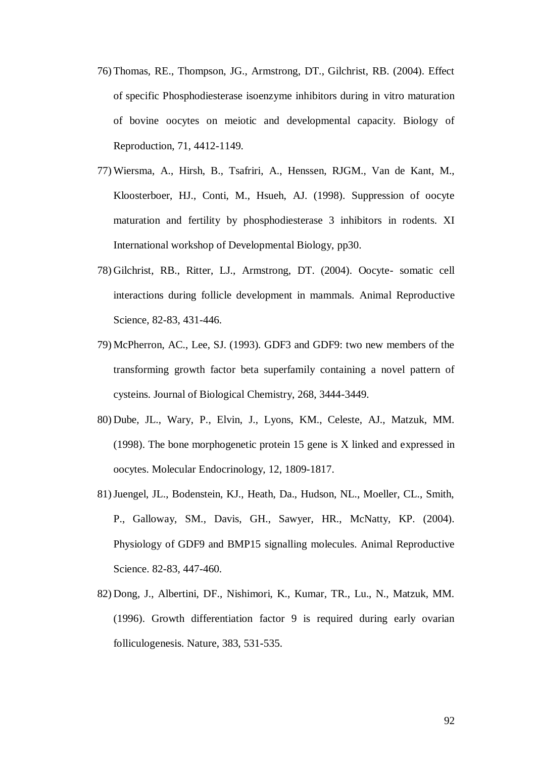76) Thomas, RE., Thompson, JG., Armstrong, DT., Gilchrist, RB. (2004). Effect of specific Phosphodiesterase isoenzyme inhibitors during in vitro maturation of bovine oocytes on meiotic and developmental capacity. Biology of Reproduction, 71, 4412-1149.

77) Wiersma, A., Hirsh, B., Tsafriri, A., Henssen, RJGM., Van de Kant, M., Kloosterboer, HJ., Conti, M., Hsueh, AJ. (1998). Suppression of oocyte maturation and fertility by phosphodiesterase 3 inhibitors in rodents. XI International workshop of Developmental Biology, pp30.

78) Gilchrist, RB., Ritter, LJ., Armstrong, DT. (2004). Oocyte- somatic cell interactions during follicle development in mammals. Animal Reproductive Science, 82-83, 431-446.

79) McPherron, AC., Lee, SJ. (1993). GDF3 and GDF9: two new members of the transforming growth factor beta superfamily containing a novel pattern of cysteins. Journal of Biological Chemistry, 268, 3444-3449.

80) Dube, JL., Wary, P., Elvin, J., Lyons, KM., Celeste, AJ., Matzuk, MM. (1998). The bone morphogenetic protein 15 gene is X linked and expressed in oocytes. Molecular Endocrinology, 12, 1809-1817.

81) Juengel, JL., Bodenstein, KJ., Heath, Da., Hudson, NL., Moeller, CL., Smith, P., Galloway, SM., Davis, GH., Sawyer, HR., McNatty, KP. (2004). Physiology of GDF9 and BMP15 signalling molecules. Animal Reproductive Science. 82-83, 447-460.

82) Dong, J., Albertini, DF., Nishimori, K., Kumar, TR., Lu., N., Matzuk, MM. (1996). Growth differentiation factor 9 is required during early ovarian folliculogenesis. Nature, 383, 531-535.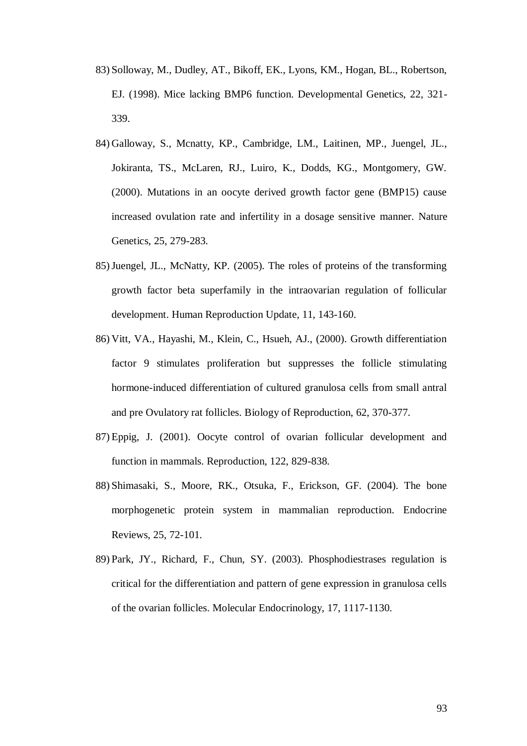83) Solloway, M., Dudley, AT., Bikoff, EK., Lyons, KM., Hogan, BL., Robertson, EJ. (1998). Mice lacking BMP6 function. Developmental Genetics, 22, 321-339.

84) Galloway, S., Mcnatty, KP., Cambridge, LM., Laitinen, MP., Juengel, JL., Jokiranta, TS., McLaren, RJ., Luiro, K., Dodds, KG., Montgomery, GW. (2000). Mutations in an oocyte derived growth factor gene (BMP15) cause increased ovulation rate and infertility in a dosage sensitive manner. Nature Genetics, 25, 279-283.

85) Juengel, JL., McNatty, KP. (2005). The roles of proteins of the transforming growth factor beta superfamily in the intraovarian regulation of follicular development. Human Reproduction Update, 11, 143-160.

86) Vitt, VA., Hayashi, M., Klein, C., Hsueh, AJ., (2000). Growth differentiation factor 9 stimulates proliferation but suppresses the follicle stimulating hormone-induced differentiation of cultured granulosa cells from small antral and pre Ovulatory rat follicles. Biology of Reproduction, 62, 370-377.

87) Eppig, J. (2001). Oocyte control of ovarian follicular development and function in mammals. Reproduction, 122, 829-838.

88) Shimasaki, S., Moore, RK., Otsuka, F., Erickson, GF. (2004). The bone morphogenetic protein system in mammalian reproduction. Endocrine Reviews, 25, 72-101.

89) Park, JY., Richard, F., Chun, SY. (2003). Phosphodiestrases regulation is critical for the differentiation and pattern of gene expression in granulosa cells of the ovarian follicles. Molecular Endocrinology, 17, 1117-1130.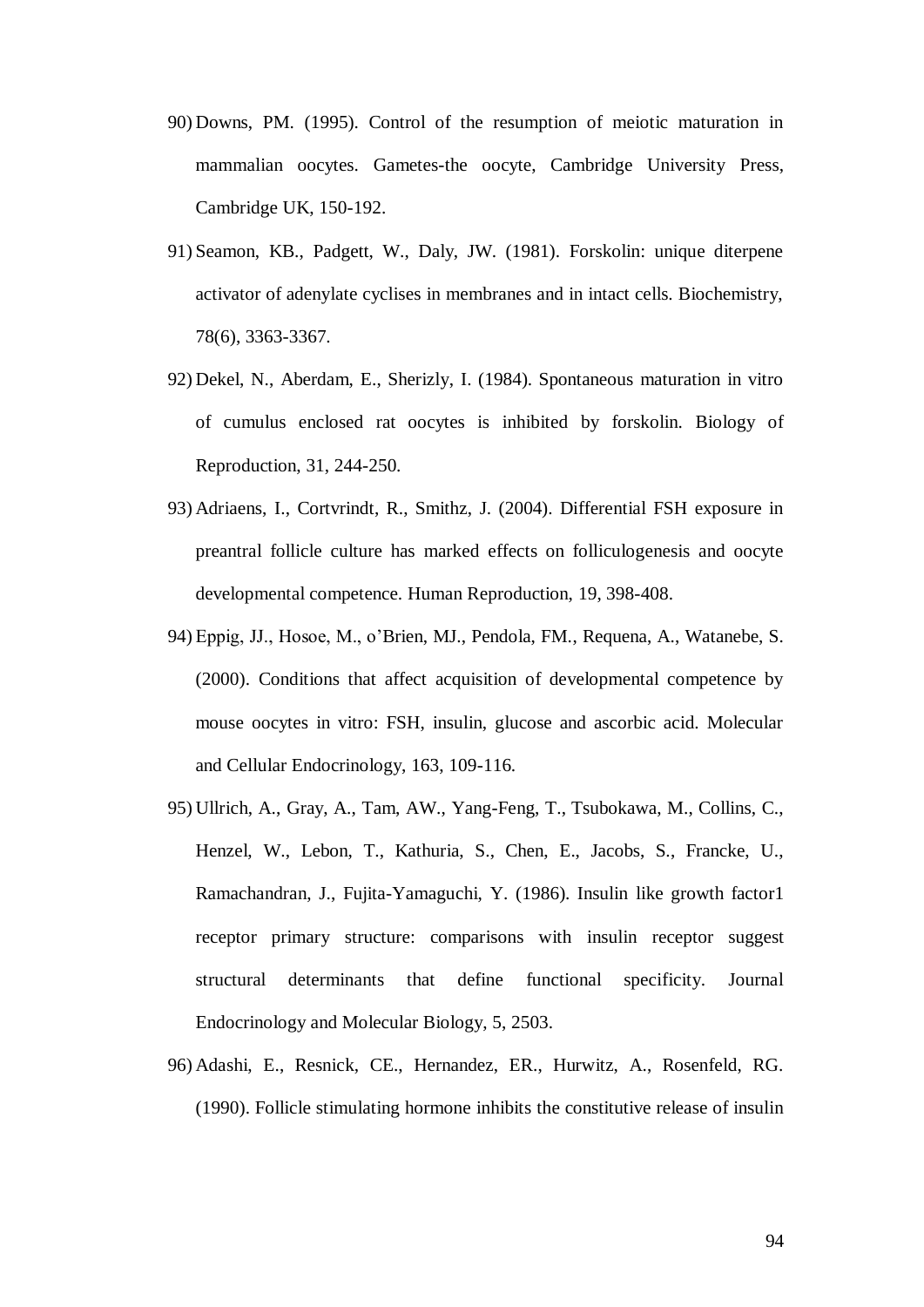90) Downs, PM. (1995). Control of the resumption of meiotic maturation in mammalian oocytes. Gametes-the oocyte, Cambridge University Press, Cambridge UK, 150-192.

91) Seamon, KB., Padgett, W., Daly, JW. (1981). Forskolin: unique diterpene activator of adenylate cyclises in membranes and in intact cells. Biochemistry, 78(6), 3363-3367.

92) Dekel, N., Aberdam, E., Sherizly, I. (1984). Spontaneous maturation in vitro of cumulus enclosed rat oocytes is inhibited by forskolin. Biology of Reproduction, 31, 244-250.

93) Adriaens, I., Cortvrindt, R., Smithz, J. (2004). Differential FSH exposure in preantral follicle culture has marked effects on folliculogenesis and oocyte developmental competence. Human Reproduction, 19, 398-408.

94) Eppig, JJ., Hosoe, M., o'Brien, MJ., Pendola, FM., Requena, A., Watanebe, S. (2000). Conditions that affect acquisition of developmental competence by mouse oocytes in vitro: FSH, insulin, glucose and ascorbic acid. Molecular and Cellular Endocrinology, 163, 109-116.

95) Ullrich, A., Gray, A., Tam, AW., Yang-Feng, T., Tsubokawa, M., Collins, C., Henzel, W., Lebon, T., Kathuria, S., Chen, E., Jacobs, S., Francke, U., Ramachandran, J., Fujita-Yamaguchi, Y. (1986). Insulin like growth factor1 receptor primary structure: comparisons with insulin receptor suggest structural determinants that define functional specificity. Journal Endocrinology and Molecular Biology, 5, 2503.

96) Adashi, E., Resnick, CE., Hernandez, ER., Hurwitz, A., Rosenfeld, RG. (1990). Follicle stimulating hormone inhibits the constitutive release of insulin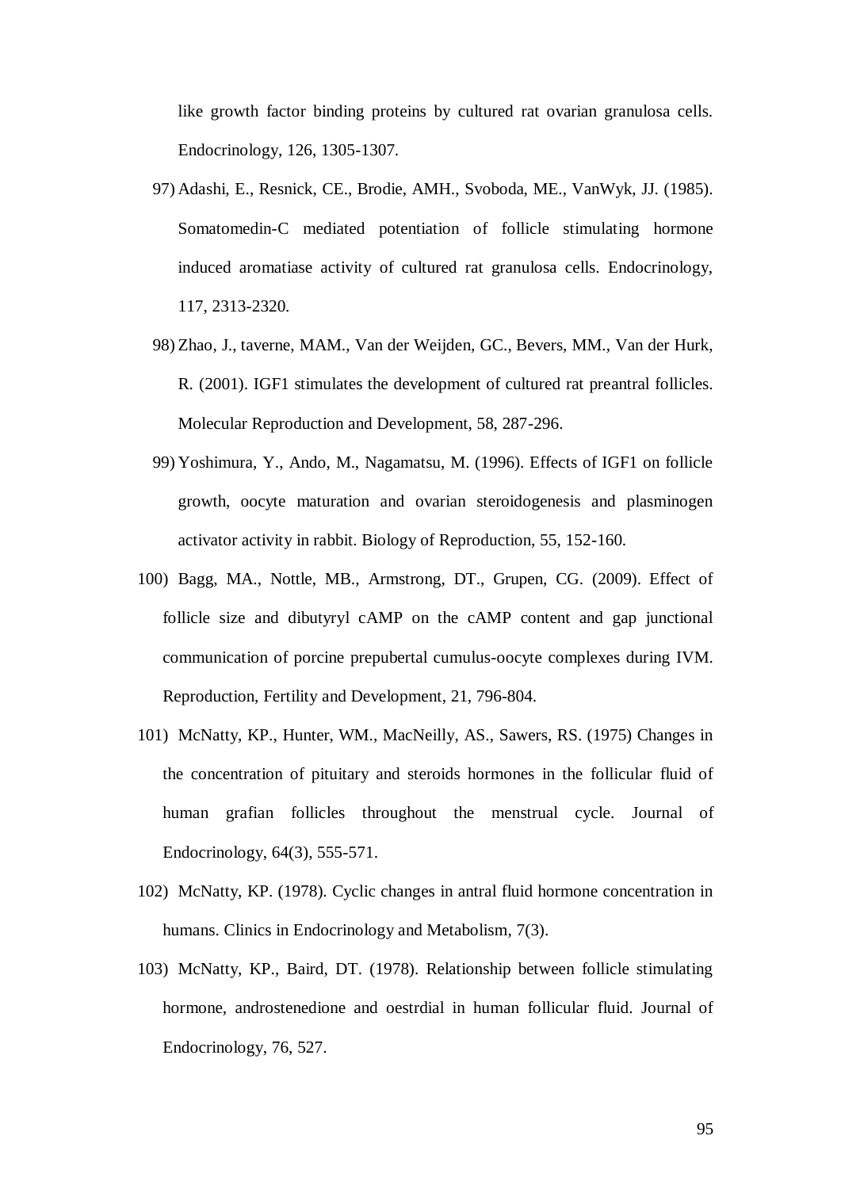like growth factor binding proteins by cultured rat ovarian granulosa cells. Endocrinology, 126, 1305-1307.

97) Adashi, E., Resnick, CE., Brodie, AMH., Svoboda, ME., VanWyk, JJ. (1985). Somatomedin-C mediated potentiation of follicle stimulating hormone induced aromatiase activity of cultured rat granulosa cells. Endocrinology, 117, 2313-2320.

98) Zhao, J., taverne, MAM., Van der Weijden, GC., Bevers, MM., Van der Hurk, R. (2001). IGF1 stimulates the development of cultured rat preantral follicles. Molecular Reproduction and Development, 58, 287-296.

99) Yoshimura, Y., Ando, M., Nagamatsu, M. (1996). Effects of IGF1 on follicle growth, oocyte maturation and ovarian steroidogenesis and plasminogen activator activity in rabbit. Biology of Reproduction, 55, 152-160.

100) Bagg, MA., Nottle, MB., Armstrong, DT., Grupen, CG. (2009). Effect of follicle size and dibutyryl cAMP on the cAMP content and gap junctional communication of porcine prepubertal cumulus-oocyte complexes during IVM. Reproduction, Fertility and Development, 21, 796-804.

101) McNatty, KP., Hunter, WM., MacNeilly, AS., Sawers, RS. (1975) Changes in the concentration of pituitary and steroids hormones in the follicular fluid of human grafian follicles throughout the menstrual cycle. Journal of Endocrinology, 64(3), 555-571.

102) McNatty, KP. (1978). Cyclic changes in antral fluid hormone concentration in humans. Clinics in Endocrinology and Metabolism, 7(3).

103) McNatty, KP., Baird, DT. (1978). Relationship between follicle stimulating hormone, androstenedione and oestrdial in human follicular fluid. Journal of Endocrinology, 76, 527.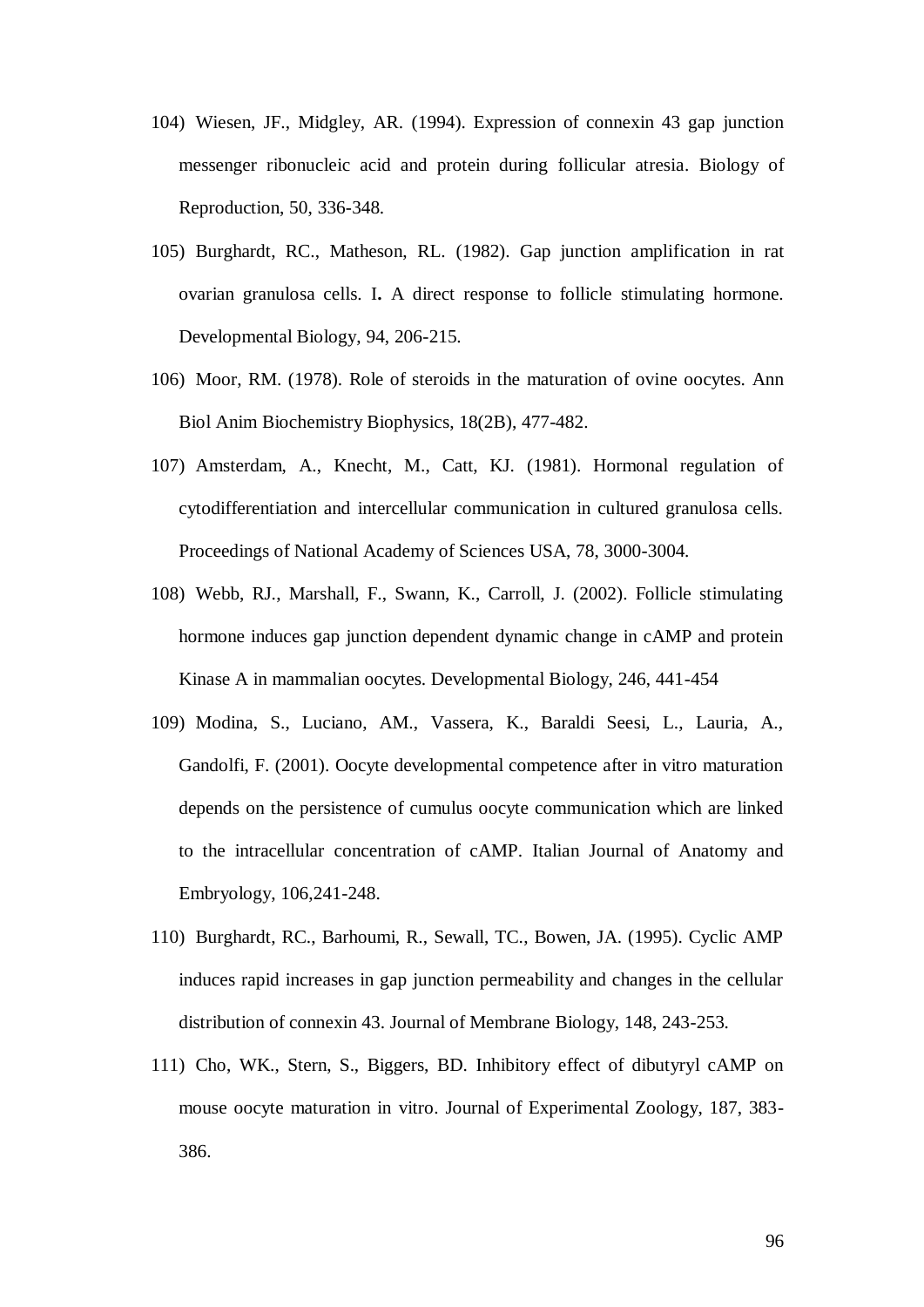104) Wiesen, JF., Midgley, AR. (1994). Expression of connexin 43 gap junction messenger ribonucleic acid and protein during follicular atresia. Biology of Reproduction, 50, 336-348.

105) Burghardt, RC., Matheson, RL. (1982). Gap junction amplification in rat ovarian granulosa cells. I**.** A direct response to follicle stimulating hormone. Developmental Biology, 94, 206-215.

106) Moor, RM. (1978). Role of steroids in the maturation of ovine oocytes. Ann Biol Anim Biochemistry Biophysics, 18(2B), 477-482.

107) Amsterdam, A., Knecht, M., Catt, KJ. (1981). Hormonal regulation of cytodifferentiation and intercellular communication in cultured granulosa cells. Proceedings of National Academy of Sciences USA, 78, 3000-3004.

108) Webb, RJ., Marshall, F., Swann, K., Carroll, J. (2002). Follicle stimulating hormone induces gap junction dependent dynamic change in cAMP and protein Kinase A in mammalian oocytes. Developmental Biology, 246, 441-454

109) Modina, S., Luciano, AM., Vassera, K., Baraldi Seesi, L., Lauria, A., Gandolfi, F. (2001). Oocyte developmental competence after in vitro maturation depends on the persistence of cumulus oocyte communication which are linked to the intracellular concentration of cAMP. Italian Journal of Anatomy and Embryology, 106,241-248.

110) Burghardt, RC., Barhoumi, R., Sewall, TC., Bowen, JA. (1995). Cyclic AMP induces rapid increases in gap junction permeability and changes in the cellular distribution of connexin 43. Journal of Membrane Biology, 148, 243-253.

111) Cho, WK., Stern, S., Biggers, BD. Inhibitory effect of dibutyryl cAMP on mouse oocyte maturation in vitro. Journal of Experimental Zoology, 187, 383-386.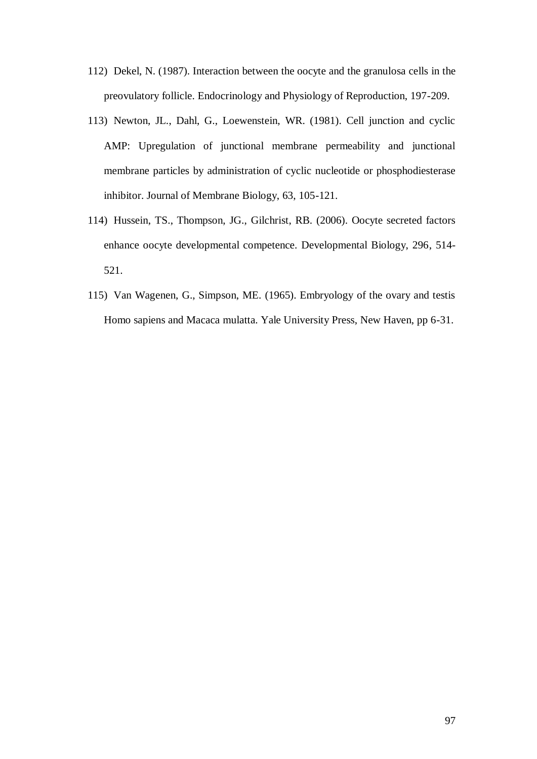112) Dekel, N. (1987). Interaction between the oocyte and the granulosa cells in the preovulatory follicle. Endocrinology and Physiology of Reproduction, 197-209.

113) Newton, JL., Dahl, G., Loewenstein, WR. (1981). Cell junction and cyclic AMP: Upregulation of junctional membrane permeability and junctional membrane particles by administration of cyclic nucleotide or phosphodiesterase inhibitor. Journal of Membrane Biology, 63, 105-121.

114) Hussein, TS., Thompson, JG., Gilchrist, RB. (2006). Oocyte secreted factors enhance oocyte developmental competence. Developmental Biology, 296, 514-521.

115) Van Wagenen, G., Simpson, ME. (1965). Embryology of the ovary and testis Homo sapiens and Macaca mulatta. Yale University Press, New Haven, pp 6-31.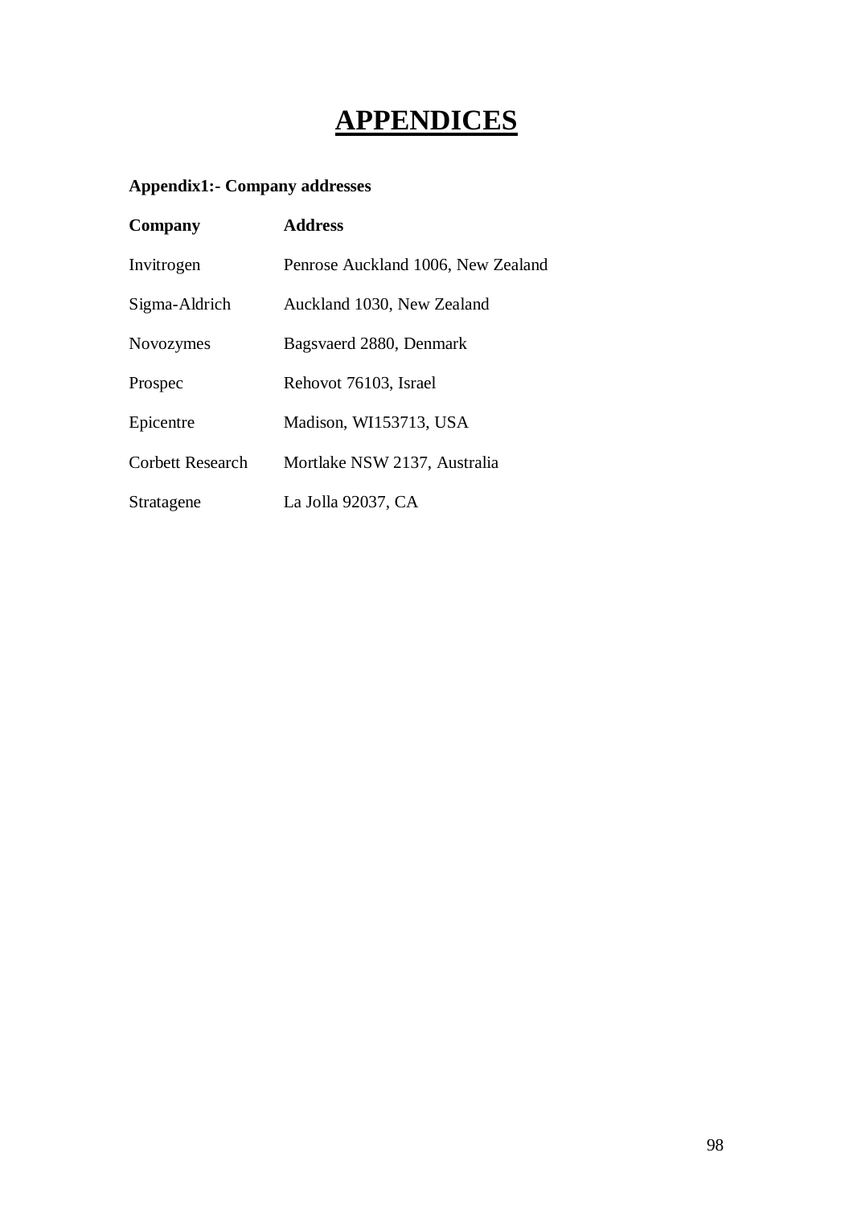# APPENDICES

**Appendix1:- Company addresses**

| Company | Address |
| --- | --- |
| Invitrogen | Penrose Auckland 1006, New Zealand |
| Sigma-Aldrich | Auckland 1030, New Zealand |
| Novozymes | Bagsvaerd 2880, Denmark |
| Prospec | Rehovot 76103, Israel |
| Epicentre | Madison, WI153713, USA |
| Corbett Research | Mortlake NSW 2137, Australia |
| Stratagene | La Jolla 92037, CA |